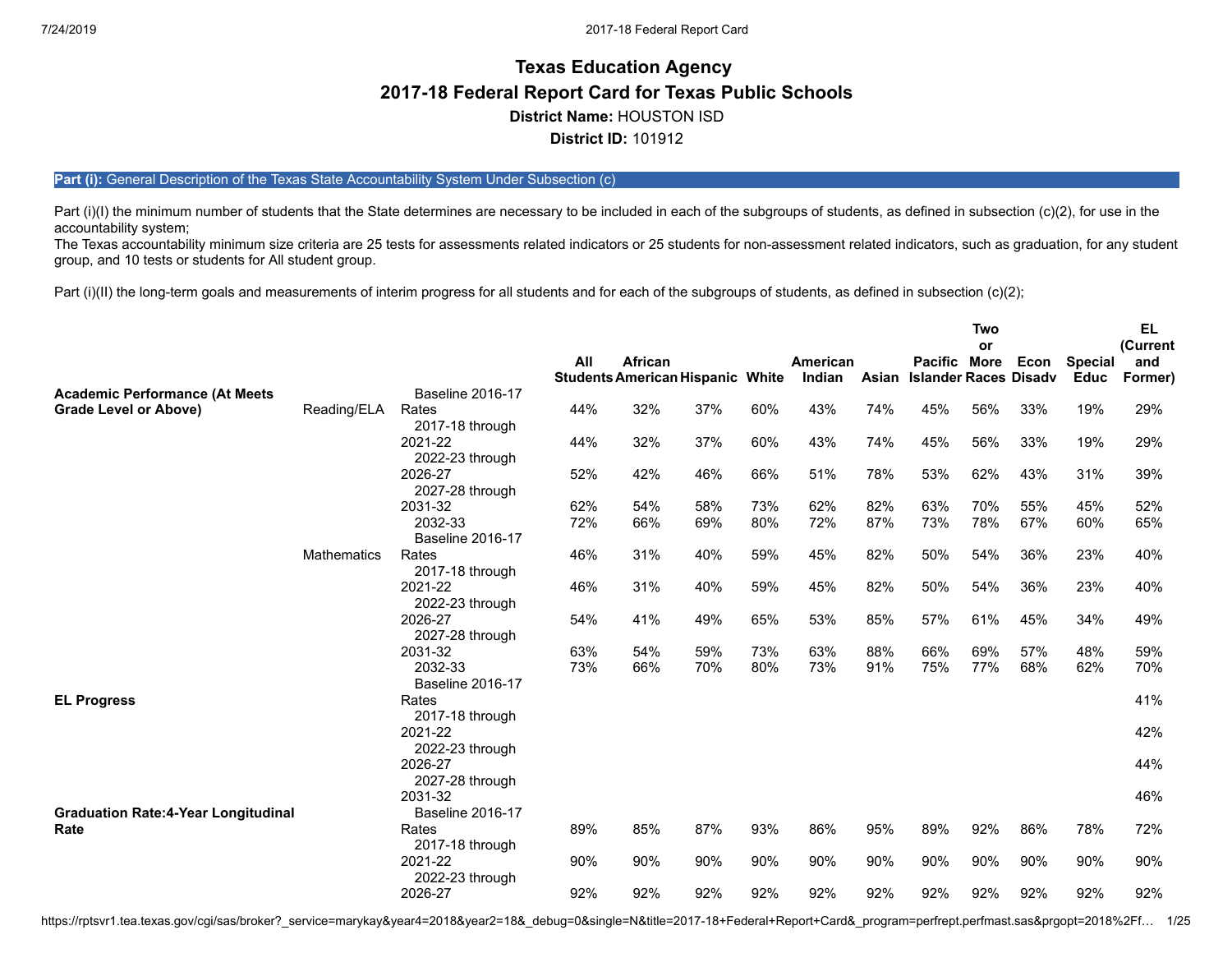# Texas Education Agency

## 2017-18 Federal Report Card for Texas Public Schools

**District Name:** HOUSTON ISD

**District ID:** 101912

**Part (i):** General Description of the Texas State Accountability System Under Subsection (c)

Part (i)(I) the minimum number of students that the State determines are necessary to be included in each of the subgroups of students, as defined in subsection (c)(2), for use in the accountability system;

The Texas accountability minimum size criteria are 25 tests for assessments related indicators or 25 students for non-assessment related indicators, such as graduation, for any student group, and 10 tests or students for All student group.

Part (i)(II) the long-term goals and measurements of interim progress for all students and for each of the subgroups of students, as defined in subsection (c)(2);

| | | | All Students | African American | Hispanic | White | American Indian | Asian | Pacific Islander | Two or More Races | Econ Disadv | Special Educ | EL (Current and Former) |
|---|---|---|---|---|---|---|---|---|---|---|---|---|---|
| **Academic Performance (At Meets Grade Level or Above)** | Reading/ELA | Baseline 2016-17 Rates | 44% | 32% | 37% | 60% | 43% | 74% | 45% | 56% | 33% | 19% | 29% |
| | | 2017-18 through 2021-22 | 44% | 32% | 37% | 60% | 43% | 74% | 45% | 56% | 33% | 19% | 29% |
| | | 2022-23 through 2026-27 | 52% | 42% | 46% | 66% | 51% | 78% | 53% | 62% | 43% | 31% | 39% |
| | | 2027-28 through 2031-32 | 62% | 54% | 58% | 73% | 62% | 82% | 63% | 70% | 55% | 45% | 52% |
| | | 2032-33 | 72% | 66% | 69% | 80% | 72% | 87% | 73% | 78% | 67% | 60% | 65% |
| | Mathematics | Baseline 2016-17 Rates | 46% | 31% | 40% | 59% | 45% | 82% | 50% | 54% | 36% | 23% | 40% |
| | | 2017-18 through 2021-22 | 46% | 31% | 40% | 59% | 45% | 82% | 50% | 54% | 36% | 23% | 40% |
| | | 2022-23 through 2026-27 | 54% | 41% | 49% | 65% | 53% | 85% | 57% | 61% | 45% | 34% | 49% |
| | | 2027-28 through 2031-32 | 63% | 54% | 59% | 73% | 63% | 88% | 66% | 69% | 57% | 48% | 59% |
| | | 2032-33 | 73% | 66% | 70% | 80% | 73% | 91% | 75% | 77% | 68% | 62% | 70% |
| **EL Progress** | | Baseline 2016-17 Rates | | | | | | | | | | | 41% |
| | | 2017-18 through 2021-22 | | | | | | | | | | | 42% |
| | | 2022-23 through 2026-27 | | | | | | | | | | | 44% |
| | | 2027-28 through 2031-32 | | | | | | | | | | | 46% |
| **Graduation Rate:4-Year Longitudinal Rate** | | Baseline 2016-17 Rates | 89% | 85% | 87% | 93% | 86% | 95% | 89% | 92% | 86% | 78% | 72% |
| | | 2017-18 through 2021-22 | 90% | 90% | 90% | 90% | 90% | 90% | 90% | 90% | 90% | 90% | 90% |
| | | 2022-23 through 2026-27 | 92% | 92% | 92% | 92% | 92% | 92% | 92% | 92% | 92% | 92% | 92% |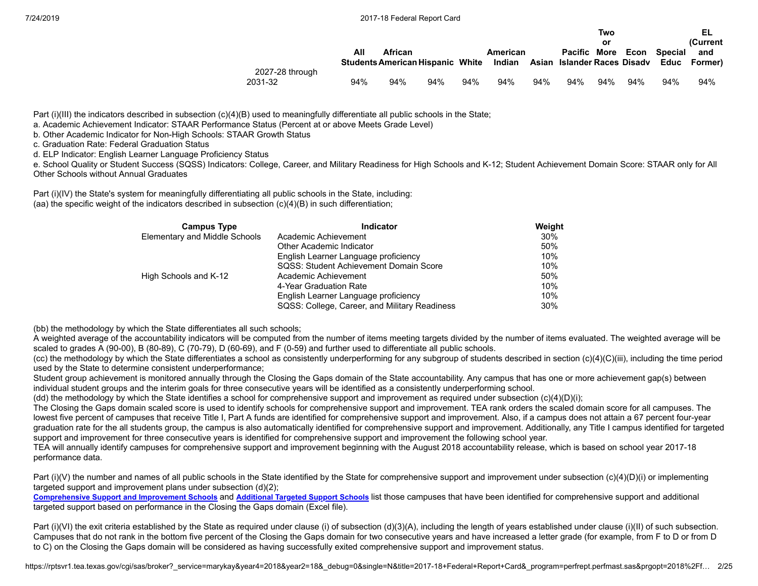| | All Students | African American | Hispanic | White | American Indian | Asian | Pacific Islander | Two or More Races | Econ Disadv | Special Educ | EL (Current and Former) |
|---|---|---|---|---|---|---|---|---|---|---|---|
| 2027-28 through 2031-32 | 94% | 94% | 94% | 94% | 94% | 94% | 94% | 94% | 94% | 94% | 94% |

Part (i)(III) the indicators described in subsection (c)(4)(B) used to meaningfully differentiate all public schools in the State;
a. Academic Achievement Indicator: STAAR Performance Status (Percent at or above Meets Grade Level)
b. Other Academic Indicator for Non-High Schools: STAAR Growth Status
c. Graduation Rate: Federal Graduation Status
d. ELP Indicator: English Learner Language Proficiency Status
e. School Quality or Student Success (SQSS) Indicators: College, Career, and Military Readiness for High Schools and K-12; Student Achievement Domain Score: STAAR only for All Other Schools without Annual Graduates

Part (i)(IV) the State's system for meaningfully differentiating all public schools in the State, including:
(aa) the specific weight of the indicators described in subsection (c)(4)(B) in such differentiation;

| Campus Type | Indicator | Weight |
|---|---|---|
| Elementary and Middle Schools | Academic Achievement | 30% |
| | Other Academic Indicator | 50% |
| | English Learner Language proficiency | 10% |
| | SQSS: Student Achievement Domain Score | 10% |
| High Schools and K-12 | Academic Achievement | 50% |
| | 4-Year Graduation Rate | 10% |
| | English Learner Language proficiency | 10% |
| | SQSS: College, Career, and Military Readiness | 30% |

(bb) the methodology by which the State differentiates all such schools;
A weighted average of the accountability indicators will be computed from the number of items meeting targets divided by the number of items evaluated. The weighted average will be scaled to grades A (90-00), B (80-89), C (70-79), D (60-69), and F (0-59) and further used to differentiate all public schools.
(cc) the methodology by which the State differentiates a school as consistently underperforming for any subgroup of students described in section (c)(4)(C)(iii), including the time period used by the State to determine consistent underperformance;
Student group achievement is monitored annually through the Closing the Gaps domain of the State accountability. Any campus that has one or more achievement gap(s) between individual student groups and the interim goals for three consecutive years will be identified as a consistently underperforming school.
(dd) the methodology by which the State identifies a school for comprehensive support and improvement as required under subsection (c)(4)(D)(i);
The Closing the Gaps domain scaled score is used to identify schools for comprehensive support and improvement. TEA rank orders the scaled domain score for all campuses. The lowest five percent of campuses that receive Title I, Part A funds are identified for comprehensive support and improvement. Also, if a campus does not attain a 67 percent four-year graduation rate for the all students group, the campus is also automatically identified for comprehensive support and improvement. Additionally, any Title I campus identified for targeted support and improvement for three consecutive years is identified for comprehensive support and improvement the following school year.
TEA will annually identify campuses for comprehensive support and improvement beginning with the August 2018 accountability release, which is based on school year 2017-18 performance data.

Part (i)(V) the number and names of all public schools in the State identified by the State for comprehensive support and improvement under subsection (c)(4)(D)(i) or implementing targeted support and improvement plans under subsection (d)(2);
**Comprehensive Support and Improvement Schools** and **Additional Targeted Support Schools** list those campuses that have been identified for comprehensive support and additional targeted support based on performance in the Closing the Gaps domain (Excel file).

Part (i)(VI) the exit criteria established by the State as required under clause (i) of subsection (d)(3)(A), including the length of years established under clause (i)(II) of such subsection.
Campuses that do not rank in the bottom five percent of the Closing the Gaps domain for two consecutive years and have increased a letter grade (for example, from F to D or from D to C) on the Closing the Gaps domain will be considered as having successfully exited comprehensive support and improvement status.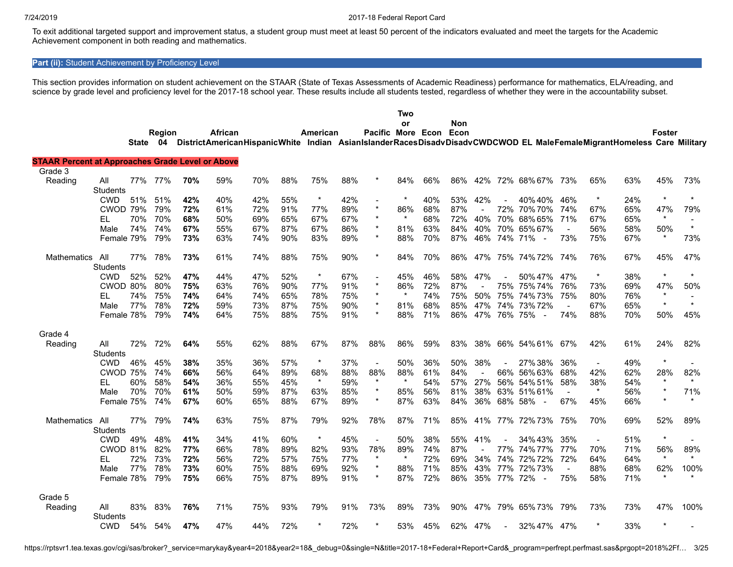To exit additional targeted support and improvement status, a student group must meet at least 50 percent of the indicators evaluated and meet the targets for the Academic Achievement component in both reading and mathematics.

## Part (ii): Student Achievement by Proficiency Level

This section provides information on student achievement on the STAAR (State of Texas Assessments of Academic Readiness) performance for mathematics, ELA/reading, and science by grade level and proficiency level for the 2017-18 school year. These results include all students tested, regardless of whether they were in the accountability subset.

| | | | State | Region 04 | District | African American | Hispanic | White | American Indian | Asian | Pacific Islander | Two or More Races | Econ Disadv | Non Econ Disadv | CWD | CWOD | EL | Male | Female | Migrant | Homeless | Foster Care | Military |
|---|---|---|---|---|---|---|---|---|---|---|---|---|---|---|---|---|---|---|---|---|---|---|---|
| **STAAR Percent at Approaches Grade Level or Above** | | | | | | | | | | | | | | | | | | | | | | | |
| Grade 3 | | | | | | | | | | | | | | | | | | | | | | | |
| | Reading | All Students | 77% | 77% | **70%** | 59% | 70% | 88% | 75% | 88% | * | 84% | 66% | 86% | 42% | 72% | 68% | 67% | 73% | 65% | 63% | 45% | 73% |
| | | CWD | 51% | 51% | **42%** | 40% | 42% | 55% | * | 42% | - | * | 40% | 53% | 42% | - | 40% | 40% | 46% | * | 24% | * | * |
| | | CWOD | 79% | 79% | **72%** | 61% | 72% | 91% | 77% | 89% | * | 86% | 68% | 87% | - | 72% | 70% | 70% | 74% | 67% | 65% | 47% | 79% |
| | | EL | 70% | 70% | **68%** | 50% | 69% | 65% | 67% | 67% | * | * | 68% | 72% | 40% | 70% | 68% | 65% | 71% | 67% | 65% | * | - |
| | | Male | 74% | 74% | **67%** | 55% | 67% | 87% | 67% | 86% | * | 81% | 63% | 84% | 40% | 70% | 65% | 67% | - | 56% | 58% | 50% | * |
| | | Female | 79% | 79% | **73%** | 63% | 74% | 90% | 83% | 89% | * | 88% | 70% | 87% | 46% | 74% | 71% | - | 73% | 75% | 67% | * | 73% |
| | Mathematics | All Students | 77% | 78% | **73%** | 61% | 74% | 88% | 75% | 90% | * | 84% | 70% | 86% | 47% | 75% | 74% | 72% | 74% | 76% | 67% | 45% | 47% |
| | | CWD | 52% | 52% | **47%** | 44% | 47% | 52% | * | 67% | - | 45% | 46% | 58% | 47% | - | 50% | 47% | 47% | * | 38% | * | * |
| | | CWOD | 80% | 80% | **75%** | 63% | 76% | 90% | 77% | 91% | * | 86% | 72% | 87% | - | 75% | 75% | 74% | 76% | 73% | 69% | 47% | 50% |
| | | EL | 74% | 75% | **74%** | 64% | 74% | 65% | 78% | 75% | * | * | 74% | 75% | 50% | 75% | 74% | 73% | 75% | 80% | 76% | * | - |
| | | Male | 77% | 78% | **72%** | 59% | 73% | 87% | 75% | 90% | * | 81% | 68% | 85% | 47% | 74% | 73% | 72% | - | 67% | 65% | * | * |
| | | Female | 78% | 79% | **74%** | 64% | 75% | 88% | 75% | 91% | * | 88% | 71% | 86% | 47% | 76% | 75% | - | 74% | 88% | 70% | 50% | 45% |
| Grade 4 | | | | | | | | | | | | | | | | | | | | | | | |
| | Reading | All Students | 72% | 72% | **64%** | 55% | 62% | 88% | 67% | 87% | 88% | 86% | 59% | 83% | 38% | 66% | 54% | 61% | 67% | 42% | 61% | 24% | 82% |
| | | CWD | 46% | 45% | **38%** | 35% | 36% | 57% | * | 37% | - | 50% | 36% | 50% | 38% | - | 27% | 38% | 36% | - | 49% | * | - |
| | | CWOD | 75% | 74% | **66%** | 56% | 64% | 89% | 68% | 88% | 88% | 88% | 61% | 84% | - | 66% | 56% | 63% | 68% | 42% | 62% | 28% | 82% |
| | | EL | 60% | 58% | **54%** | 36% | 55% | 45% | * | 59% | * | * | 54% | 57% | 27% | 56% | 54% | 51% | 58% | 38% | 54% | * | * |
| | | Male | 70% | 70% | **61%** | 50% | 59% | 87% | 63% | 85% | * | 85% | 56% | 81% | 38% | 63% | 51% | 61% | - | * | 56% | * | 71% |
| | | Female | 75% | 74% | **67%** | 60% | 65% | 88% | 67% | 89% | * | 87% | 63% | 84% | 36% | 68% | 58% | - | 67% | 45% | 66% | * | * |
| | Mathematics | All Students | 77% | 79% | **74%** | 63% | 75% | 87% | 79% | 92% | 78% | 87% | 71% | 85% | 41% | 77% | 72% | 73% | 75% | 70% | 69% | 52% | 89% |
| | | CWD | 49% | 48% | **41%** | 34% | 41% | 60% | * | 45% | - | 50% | 38% | 55% | 41% | - | 34% | 43% | 35% | - | 51% | * | - |
| | | CWOD | 81% | 82% | **77%** | 66% | 78% | 89% | 82% | 93% | 78% | 89% | 74% | 87% | - | 77% | 74% | 77% | 77% | 70% | 71% | 56% | 89% |
| | | EL | 72% | 73% | **72%** | 56% | 72% | 57% | 75% | 77% | * | * | 72% | 69% | 34% | 74% | 72% | 72% | 72% | 64% | 64% | * | * |
| | | Male | 77% | 78% | **73%** | 60% | 75% | 88% | 69% | 92% | * | 88% | 71% | 85% | 43% | 77% | 72% | 73% | - | 88% | 68% | 62% | 100% |
| | | Female | 78% | 79% | **75%** | 66% | 75% | 87% | 89% | 91% | * | 87% | 72% | 86% | 35% | 77% | 72% | - | 75% | 58% | 71% | * | * |
| Grade 5 | | | | | | | | | | | | | | | | | | | | | | | |
| | Reading | All Students | 83% | 83% | **76%** | 71% | 75% | 93% | 79% | 91% | 73% | 89% | 73% | 90% | 47% | 79% | 65% | 73% | 79% | 73% | 73% | 47% | 100% |
| | | CWD | 54% | 54% | **47%** | 47% | 44% | 72% | * | 72% | * | 53% | 45% | 62% | 47% | - | 32% | 47% | 47% | * | 33% | * | - |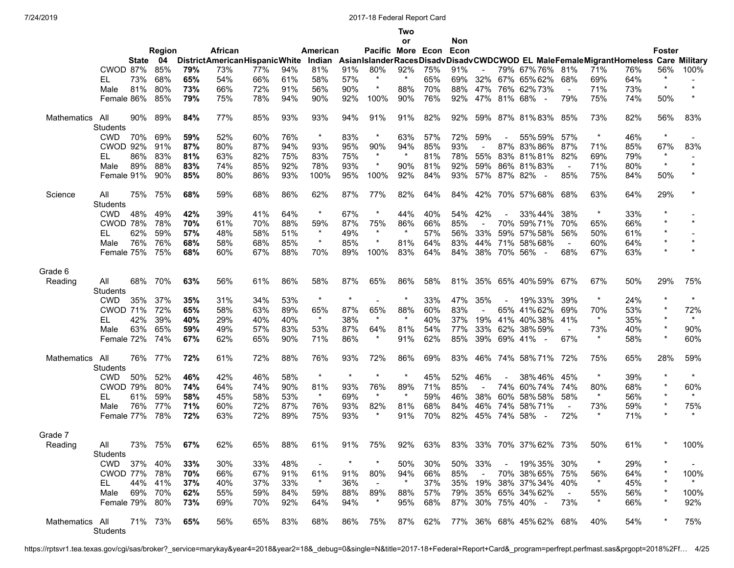| | | State | Region 04 | District | African American | Hispanic | White | American Indian | Asian | Pacific Islander | Two or More Races | Econ Disadv | Non Econ Disadv | CWD | CWOD | EL | Male | Female | Migrant | Homeless | Foster Care | Military |
|---|---|---|---|---|---|---|---|---|---|---|---|---|---|---|---|---|---|---|---|---|---|---|
| | CWOD | 87% | 85% | **79%** | 73% | 77% | 94% | 81% | 91% | 80% | 92% | 75% | 91% | - | 79% | 67% | 76% | 81% | 71% | 76% | 56% | 100% |
| | EL | 73% | 68% | **65%** | 54% | 66% | 61% | 58% | 57% | * | * | 65% | 69% | 32% | 67% | 65% | 62% | 68% | 69% | 64% | * | - |
| | Male | 81% | 80% | **73%** | 66% | 72% | 91% | 56% | 90% | * | 88% | 70% | 88% | 47% | 76% | 62% | 73% | - | 71% | 73% | * | * |
| | Female | 86% | 85% | **79%** | 75% | 78% | 94% | 90% | 92% | 100% | 90% | 76% | 92% | 47% | 81% | 68% | - | 79% | 75% | 74% | 50% | * |
| Mathematics | All Students | 90% | 89% | **84%** | 77% | 85% | 93% | 93% | 94% | 91% | 91% | 82% | 92% | 59% | 87% | 81% | 83% | 85% | 73% | 82% | 56% | 83% |
| | CWD | 70% | 69% | **59%** | 52% | 60% | 76% | * | 83% | * | 63% | 57% | 72% | 59% | - | 55% | 59% | 57% | * | 46% | * | - |
| | CWOD | 92% | 91% | **87%** | 80% | 87% | 94% | 93% | 95% | 90% | 94% | 85% | 93% | - | 87% | 83% | 86% | 87% | 71% | 85% | 67% | 83% |
| | EL | 86% | 83% | **81%** | 63% | 82% | 75% | 83% | 75% | * | * | 81% | 78% | 55% | 83% | 81% | 81% | 82% | 69% | 79% | * | - |
| | Male | 89% | 88% | **83%** | 74% | 85% | 92% | 78% | 93% | * | 90% | 81% | 92% | 59% | 86% | 81% | 83% | - | 71% | 80% | * | * |
| | Female | 91% | 90% | **85%** | 80% | 86% | 93% | 100% | 95% | 100% | 92% | 84% | 93% | 57% | 87% | 82% | - | 85% | 75% | 84% | 50% | * |
| Science | All Students | 75% | 75% | **68%** | 59% | 68% | 86% | 62% | 87% | 77% | 82% | 64% | 84% | 42% | 70% | 57% | 68% | 68% | 63% | 64% | 29% | * |
| | CWD | 48% | 49% | **42%** | 39% | 41% | 64% | * | 67% | * | 44% | 40% | 54% | 42% | - | 33% | 44% | 38% | * | 33% | * | - |
| | CWOD | 78% | 78% | **70%** | 61% | 70% | 88% | 59% | 87% | 75% | 86% | 66% | 85% | - | 70% | 59% | 71% | 70% | 65% | 66% | * | * |
| | EL | 62% | 59% | **57%** | 48% | 58% | 51% | * | 49% | * | * | 57% | 56% | 33% | 59% | 57% | 58% | 56% | 50% | 61% | * | - |
| | Male | 76% | 76% | **68%** | 58% | 68% | 85% | * | 85% | * | 81% | 64% | 83% | 44% | 71% | 58% | 68% | - | 60% | 64% | * | * |
| | Female | 75% | 75% | **68%** | 60% | 67% | 88% | 70% | 89% | 100% | 83% | 64% | 84% | 38% | 70% | 56% | - | 68% | 67% | 63% | * | * |
| Grade 6 Reading | All Students | 68% | 70% | **63%** | 56% | 61% | 86% | 58% | 87% | 65% | 86% | 58% | 81% | 35% | 65% | 40% | 59% | 67% | 67% | 50% | 29% | 75% |
| | CWD | 35% | 37% | **35%** | 31% | 34% | 53% | * | * | - | * | 33% | 47% | 35% | - | 19% | 33% | 39% | * | 24% | * | * |
| | CWOD | 71% | 72% | **65%** | 58% | 63% | 89% | 65% | 87% | 65% | 88% | 60% | 83% | - | 65% | 41% | 62% | 69% | 70% | 53% | * | 72% |
| | EL | 42% | 39% | **40%** | 29% | 40% | 40% | * | 38% | * | * | 40% | 37% | 19% | 41% | 40% | 38% | 41% | * | 35% | * | * |
| | Male | 63% | 65% | **59%** | 49% | 57% | 83% | 53% | 87% | 64% | 81% | 54% | 77% | 33% | 62% | 38% | 59% | - | 73% | 40% | * | 90% |
| | Female | 72% | 74% | **67%** | 62% | 65% | 90% | 71% | 86% | * | 91% | 62% | 85% | 39% | 69% | 41% | - | 67% | * | 58% | * | 60% |
| Mathematics | All Students | 76% | 77% | **72%** | 61% | 72% | 88% | 76% | 93% | 72% | 86% | 69% | 83% | 46% | 74% | 58% | 71% | 72% | 75% | 65% | 28% | 59% |
| | CWD | 50% | 52% | **46%** | 42% | 46% | 58% | * | * | * | * | 45% | 52% | 46% | - | 38% | 46% | 45% | * | 39% | * | * |
| | CWOD | 79% | 80% | **74%** | 64% | 74% | 90% | 81% | 93% | 76% | 89% | 71% | 85% | - | 74% | 60% | 74% | 74% | 80% | 68% | * | 60% |
| | EL | 61% | 59% | **58%** | 45% | 58% | 53% | * | 69% | * | * | 59% | 46% | 38% | 60% | 58% | 58% | 58% | * | 56% | * | * |
| | Male | 76% | 77% | **71%** | 60% | 72% | 87% | 76% | 93% | 82% | 81% | 68% | 84% | 46% | 74% | 58% | 71% | - | 73% | 59% | * | 75% |
| | Female | 77% | 78% | **72%** | 63% | 72% | 89% | 75% | 93% | * | 91% | 70% | 82% | 45% | 74% | 58% | - | 72% | * | 71% | * | * |
| Grade 7 Reading | All Students | 73% | 75% | **67%** | 62% | 65% | 88% | 61% | 91% | 75% | 92% | 63% | 83% | 33% | 70% | 37% | 62% | 73% | 50% | 61% | * | 100% |
| | CWD | 37% | 40% | **33%** | 30% | 33% | 48% | - | * | * | 50% | 30% | 50% | 33% | - | 19% | 35% | 30% | * | 29% | * | - |
| | CWOD | 77% | 78% | **70%** | 66% | 67% | 91% | 61% | 91% | 80% | 94% | 66% | 85% | - | 70% | 38% | 65% | 75% | 56% | 64% | * | 100% |
| | EL | 44% | 41% | **37%** | 40% | 37% | 33% | * | 36% | - | * | 37% | 35% | 19% | 38% | 37% | 34% | 40% | * | 45% | * | * |
| | Male | 69% | 70% | **62%** | 55% | 59% | 84% | 59% | 88% | 89% | 88% | 57% | 79% | 35% | 65% | 34% | 62% | - | 55% | 56% | * | 100% |
| | Female | 79% | 80% | **73%** | 69% | 70% | 92% | 64% | 94% | * | 95% | 68% | 87% | 30% | 75% | 40% | - | 73% | * | 66% | * | 92% |
| Mathematics | All Students | 71% | 73% | **65%** | 56% | 65% | 83% | 68% | 86% | 75% | 87% | 62% | 77% | 36% | 68% | 45% | 62% | 68% | 40% | 54% | * | 75% |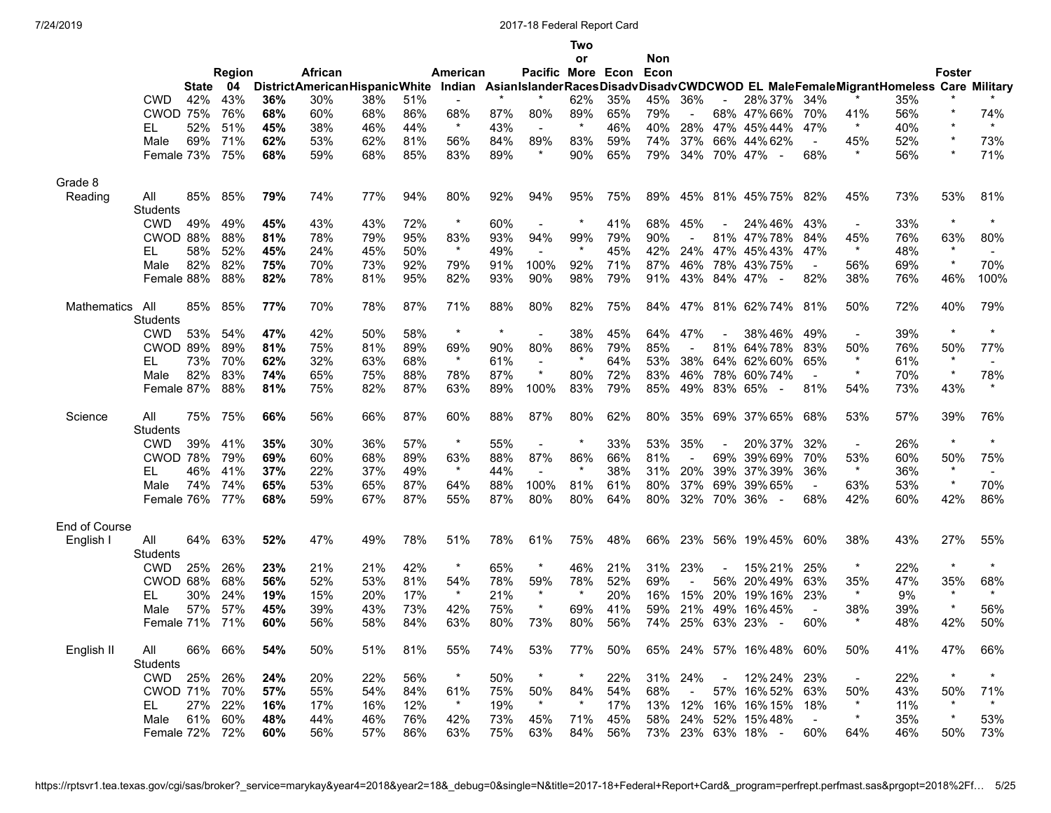| | | State | Region 04 | District | African American | Hispanic | White | American Indian | Asian | Pacific Islander | Two or More Races | Econ Disadv | Non Econ Disadv | CWD | CWOD | EL | Male | Female | Migrant | Homeless | Foster Care | Military |
|---|---|---|---|---|---|---|---|---|---|---|---|---|---|---|---|---|---|---|---|---|---|---|
| | CWD | 42% | 43% | **36%** | 30% | 38% | 51% | - | * | * | 62% | 35% | 45% | 36% | - | 28% | 37% | 34% | * | 35% | * | * |
| | CWOD | 75% | 76% | **68%** | 60% | 68% | 86% | 68% | 87% | 80% | 89% | 65% | 79% | - | 68% | 47% | 66% | 70% | 41% | 56% | * | 74% |
| | EL | 52% | 51% | **45%** | 38% | 46% | 44% | * | 43% | - | * | 46% | 40% | 28% | 47% | 45% | 44% | 47% | * | 40% | * | * |
| | Male | 69% | 71% | **62%** | 53% | 62% | 81% | 56% | 84% | 89% | 83% | 59% | 74% | 37% | 66% | 44% | 62% | - | 45% | 52% | * | 73% |
| | Female | 73% | 75% | **68%** | 59% | 68% | 85% | 83% | 89% | * | 90% | 65% | 79% | 34% | 70% | 47% | - | 68% | * | 56% | * | 71% |
| Grade 8 | | | | | | | | | | | | | | | | | | | | | | |
| Reading | All Students | 85% | 85% | **79%** | 74% | 77% | 94% | 80% | 92% | 94% | 95% | 75% | 89% | 45% | 81% | 45% | 75% | 82% | 45% | 73% | 53% | 81% |
| | CWD | 49% | 49% | **45%** | 43% | 43% | 72% | * | 60% | - | * | 41% | 68% | 45% | - | 24% | 46% | 43% | - | 33% | * | * |
| | CWOD | 88% | 88% | **81%** | 78% | 79% | 95% | 83% | 93% | 94% | 99% | 79% | 90% | - | 81% | 47% | 78% | 84% | 45% | 76% | 63% | 80% |
| | EL | 58% | 52% | **45%** | 24% | 45% | 50% | * | 49% | - | * | 45% | 42% | 24% | 47% | 45% | 43% | 47% | * | 48% | * | - |
| | Male | 82% | 82% | **75%** | 70% | 73% | 92% | 79% | 91% | 100% | 92% | 71% | 87% | 46% | 78% | 43% | 75% | - | 56% | 69% | * | 70% |
| | Female | 88% | 88% | **82%** | 78% | 81% | 95% | 82% | 93% | 90% | 98% | 79% | 91% | 43% | 84% | 47% | - | 82% | 38% | 76% | 46% | 100% |
| Mathematics | All Students | 85% | 85% | **77%** | 70% | 78% | 87% | 71% | 88% | 80% | 82% | 75% | 84% | 47% | 81% | 62% | 74% | 81% | 50% | 72% | 40% | 79% |
| | CWD | 53% | 54% | **47%** | 42% | 50% | 58% | * | * | - | 38% | 45% | 64% | 47% | - | 38% | 46% | 49% | - | 39% | * | * |
| | CWOD | 89% | 89% | **81%** | 75% | 81% | 89% | 69% | 90% | 80% | 86% | 79% | 85% | - | 81% | 64% | 78% | 83% | 50% | 76% | 50% | 77% |
| | EL | 73% | 70% | **62%** | 32% | 63% | 68% | * | 61% | - | * | 64% | 53% | 38% | 64% | 62% | 60% | 65% | * | 61% | * | - |
| | Male | 82% | 83% | **74%** | 65% | 75% | 88% | 78% | 87% | * | 80% | 72% | 83% | 46% | 78% | 60% | 74% | - | * | 70% | * | 78% |
| | Female | 87% | 88% | **81%** | 75% | 82% | 87% | 63% | 89% | 100% | 83% | 79% | 85% | 49% | 83% | 65% | - | 81% | 54% | 73% | 43% | * |
| Science | All Students | 75% | 75% | **66%** | 56% | 66% | 87% | 60% | 88% | 87% | 80% | 62% | 80% | 35% | 69% | 37% | 65% | 68% | 53% | 57% | 39% | 76% |
| | CWD | 39% | 41% | **35%** | 30% | 36% | 57% | * | 55% | - | * | 33% | 53% | 35% | - | 20% | 37% | 32% | - | 26% | * | * |
| | CWOD | 78% | 79% | **69%** | 60% | 68% | 89% | 63% | 88% | 87% | 86% | 66% | 81% | - | 69% | 39% | 69% | 70% | 53% | 60% | 50% | 75% |
| | EL | 46% | 41% | **37%** | 22% | 37% | 49% | * | 44% | - | * | 38% | 31% | 20% | 39% | 37% | 39% | 36% | * | 36% | * | - |
| | Male | 74% | 74% | **65%** | 53% | 65% | 87% | 64% | 88% | 100% | 81% | 61% | 80% | 37% | 69% | 39% | 65% | - | 63% | 53% | * | 70% |
| | Female | 76% | 77% | **68%** | 59% | 67% | 87% | 55% | 87% | 80% | 80% | 64% | 80% | 32% | 70% | 36% | - | 68% | 42% | 60% | 42% | 86% |
| End of Course | | | | | | | | | | | | | | | | | | | | | | |
| English I | All Students | 64% | 63% | **52%** | 47% | 49% | 78% | 51% | 78% | 61% | 75% | 48% | 66% | 23% | 56% | 19% | 45% | 60% | 38% | 43% | 27% | 55% |
| | CWD | 25% | 26% | **23%** | 21% | 21% | 42% | * | 65% | * | 46% | 21% | 31% | 23% | - | 15% | 21% | 25% | * | 22% | * | * |
| | CWOD | 68% | 68% | **56%** | 52% | 53% | 81% | 54% | 78% | 59% | 78% | 52% | 69% | - | 56% | 20% | 49% | 63% | 35% | 47% | 35% | 68% |
| | EL | 30% | 24% | **19%** | 15% | 20% | 17% | * | 21% | * | * | 20% | 16% | 15% | 20% | 19% | 16% | 23% | * | 9% | * | * |
| | Male | 57% | 57% | **45%** | 39% | 43% | 73% | 42% | 75% | * | 69% | 41% | 59% | 21% | 49% | 16% | 45% | - | 38% | 39% | * | 56% |
| | Female | 71% | 71% | **60%** | 56% | 58% | 84% | 63% | 80% | 73% | 80% | 56% | 74% | 25% | 63% | 23% | - | 60% | * | 48% | 42% | 50% |
| English II | All Students | 66% | 66% | **54%** | 50% | 51% | 81% | 55% | 74% | 53% | 77% | 50% | 65% | 24% | 57% | 16% | 48% | 60% | 50% | 41% | 47% | 66% |
| | CWD | 25% | 26% | **24%** | 20% | 22% | 56% | * | 50% | * | * | 22% | 31% | 24% | - | 12% | 24% | 23% | - | 22% | * | * |
| | CWOD | 71% | 70% | **57%** | 55% | 54% | 84% | 61% | 75% | 50% | 84% | 54% | 68% | - | 57% | 16% | 52% | 63% | 50% | 43% | 50% | 71% |
| | EL | 27% | 22% | **16%** | 17% | 16% | 12% | * | 19% | * | * | 17% | 13% | 12% | 16% | 16% | 15% | 18% | * | 11% | * | * |
| | Male | 61% | 60% | **48%** | 44% | 46% | 76% | 42% | 73% | 45% | 71% | 45% | 58% | 24% | 52% | 15% | 48% | - | * | 35% | * | 53% |
| | Female | 72% | 72% | **60%** | 56% | 57% | 86% | 63% | 75% | 63% | 84% | 56% | 73% | 23% | 63% | 18% | - | 60% | 64% | 46% | 50% | 73% |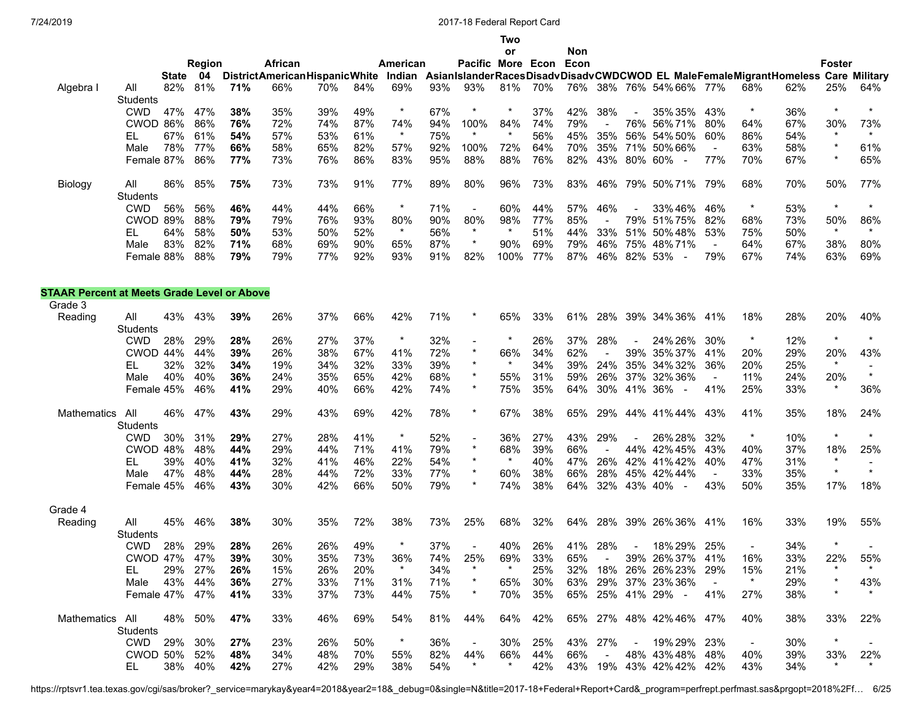| | | State | Region 04 | District | African American | Hispanic | White | American Indian | Asian | Pacific Islander | Two or More Races | Econ Disadv | Non Econ Disadv | CWD | CWOD | EL | Male | Female | Migrant | Homeless | Foster Care | Military |
|---|---|---|---|---|---|---|---|---|---|---|---|---|---|---|---|---|---|---|---|---|---|---|
| Algebra I | All Students | 82% | 81% | **71%** | 66% | 70% | 84% | 69% | 93% | 93% | 81% | 70% | 76% | 38% | 76% | 54% | 66% | 77% | 68% | 62% | 25% | 64% |
| | CWD | 47% | 47% | **38%** | 35% | 39% | 49% | * | 67% | * | * | 37% | 42% | 38% | - | 35% | 35% | 43% | * | 36% | * | * |
| | CWOD | 86% | 86% | **76%** | 72% | 74% | 87% | 74% | 94% | 100% | 84% | 74% | 79% | - | 76% | 56% | 71% | 80% | 64% | 67% | 30% | 73% |
| | EL | 67% | 61% | **54%** | 57% | 53% | 61% | * | 75% | * | * | 56% | 45% | 35% | 56% | 54% | 50% | 60% | 86% | 54% | * | * |
| | Male | 78% | 77% | **66%** | 58% | 65% | 82% | 57% | 92% | 100% | 72% | 64% | 70% | 35% | 71% | 50% | 66% | - | 63% | 58% | * | 61% |
| | Female | 87% | 86% | **77%** | 73% | 76% | 86% | 83% | 95% | 88% | 88% | 76% | 82% | 43% | 80% | 60% | - | 77% | 70% | 67% | * | 65% |
| Biology | All Students | 86% | 85% | **75%** | 73% | 73% | 91% | 77% | 89% | 80% | 96% | 73% | 83% | 46% | 79% | 50% | 71% | 79% | 68% | 70% | 50% | 77% |
| | CWD | 56% | 56% | **46%** | 44% | 44% | 66% | * | 71% | - | 60% | 44% | 57% | 46% | - | 33% | 46% | 46% | * | 53% | * | * |
| | CWOD | 89% | 88% | **79%** | 79% | 76% | 93% | 80% | 90% | 80% | 98% | 77% | 85% | - | 79% | 51% | 75% | 82% | 68% | 73% | 50% | 86% |
| | EL | 64% | 58% | **50%** | 53% | 50% | 52% | * | 56% | * | * | 51% | 44% | 33% | 51% | 50% | 48% | 53% | 75% | 50% | * | * |
| | Male | 83% | 82% | **71%** | 68% | 69% | 90% | 65% | 87% | * | 90% | 69% | 79% | 46% | 75% | 48% | 71% | - | 64% | 67% | 38% | 80% |
| | Female | 88% | 88% | **79%** | 79% | 77% | 92% | 93% | 91% | 82% | 100% | 77% | 87% | 46% | 82% | 53% | - | 79% | 67% | 74% | 63% | 69% |

**STAAR Percent at Meets Grade Level or Above**

| | | State | Region 04 | District | African American | Hispanic | White | American Indian | Asian | Pacific Islander | Two or More Races | Econ Disadv | Non Econ Disadv | CWD | CWOD | EL | Male | Female | Migrant | Homeless | Foster Care | Military |
|---|---|---|---|---|---|---|---|---|---|---|---|---|---|---|---|---|---|---|---|---|---|---|
| **Grade 3** | | | | | | | | | | | | | | | | | | | | | | |
| Reading | All Students | 43% | 43% | **39%** | 26% | 37% | 66% | 42% | 71% | * | 65% | 33% | 61% | 28% | 39% | 34% | 36% | 41% | 18% | 28% | 20% | 40% |
| | CWD | 28% | 29% | **28%** | 26% | 27% | 37% | * | 32% | - | * | 26% | 37% | 28% | - | 24% | 26% | 30% | * | 12% | * | * |
| | CWOD | 44% | 44% | **39%** | 26% | 38% | 67% | 41% | 72% | * | 66% | 34% | 62% | - | 39% | 35% | 37% | 41% | 20% | 29% | 20% | 43% |
| | EL | 32% | 32% | **34%** | 19% | 34% | 32% | 33% | 39% | * | * | 34% | 39% | 24% | 35% | 34% | 32% | 36% | 20% | 25% | * | - |
| | Male | 40% | 40% | **36%** | 24% | 35% | 65% | 42% | 68% | * | 55% | 31% | 59% | 26% | 37% | 32% | 36% | - | 11% | 24% | 20% | * |
| | Female | 45% | 46% | **41%** | 29% | 40% | 66% | 42% | 74% | * | 75% | 35% | 64% | 30% | 41% | 36% | - | 41% | 25% | 33% | * | 36% |
| Mathematics | All Students | 46% | 47% | **43%** | 29% | 43% | 69% | 42% | 78% | * | 67% | 38% | 65% | 29% | 44% | 41% | 44% | 43% | 41% | 35% | 18% | 24% |
| | CWD | 30% | 31% | **29%** | 27% | 28% | 41% | * | 52% | - | 36% | 27% | 43% | 29% | - | 26% | 28% | 32% | * | 10% | * | * |
| | CWOD | 48% | 48% | **44%** | 29% | 44% | 71% | 41% | 79% | * | 68% | 39% | 66% | - | 44% | 42% | 45% | 43% | 40% | 37% | 18% | 25% |
| | EL | 39% | 40% | **41%** | 32% | 41% | 46% | 22% | 54% | * | * | 40% | 47% | 26% | 42% | 41% | 42% | 40% | 47% | 31% | * | - |
| | Male | 47% | 48% | **44%** | 28% | 44% | 72% | 33% | 77% | * | 60% | 38% | 66% | 28% | 45% | 42% | 44% | - | 33% | 35% | * | * |
| | Female | 45% | 46% | **43%** | 30% | 42% | 66% | 50% | 79% | * | 74% | 38% | 64% | 32% | 43% | 40% | - | 43% | 50% | 35% | 17% | 18% |
| **Grade 4** | | | | | | | | | | | | | | | | | | | | | | |
| Reading | All Students | 45% | 46% | **38%** | 30% | 35% | 72% | 38% | 73% | 25% | 68% | 32% | 64% | 28% | 39% | 26% | 36% | 41% | 16% | 33% | 19% | 55% |
| | CWD | 28% | 29% | **28%** | 26% | 26% | 49% | * | 37% | - | 40% | 26% | 41% | 28% | - | 18% | 29% | 25% | - | 34% | * | - |
| | CWOD | 47% | 47% | **39%** | 30% | 35% | 73% | 36% | 74% | 25% | 69% | 33% | 65% | - | 39% | 26% | 37% | 41% | 16% | 33% | 22% | 55% |
| | EL | 29% | 27% | **26%** | 15% | 26% | 20% | * | 34% | * | * | 25% | 32% | 18% | 26% | 26% | 23% | 29% | 15% | 21% | * | * |
| | Male | 43% | 44% | **36%** | 27% | 33% | 71% | 31% | 71% | * | 65% | 30% | 63% | 29% | 37% | 23% | 36% | - | * | 29% | * | 43% |
| | Female | 47% | 47% | **41%** | 33% | 37% | 73% | 44% | 75% | * | 70% | 35% | 65% | 25% | 41% | 29% | - | 41% | 27% | 38% | * | * |
| Mathematics | All Students | 48% | 50% | **47%** | 33% | 46% | 69% | 54% | 81% | 44% | 64% | 42% | 65% | 27% | 48% | 42% | 46% | 47% | 40% | 38% | 33% | 22% |
| | CWD | 29% | 30% | **27%** | 23% | 26% | 50% | * | 36% | - | 30% | 25% | 43% | 27% | - | 19% | 29% | 23% | - | 30% | * | - |
| | CWOD | 50% | 52% | **48%** | 34% | 48% | 70% | 55% | 82% | 44% | 66% | 44% | 66% | - | 48% | 43% | 48% | 48% | 40% | 39% | 33% | 22% |
| | EL | 38% | 40% | **42%** | 27% | 42% | 29% | 38% | 54% | * | * | 42% | 43% | 19% | 43% | 42% | 42% | 42% | 43% | 34% | * | * |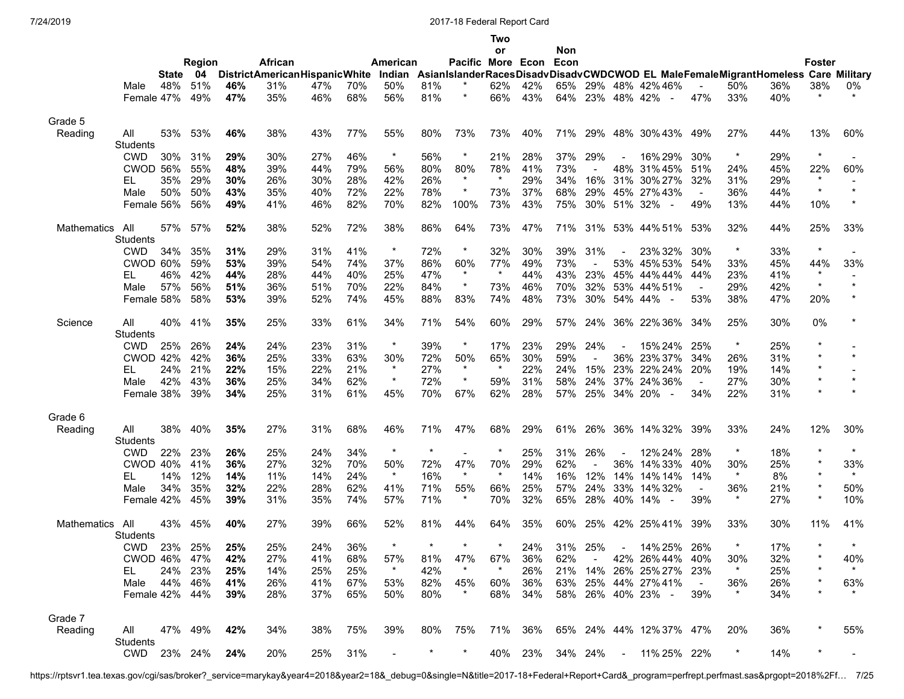| | | State | Region 04 | District | African American | Hispanic | White | American Indian | Asian | Pacific Islander | Two or More Races | Econ Disadv | Non Econ Disadv | CWD | CWOD | EL | Male | Female | Migrant | Homeless | Foster Care | Military |
|---|---|---|---|---|---|---|---|---|---|---|---|---|---|---|---|---|---|---|---|---|---|---|
| | Male | 48% | 51% | **46%** | 31% | 47% | 70% | 50% | 81% | * | 62% | 42% | 65% | 29% | 48% | 42% | 46% | - | 50% | 36% | 38% | 0% |
| | Female | 47% | 49% | **47%** | 35% | 46% | 68% | 56% | 81% | * | 66% | 43% | 64% | 23% | 48% | 42% | - | 47% | 33% | 40% | * | * |
| **Grade 5** | | | | | | | | | | | | | | | | | | | | | | |
| Reading | All Students | 53% | 53% | **46%** | 38% | 43% | 77% | 55% | 80% | 73% | 73% | 40% | 71% | 29% | 48% | 30% | 43% | 49% | 27% | 44% | 13% | 60% |
| | CWD | 30% | 31% | **29%** | 30% | 27% | 46% | * | 56% | * | 21% | 28% | 37% | 29% | - | 16% | 29% | 30% | * | 29% | * | - |
| | CWOD | 56% | 55% | **48%** | 39% | 44% | 79% | 56% | 80% | 80% | 78% | 41% | 73% | - | 48% | 31% | 45% | 51% | 24% | 45% | 22% | 60% |
| | EL | 35% | 29% | **30%** | 26% | 30% | 28% | 42% | 26% | * | * | 29% | 34% | 16% | 31% | 30% | 27% | 32% | 31% | 29% | * | - |
| | Male | 50% | 50% | **43%** | 35% | 40% | 72% | 22% | 78% | * | 73% | 37% | 68% | 29% | 45% | 27% | 43% | - | 36% | 44% | * | * |
| | Female | 56% | 56% | **49%** | 41% | 46% | 82% | 70% | 82% | 100% | 73% | 43% | 75% | 30% | 51% | 32% | - | 49% | 13% | 44% | 10% | * |
| Mathematics | All Students | 57% | 57% | **52%** | 38% | 52% | 72% | 38% | 86% | 64% | 73% | 47% | 71% | 31% | 53% | 44% | 51% | 53% | 32% | 44% | 25% | 33% |
| | CWD | 34% | 35% | **31%** | 29% | 31% | 41% | * | 72% | * | 32% | 30% | 39% | 31% | - | 23% | 32% | 30% | * | 33% | * | - |
| | CWOD | 60% | 59% | **53%** | 39% | 54% | 74% | 37% | 86% | 60% | 77% | 49% | 73% | - | 53% | 45% | 53% | 54% | 33% | 45% | 44% | 33% |
| | EL | 46% | 42% | **44%** | 28% | 44% | 40% | 25% | 47% | * | * | 44% | 43% | 23% | 45% | 44% | 44% | 44% | 23% | 41% | * | - |
| | Male | 57% | 56% | **51%** | 36% | 51% | 70% | 22% | 84% | * | 73% | 46% | 70% | 32% | 53% | 44% | 51% | - | 29% | 42% | * | * |
| | Female | 58% | 58% | **53%** | 39% | 52% | 74% | 45% | 88% | 83% | 74% | 48% | 73% | 30% | 54% | 44% | - | 53% | 38% | 47% | 20% | * |
| Science | All Students | 40% | 41% | **35%** | 25% | 33% | 61% | 34% | 71% | 54% | 60% | 29% | 57% | 24% | 36% | 22% | 36% | 34% | 25% | 30% | 0% | * |
| | CWD | 25% | 26% | **24%** | 24% | 23% | 31% | * | 39% | * | 17% | 23% | 29% | 24% | - | 15% | 24% | 25% | * | 25% | * | - |
| | CWOD | 42% | 42% | **36%** | 25% | 33% | 63% | 30% | 72% | 50% | 65% | 30% | 59% | - | 36% | 23% | 37% | 34% | 26% | 31% | * | * |
| | EL | 24% | 21% | **22%** | 15% | 22% | 21% | * | 27% | * | * | 22% | 24% | 15% | 23% | 22% | 24% | 20% | 19% | 14% | * | - |
| | Male | 42% | 43% | **36%** | 25% | 34% | 62% | * | 72% | * | 59% | 31% | 58% | 24% | 37% | 24% | 36% | - | 27% | 30% | * | * |
| | Female | 38% | 39% | **34%** | 25% | 31% | 61% | 45% | 70% | 67% | 62% | 28% | 57% | 25% | 34% | 20% | - | 34% | 22% | 31% | * | * |
| **Grade 6** | | | | | | | | | | | | | | | | | | | | | | |
| Reading | All Students | 38% | 40% | **35%** | 27% | 31% | 68% | 46% | 71% | 47% | 68% | 29% | 61% | 26% | 36% | 14% | 32% | 39% | 33% | 24% | 12% | 30% |
| | CWD | 22% | 23% | **26%** | 25% | 24% | 34% | * | * | - | * | 25% | 31% | 26% | - | 12% | 24% | 28% | * | 18% | * | * |
| | CWOD | 40% | 41% | **36%** | 27% | 32% | 70% | 50% | 72% | 47% | 70% | 29% | 62% | - | 36% | 14% | 33% | 40% | 30% | 25% | * | 33% |
| | EL | 14% | 12% | **14%** | 11% | 14% | 24% | * | 16% | * | * | 14% | 16% | 12% | 14% | 14% | 14% | 14% | * | 8% | * | * |
| | Male | 34% | 35% | **32%** | 22% | 28% | 62% | 41% | 71% | 55% | 66% | 25% | 57% | 24% | 33% | 14% | 32% | - | 36% | 21% | * | 50% |
| | Female | 42% | 45% | **39%** | 31% | 35% | 74% | 57% | 71% | * | 70% | 32% | 65% | 28% | 40% | 14% | - | 39% | * | 27% | * | 10% |
| Mathematics | All Students | 43% | 45% | **40%** | 27% | 39% | 66% | 52% | 81% | 44% | 64% | 35% | 60% | 25% | 42% | 25% | 41% | 39% | 33% | 30% | 11% | 41% |
| | CWD | 23% | 25% | **25%** | 25% | 24% | 36% | * | * | * | * | 24% | 31% | 25% | - | 14% | 25% | 26% | * | 17% | * | * |
| | CWOD | 46% | 47% | **42%** | 27% | 41% | 68% | 57% | 81% | 47% | 67% | 36% | 62% | - | 42% | 26% | 44% | 40% | 30% | 32% | * | 40% |
| | EL | 24% | 23% | **25%** | 14% | 25% | 25% | * | 42% | * | * | 26% | 21% | 14% | 26% | 25% | 27% | 23% | * | 25% | * | * |
| | Male | 44% | 46% | **41%** | 26% | 41% | 67% | 53% | 82% | 45% | 60% | 36% | 63% | 25% | 44% | 27% | 41% | - | 36% | 26% | * | 63% |
| | Female | 42% | 44% | **39%** | 28% | 37% | 65% | 50% | 80% | * | 68% | 34% | 58% | 26% | 40% | 23% | - | 39% | * | 34% | * | * |
| **Grade 7** | | | | | | | | | | | | | | | | | | | | | | |
| Reading | All Students | 47% | 49% | **42%** | 34% | 38% | 75% | 39% | 80% | 75% | 71% | 36% | 65% | 24% | 44% | 12% | 37% | 47% | 20% | 36% | * | 55% |
| | CWD | 23% | 24% | **24%** | 20% | 25% | 31% | - | * | * | 40% | 23% | 34% | 24% | - | 11% | 25% | 22% | * | 14% | * | - |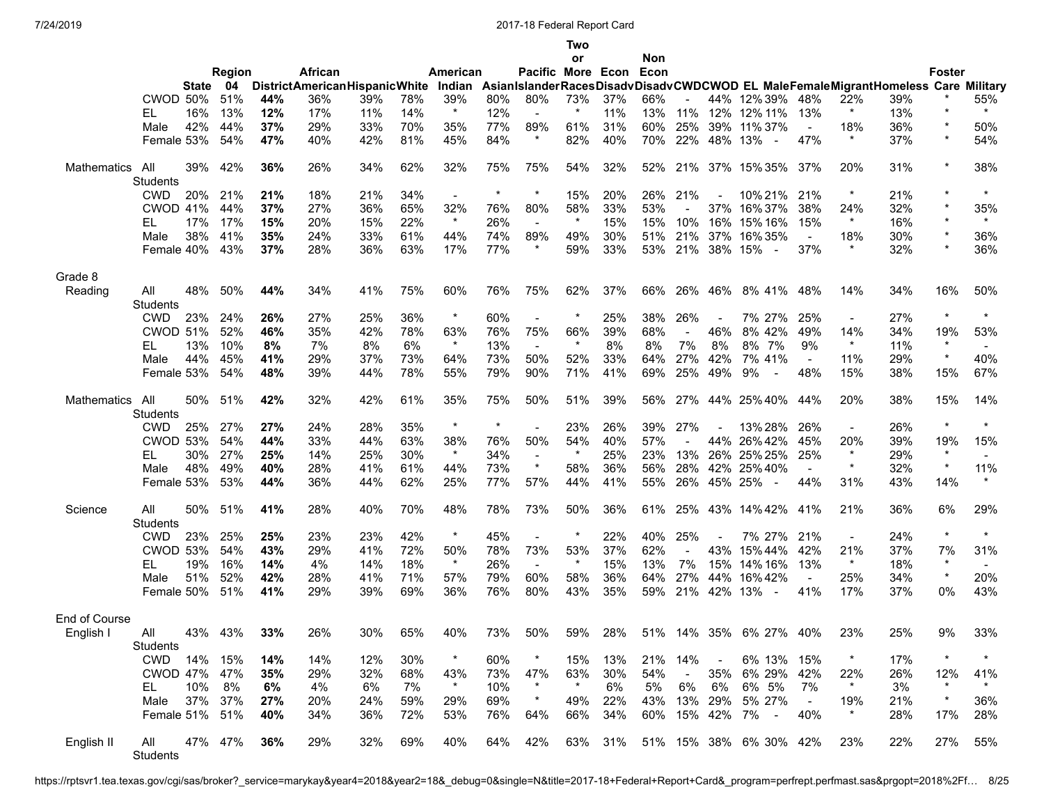| | | State | Region 04 | District | African American | Hispanic | White | American Indian | Asian | Pacific Islander | Two or More Races | Econ Disadv | Non Econ Disadv | CWD | CWOD | EL | Male | Female | Migrant | Homeless | Foster Care | Military |
|---|---|---|---|---|---|---|---|---|---|---|---|---|---|---|---|---|---|---|---|---|---|---|
| | CWOD | 50% | 51% | **44%** | 36% | 39% | 78% | 39% | 80% | 80% | 73% | 37% | 66% | - | 44% | 12% | 39% | 48% | 22% | 39% | * | 55% |
| | EL | 16% | 13% | **12%** | 17% | 11% | 14% | * | 12% | - | * | 11% | 13% | 11% | 12% | 12% | 11% | 13% | * | 13% | * | * |
| | Male | 42% | 44% | **37%** | 29% | 33% | 70% | 35% | 77% | 89% | 61% | 31% | 60% | 25% | 39% | 11% | 37% | - | 18% | 36% | * | 50% |
| | Female | 53% | 54% | **47%** | 40% | 42% | 81% | 45% | 84% | * | 82% | 40% | 70% | 22% | 48% | 13% | - | 47% | * | 37% | * | 54% |
| Mathematics | All Students | 39% | 42% | **36%** | 26% | 34% | 62% | 32% | 75% | 75% | 54% | 32% | 52% | 21% | 37% | 15% | 35% | 37% | 20% | 31% | * | 38% |
| | CWD | 20% | 21% | **21%** | 18% | 21% | 34% | - | * | * | 15% | 20% | 26% | 21% | - | 10% | 21% | 21% | * | 21% | * | * |
| | CWOD | 41% | 44% | **37%** | 27% | 36% | 65% | 32% | 76% | 80% | 58% | 33% | 53% | - | 37% | 16% | 37% | 38% | 24% | 32% | * | 35% |
| | EL | 17% | 17% | **15%** | 20% | 15% | 22% | * | 26% | - | * | 15% | 15% | 10% | 16% | 15% | 16% | 15% | * | 16% | * | * |
| | Male | 38% | 41% | **35%** | 24% | 33% | 61% | 44% | 74% | 89% | 49% | 30% | 51% | 21% | 37% | 16% | 35% | - | 18% | 30% | * | 36% |
| | Female | 40% | 43% | **37%** | 28% | 36% | 63% | 17% | 77% | * | 59% | 33% | 53% | 21% | 38% | 15% | - | 37% | * | 32% | * | 36% |
| Grade 8 | | | | | | | | | | | | | | | | | | | | | | |
| Reading | All Students | 48% | 50% | **44%** | 34% | 41% | 75% | 60% | 76% | 75% | 62% | 37% | 66% | 26% | 46% | 8% | 41% | 48% | 14% | 34% | 16% | 50% |
| | CWD | 23% | 24% | **26%** | 27% | 25% | 36% | * | 60% | - | * | 25% | 38% | 26% | - | 7% | 27% | 25% | - | 27% | * | * |
| | CWOD | 51% | 52% | **46%** | 35% | 42% | 78% | 63% | 76% | 75% | 66% | 39% | 68% | - | 46% | 8% | 42% | 49% | 14% | 34% | 19% | 53% |
| | EL | 13% | 10% | **8%** | 7% | 8% | 6% | * | 13% | - | * | 8% | 8% | 7% | 8% | 8% | 7% | 9% | * | 11% | * | - |
| | Male | 44% | 45% | **41%** | 29% | 37% | 73% | 64% | 73% | 50% | 52% | 33% | 64% | 27% | 42% | 7% | 41% | - | 11% | 29% | * | 40% |
| | Female | 53% | 54% | **48%** | 39% | 44% | 78% | 55% | 79% | 90% | 71% | 41% | 69% | 25% | 49% | 9% | - | 48% | 15% | 38% | 15% | 67% |
| Mathematics | All Students | 50% | 51% | **42%** | 32% | 42% | 61% | 35% | 75% | 50% | 51% | 39% | 56% | 27% | 44% | 25% | 40% | 44% | 20% | 38% | 15% | 14% |
| | CWD | 25% | 27% | **27%** | 24% | 28% | 35% | * | * | - | 23% | 26% | 39% | 27% | - | 13% | 28% | 26% | - | 26% | * | * |
| | CWOD | 53% | 54% | **44%** | 33% | 44% | 63% | 38% | 76% | 50% | 54% | 40% | 57% | - | 44% | 26% | 42% | 45% | 20% | 39% | 19% | 15% |
| | EL | 30% | 27% | **25%** | 14% | 25% | 30% | * | 34% | - | * | 25% | 23% | 13% | 26% | 25% | 25% | 25% | * | 29% | * | - |
| | Male | 48% | 49% | **40%** | 28% | 41% | 61% | 44% | 73% | * | 58% | 36% | 56% | 28% | 42% | 25% | 40% | - | * | 32% | * | 11% |
| | Female | 53% | 53% | **44%** | 36% | 44% | 62% | 25% | 77% | 57% | 44% | 41% | 55% | 26% | 45% | 25% | - | 44% | 31% | 43% | 14% | * |
| Science | All Students | 50% | 51% | **41%** | 28% | 40% | 70% | 48% | 78% | 73% | 50% | 36% | 61% | 25% | 43% | 14% | 42% | 41% | 21% | 36% | 6% | 29% |
| | CWD | 23% | 25% | **25%** | 23% | 23% | 42% | * | 45% | - | * | 22% | 40% | 25% | - | 7% | 27% | 21% | - | 24% | * | * |
| | CWOD | 53% | 54% | **43%** | 29% | 41% | 72% | 50% | 78% | 73% | 53% | 37% | 62% | - | 43% | 15% | 44% | 42% | 21% | 37% | 7% | 31% |
| | EL | 19% | 16% | **14%** | 4% | 14% | 18% | * | 26% | - | * | 15% | 13% | 7% | 15% | 14% | 16% | 13% | * | 18% | * | - |
| | Male | 51% | 52% | **42%** | 28% | 41% | 71% | 57% | 79% | 60% | 58% | 36% | 64% | 27% | 44% | 16% | 42% | - | 25% | 34% | * | 20% |
| | Female | 50% | 51% | **41%** | 29% | 39% | 69% | 36% | 76% | 80% | 43% | 35% | 59% | 21% | 42% | 13% | - | 41% | 17% | 37% | 0% | 43% |
| End of Course | | | | | | | | | | | | | | | | | | | | | | |
| English I | All Students | 43% | 43% | **33%** | 26% | 30% | 65% | 40% | 73% | 50% | 59% | 28% | 51% | 14% | 35% | 6% | 27% | 40% | 23% | 25% | 9% | 33% |
| | CWD | 14% | 15% | **14%** | 14% | 12% | 30% | * | 60% | * | 15% | 13% | 21% | 14% | - | 6% | 13% | 15% | * | 17% | * | * |
| | CWOD | 47% | 47% | **35%** | 29% | 32% | 68% | 43% | 73% | 47% | 63% | 30% | 54% | - | 35% | 6% | 29% | 42% | 22% | 26% | 12% | 41% |
| | EL | 10% | 8% | **6%** | 4% | 6% | 7% | * | 10% | * | * | 6% | 5% | 6% | 6% | 6% | 5% | 7% | * | 3% | * | * |
| | Male | 37% | 37% | **27%** | 20% | 24% | 59% | 29% | 69% | * | 49% | 22% | 43% | 13% | 29% | 5% | 27% | - | 19% | 21% | * | 36% |
| | Female | 51% | 51% | **40%** | 34% | 36% | 72% | 53% | 76% | 64% | 66% | 34% | 60% | 15% | 42% | 7% | - | 40% | * | 28% | 17% | 28% |
| English II | All Students | 47% | 47% | **36%** | 29% | 32% | 69% | 40% | 64% | 42% | 63% | 31% | 51% | 15% | 38% | 6% | 30% | 42% | 23% | 22% | 27% | 55% |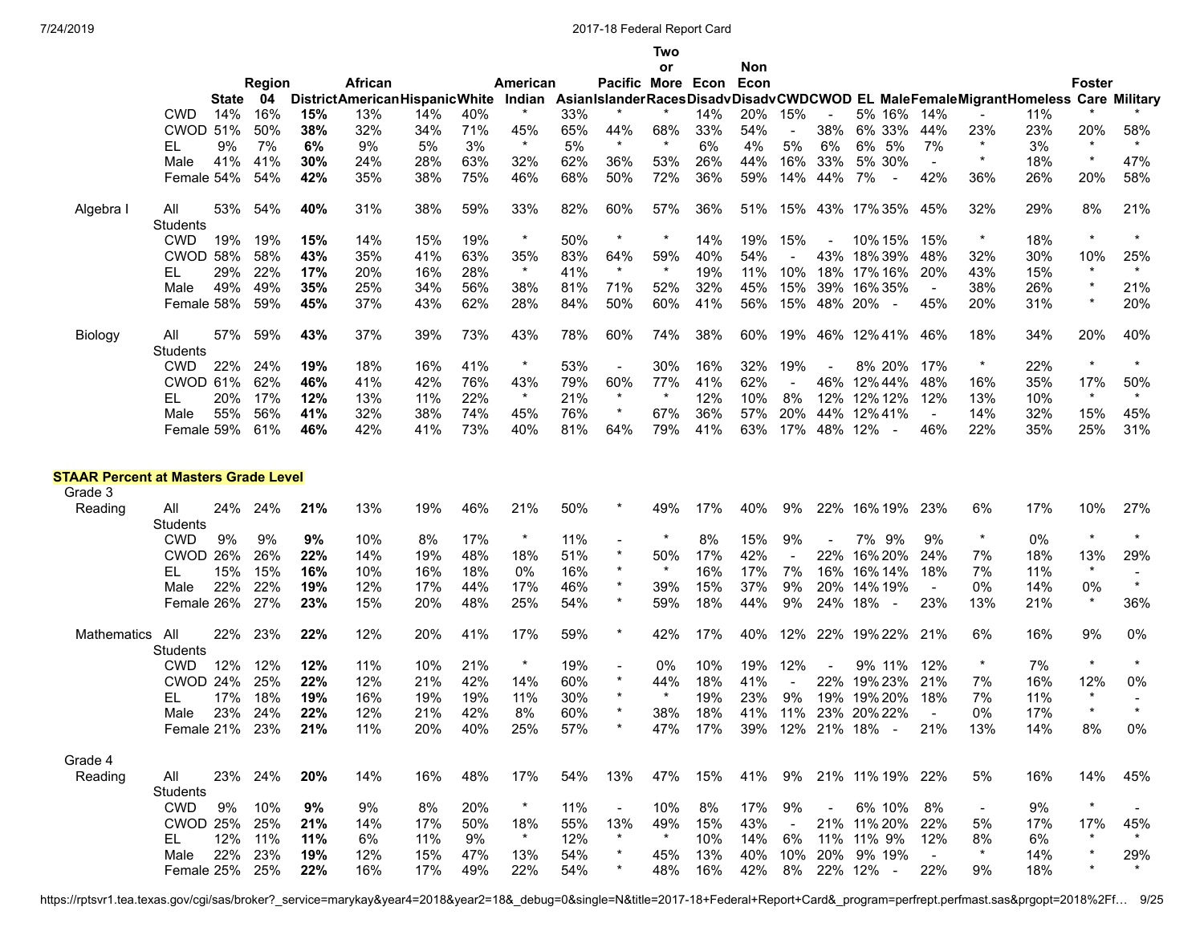| | | State | Region 04 | District | African American | Hispanic | White | American Indian | Asian | Pacific Islander | Two or More Races | Econ Disadv | Non Econ Disadv | CWD | CWOD | EL | Male | Female | Migrant | Homeless | Foster Care | Military |
|---|---|---|---|---|---|---|---|---|---|---|---|---|---|---|---|---|---|---|---|---|---|---|
| | CWD | 14% | 16% | **15%** | 13% | 14% | 40% | * | 33% | * | * | 14% | 20% | 15% | - | 5% | 16% | 14% | - | 11% | * | * |
| | CWOD | 51% | 50% | **38%** | 32% | 34% | 71% | 45% | 65% | 44% | 68% | 33% | 54% | - | 38% | 6% | 33% | 44% | 23% | 23% | 20% | 58% |
| | EL | 9% | 7% | **6%** | 9% | 5% | 3% | * | 5% | * | * | 6% | 4% | 5% | 6% | 6% | 5% | 7% | * | 3% | * | * |
| | Male | 41% | 41% | **30%** | 24% | 28% | 63% | 32% | 62% | 36% | 53% | 26% | 44% | 16% | 33% | 5% | 30% | - | * | 18% | * | 47% |
| | Female | 54% | 54% | **42%** | 35% | 38% | 75% | 46% | 68% | 50% | 72% | 36% | 59% | 14% | 44% | 7% | - | 42% | 36% | 26% | 20% | 58% |
| Algebra I | All Students | 53% | 54% | **40%** | 31% | 38% | 59% | 33% | 82% | 60% | 57% | 36% | 51% | 15% | 43% | 17% | 35% | 45% | 32% | 29% | 8% | 21% |
| | CWD | 19% | 19% | **15%** | 14% | 15% | 19% | * | 50% | * | * | 14% | 19% | 15% | - | 10% | 15% | 15% | * | 18% | * | * |
| | CWOD | 58% | 58% | **43%** | 35% | 41% | 63% | 35% | 83% | 64% | 59% | 40% | 54% | - | 43% | 18% | 39% | 48% | 32% | 30% | 10% | 25% |
| | EL | 29% | 22% | **17%** | 20% | 16% | 28% | * | 41% | * | * | 19% | 11% | 10% | 18% | 17% | 16% | 20% | 43% | 15% | * | * |
| | Male | 49% | 49% | **35%** | 25% | 34% | 56% | 38% | 81% | 71% | 52% | 32% | 45% | 15% | 39% | 16% | 35% | - | 38% | 26% | * | 21% |
| | Female | 58% | 59% | **45%** | 37% | 43% | 62% | 28% | 84% | 50% | 60% | 41% | 56% | 15% | 48% | 20% | - | 45% | 20% | 31% | * | 20% |
| Biology | All Students | 57% | 59% | **43%** | 37% | 39% | 73% | 43% | 78% | 60% | 74% | 38% | 60% | 19% | 46% | 12% | 41% | 46% | 18% | 34% | 20% | 40% |
| | CWD | 22% | 24% | **19%** | 18% | 16% | 41% | * | 53% | - | 30% | 16% | 32% | 19% | - | 8% | 20% | 17% | * | 22% | * | * |
| | CWOD | 61% | 62% | **46%** | 41% | 42% | 76% | 43% | 79% | 60% | 77% | 41% | 62% | - | 46% | 12% | 44% | 48% | 16% | 35% | 17% | 50% |
| | EL | 20% | 17% | **12%** | 13% | 11% | 22% | * | 21% | * | * | 12% | 10% | 8% | 12% | 12% | 12% | 12% | 13% | 10% | * | * |
| | Male | 55% | 56% | **41%** | 32% | 38% | 74% | 45% | 76% | * | 67% | 36% | 57% | 20% | 44% | 12% | 41% | - | 14% | 32% | 15% | 45% |
| | Female | 59% | 61% | **46%** | 42% | 41% | 73% | 40% | 81% | 64% | 79% | 41% | 63% | 17% | 48% | 12% | - | 46% | 22% | 35% | 25% | 31% |

**STAAR Percent at Masters Grade Level**

| | | State | Region 04 | District | African American | Hispanic | White | American Indian | Asian | Pacific Islander | Two or More Races | Econ Disadv | Non Econ Disadv | CWD | CWOD | EL | Male | Female | Migrant | Homeless | Foster Care | Military |
|---|---|---|---|---|---|---|---|---|---|---|---|---|---|---|---|---|---|---|---|---|---|---|
| **Grade 3** | | | | | | | | | | | | | | | | | | | | | | |
| Reading | All Students | 24% | 24% | **21%** | 13% | 19% | 46% | 21% | 50% | * | 49% | 17% | 40% | 9% | 22% | 16% | 19% | 23% | 6% | 17% | 10% | 27% |
| | CWD | 9% | 9% | **9%** | 10% | 8% | 17% | * | 11% | - | * | 8% | 15% | 9% | - | 7% | 9% | 9% | * | 0% | * | * |
| | CWOD | 26% | 26% | **22%** | 14% | 19% | 48% | 18% | 51% | * | 50% | 17% | 42% | - | 22% | 16% | 20% | 24% | 7% | 18% | 13% | 29% |
| | EL | 15% | 15% | **16%** | 10% | 16% | 18% | 0% | 16% | * | * | 16% | 17% | 7% | 16% | 16% | 14% | 18% | 7% | 11% | * | - |
| | Male | 22% | 22% | **19%** | 12% | 17% | 44% | 17% | 46% | * | 39% | 15% | 37% | 9% | 20% | 14% | 19% | - | 0% | 14% | 0% | * |
| | Female | 26% | 27% | **23%** | 15% | 20% | 48% | 25% | 54% | * | 59% | 18% | 44% | 9% | 24% | 18% | - | 23% | 13% | 21% | * | 36% |
| Mathematics | All Students | 22% | 23% | **22%** | 12% | 20% | 41% | 17% | 59% | * | 42% | 17% | 40% | 12% | 22% | 19% | 22% | 21% | 6% | 16% | 9% | 0% |
| | CWD | 12% | 12% | **12%** | 11% | 10% | 21% | * | 19% | - | 0% | 10% | 19% | 12% | - | 9% | 11% | 12% | * | 7% | * | * |
| | CWOD | 24% | 25% | **22%** | 12% | 21% | 42% | 14% | 60% | * | 44% | 18% | 41% | - | 22% | 19% | 23% | 21% | 7% | 16% | 12% | 0% |
| | EL | 17% | 18% | **19%** | 16% | 19% | 19% | 11% | 30% | * | * | 19% | 23% | 9% | 19% | 19% | 20% | 18% | 7% | 11% | * | - |
| | Male | 23% | 24% | **22%** | 12% | 21% | 42% | 8% | 60% | * | 38% | 18% | 41% | 11% | 23% | 20% | 22% | - | 0% | 17% | * | * |
| | Female | 21% | 23% | **21%** | 11% | 20% | 40% | 25% | 57% | * | 47% | 17% | 39% | 12% | 21% | 18% | - | 21% | 13% | 14% | 8% | 0% |
| **Grade 4** | | | | | | | | | | | | | | | | | | | | | | |
| Reading | All Students | 23% | 24% | **20%** | 14% | 16% | 48% | 17% | 54% | 13% | 47% | 15% | 41% | 9% | 21% | 11% | 19% | 22% | 5% | 16% | 14% | 45% |
| | CWD | 9% | 10% | **9%** | 9% | 8% | 20% | * | 11% | - | 10% | 8% | 17% | 9% | - | 6% | 10% | 8% | - | 9% | * | - |
| | CWOD | 25% | 25% | **21%** | 14% | 17% | 50% | 18% | 55% | 13% | 49% | 15% | 43% | - | 21% | 11% | 20% | 22% | 5% | 17% | 17% | 45% |
| | EL | 12% | 11% | **11%** | 6% | 11% | 9% | * | 12% | * | * | 10% | 14% | 6% | 11% | 11% | 9% | 12% | 8% | 6% | * | * |
| | Male | 22% | 23% | **19%** | 12% | 15% | 47% | 13% | 54% | * | 45% | 13% | 40% | 10% | 20% | 9% | 19% | - | * | 14% | * | 29% |
| | Female | 25% | 25% | **22%** | 16% | 17% | 49% | 22% | 54% | * | 48% | 16% | 42% | 8% | 22% | 12% | - | 22% | 9% | 18% | * | * |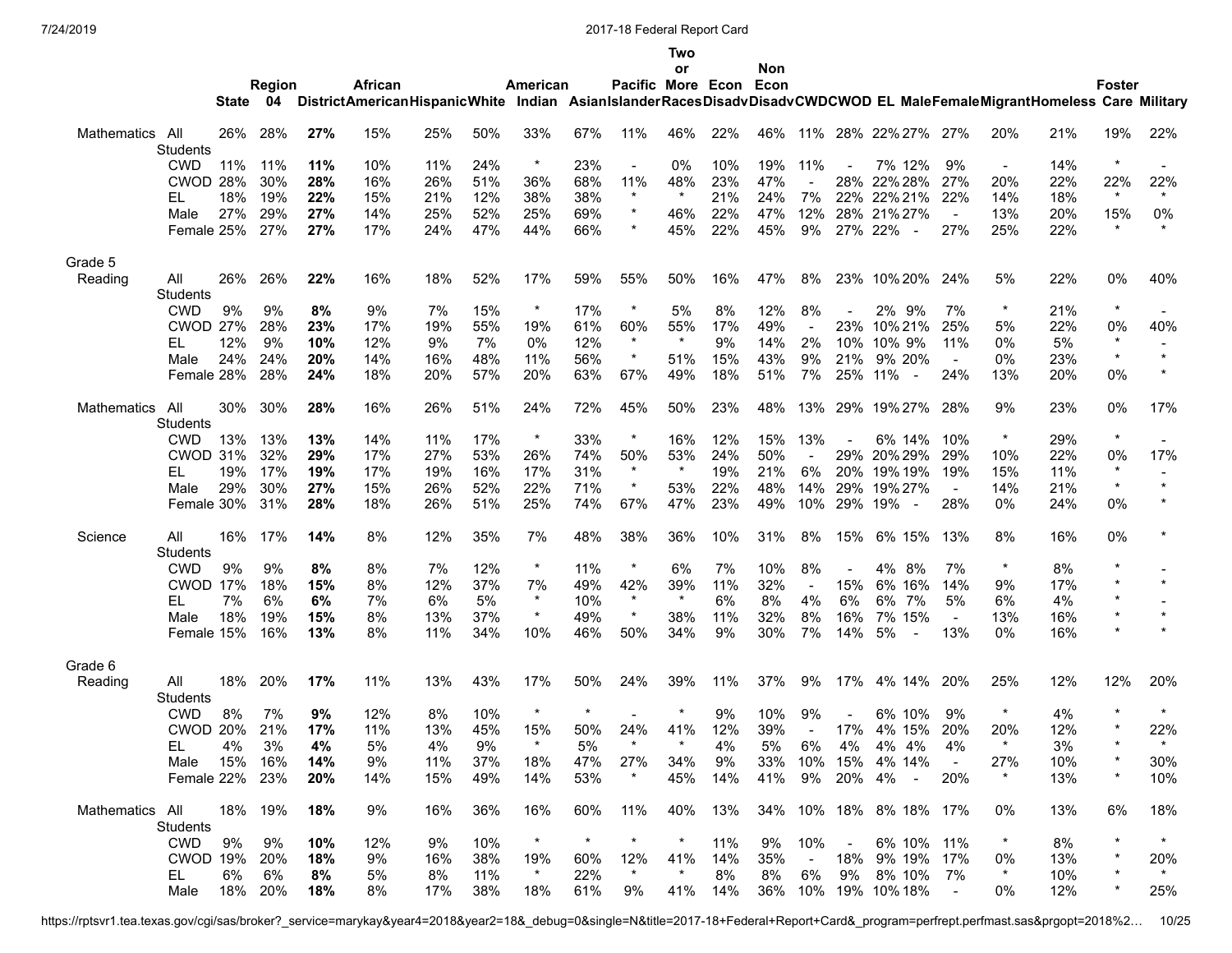| | | State | Region 04 | District | African American | Hispanic | White | American Indian | Asian | Pacific Islander | Two or More Races | Econ Disadv | Non Econ Disadv | CWD | CWOD | EL | Male | Female | Migrant | Homeless | Foster Care | Military |
|---|---|---|---|---|---|---|---|---|---|---|---|---|---|---|---|---|---|---|---|---|---|---|
| Mathematics | All Students | 26% | 28% | **27%** | 15% | 25% | 50% | 33% | 67% | 11% | 46% | 22% | 46% | 11% | 28% | 22% | 27% | 27% | 20% | 21% | 19% | 22% |
| | CWD | 11% | 11% | **11%** | 10% | 11% | 24% | * | 23% | - | 0% | 10% | 19% | 11% | - | 7% | 12% | 9% | - | 14% | * | - |
| | CWOD | 28% | 30% | **28%** | 16% | 26% | 51% | 36% | 68% | 11% | 48% | 23% | 47% | - | 28% | 22% | 28% | 27% | 20% | 22% | 22% | 22% |
| | EL | 18% | 19% | **22%** | 15% | 21% | 12% | 38% | 38% | * | * | 21% | 24% | 7% | 22% | 22% | 21% | 22% | 14% | 18% | * | * |
| | Male | 27% | 29% | **27%** | 14% | 25% | 52% | 25% | 69% | * | 46% | 22% | 47% | 12% | 28% | 21% | 27% | - | 13% | 20% | 15% | 0% |
| | Female | 25% | 27% | **27%** | 17% | 24% | 47% | 44% | 66% | * | 45% | 22% | 45% | 9% | 27% | 22% | - | 27% | 25% | 22% | * | * |
| Grade 5 | | | | | | | | | | | | | | | | | | | | | | |
| Reading | All Students | 26% | 26% | **22%** | 16% | 18% | 52% | 17% | 59% | 55% | 50% | 16% | 47% | 8% | 23% | 10% | 20% | 24% | 5% | 22% | 0% | 40% |
| | CWD | 9% | 9% | **8%** | 9% | 7% | 15% | * | 17% | * | 5% | 8% | 12% | 8% | - | 2% | 9% | 7% | * | 21% | * | - |
| | CWOD | 27% | 28% | **23%** | 17% | 19% | 55% | 19% | 61% | 60% | 55% | 17% | 49% | - | 23% | 10% | 21% | 25% | 5% | 22% | 0% | 40% |
| | EL | 12% | 9% | **10%** | 12% | 9% | 7% | 0% | 12% | * | * | 9% | 14% | 2% | 10% | 10% | 9% | 11% | 0% | 5% | * | - |
| | Male | 24% | 24% | **20%** | 14% | 16% | 48% | 11% | 56% | * | 51% | 15% | 43% | 9% | 21% | 9% | 20% | - | 0% | 23% | * | * |
| | Female | 28% | 28% | **24%** | 18% | 20% | 57% | 20% | 63% | 67% | 49% | 18% | 51% | 7% | 25% | 11% | - | 24% | 13% | 20% | 0% | * |
| Mathematics | All Students | 30% | 30% | **28%** | 16% | 26% | 51% | 24% | 72% | 45% | 50% | 23% | 48% | 13% | 29% | 19% | 27% | 28% | 9% | 23% | 0% | 17% |
| | CWD | 13% | 13% | **13%** | 14% | 11% | 17% | * | 33% | * | 16% | 12% | 15% | 13% | - | 6% | 14% | 10% | * | 29% | * | - |
| | CWOD | 31% | 32% | **29%** | 17% | 27% | 53% | 26% | 74% | 50% | 53% | 24% | 50% | - | 29% | 20% | 29% | 29% | 10% | 22% | 0% | 17% |
| | EL | 19% | 17% | **19%** | 17% | 19% | 16% | 17% | 31% | * | * | 19% | 21% | 6% | 20% | 19% | 19% | 19% | 15% | 11% | * | - |
| | Male | 29% | 30% | **27%** | 15% | 26% | 52% | 22% | 71% | * | 53% | 22% | 48% | 14% | 29% | 19% | 27% | - | 14% | 21% | * | * |
| | Female | 30% | 31% | **28%** | 18% | 26% | 51% | 25% | 74% | 67% | 47% | 23% | 49% | 10% | 29% | 19% | - | 28% | 0% | 24% | 0% | * |
| Science | All Students | 16% | 17% | **14%** | 8% | 12% | 35% | 7% | 48% | 38% | 36% | 10% | 31% | 8% | 15% | 6% | 15% | 13% | 8% | 16% | 0% | * |
| | CWD | 9% | 9% | **8%** | 8% | 7% | 12% | * | 11% | * | 6% | 7% | 10% | 8% | - | 4% | 8% | 7% | * | 8% | * | - |
| | CWOD | 17% | 18% | **15%** | 8% | 12% | 37% | 7% | 49% | 42% | 39% | 11% | 32% | - | 15% | 6% | 16% | 14% | 9% | 17% | * | * |
| | EL | 7% | 6% | **6%** | 7% | 6% | 5% | * | 10% | * | * | 6% | 8% | 4% | 6% | 6% | 7% | 5% | 6% | 4% | * | - |
| | Male | 18% | 19% | **15%** | 8% | 13% | 37% | * | 49% | * | 38% | 11% | 32% | 8% | 16% | 7% | 15% | - | 13% | 16% | * | * |
| | Female | 15% | 16% | **13%** | 8% | 11% | 34% | 10% | 46% | 50% | 34% | 9% | 30% | 7% | 14% | 5% | - | 13% | 0% | 16% | * | * |
| Grade 6 | | | | | | | | | | | | | | | | | | | | | | |
| Reading | All Students | 18% | 20% | **17%** | 11% | 13% | 43% | 17% | 50% | 24% | 39% | 11% | 37% | 9% | 17% | 4% | 14% | 20% | 25% | 12% | 12% | 20% |
| | CWD | 8% | 7% | **9%** | 12% | 8% | 10% | * | * | - | * | 9% | 10% | 9% | - | 6% | 10% | 9% | * | 4% | * | * |
| | CWOD | 20% | 21% | **17%** | 11% | 13% | 45% | 15% | 50% | 24% | 41% | 12% | 39% | - | 17% | 4% | 15% | 20% | 20% | 12% | * | 22% |
| | EL | 4% | 3% | **4%** | 5% | 4% | 9% | * | 5% | * | * | 4% | 5% | 6% | 4% | 4% | 4% | 4% | * | 3% | * | * |
| | Male | 15% | 16% | **14%** | 9% | 11% | 37% | 18% | 47% | 27% | 34% | 9% | 33% | 10% | 15% | 4% | 14% | - | 27% | 10% | * | 30% |
| | Female | 22% | 23% | **20%** | 14% | 15% | 49% | 14% | 53% | * | 45% | 14% | 41% | 9% | 20% | 4% | - | 20% | * | 13% | * | 10% |
| Mathematics | All Students | 18% | 19% | **18%** | 9% | 16% | 36% | 16% | 60% | 11% | 40% | 13% | 34% | 10% | 18% | 8% | 18% | 17% | 0% | 13% | 6% | 18% |
| | CWD | 9% | 9% | **10%** | 12% | 9% | 10% | * | * | * | * | 11% | 9% | 10% | - | 6% | 10% | 11% | * | 8% | * | * |
| | CWOD | 19% | 20% | **18%** | 9% | 16% | 38% | 19% | 60% | 12% | 41% | 14% | 35% | - | 18% | 9% | 19% | 17% | 0% | 13% | * | 20% |
| | EL | 6% | 6% | **8%** | 5% | 8% | 11% | * | 22% | * | * | 8% | 8% | 6% | 9% | 8% | 10% | 7% | * | 10% | * | * |
| | Male | 18% | 20% | **18%** | 8% | 17% | 38% | 18% | 61% | 9% | 41% | 14% | 36% | 10% | 19% | 10% | 18% | - | 0% | 12% | * | 25% |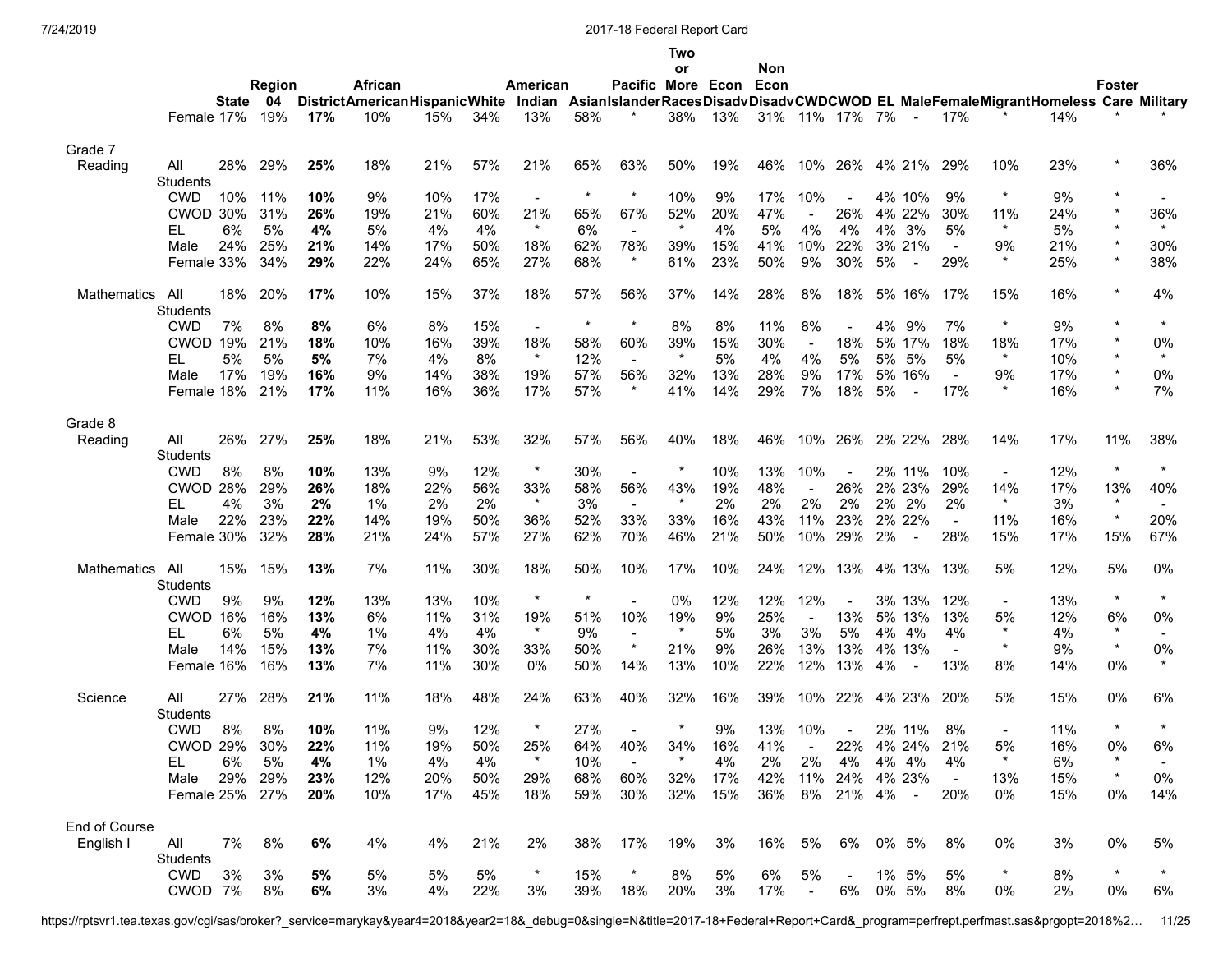| | | State | Region 04 | District | African American | Hispanic | White | American Indian | Asian | Pacific Islander | Two or More Races | Econ Disadv | Non Econ Disadv | CWD | CWOD | EL | Male | Female | Migrant | Homeless | Foster Care | Military |
|---|---|---|---|---|---|---|---|---|---|---|---|---|---|---|---|---|---|---|---|---|---|---|
| | Female | 17% | 19% | **17%** | 10% | 15% | 34% | 13% | 58% | * | 38% | 13% | 31% | 11% | 17% | 7% | - | 17% | * | 14% | * | * |
| Grade 7 | | | | | | | | | | | | | | | | | | | | | | |
| Reading | All Students | 28% | 29% | **25%** | 18% | 21% | 57% | 21% | 65% | 63% | 50% | 19% | 46% | 10% | 26% | 4% | 21% | 29% | 10% | 23% | * | 36% |
| | CWD | 10% | 11% | **10%** | 9% | 10% | 17% | - | * | * | 10% | 9% | 17% | 10% | - | 4% | 10% | 9% | * | 9% | * | - |
| | CWOD | 30% | 31% | **26%** | 19% | 21% | 60% | 21% | 65% | 67% | 52% | 20% | 47% | - | 26% | 4% | 22% | 30% | 11% | 24% | * | 36% |
| | EL | 6% | 5% | **4%** | 5% | 4% | 4% | * | 6% | - | * | 4% | 5% | 4% | 4% | 4% | 3% | 5% | * | 5% | * | * |
| | Male | 24% | 25% | **21%** | 14% | 17% | 50% | 18% | 62% | 78% | 39% | 15% | 41% | 10% | 22% | 3% | 21% | - | 9% | 21% | * | 30% |
| | Female | 33% | 34% | **29%** | 22% | 24% | 65% | 27% | 68% | * | 61% | 23% | 50% | 9% | 30% | 5% | - | 29% | * | 25% | * | 38% |
| Mathematics | All Students | 18% | 20% | **17%** | 10% | 15% | 37% | 18% | 57% | 56% | 37% | 14% | 28% | 8% | 18% | 5% | 16% | 17% | 15% | 16% | * | 4% |
| | CWD | 7% | 8% | **8%** | 6% | 8% | 15% | - | * | * | 8% | 8% | 11% | 8% | - | 4% | 9% | 7% | * | 9% | * | * |
| | CWOD | 19% | 21% | **18%** | 10% | 16% | 39% | 18% | 58% | 60% | 39% | 15% | 30% | - | 18% | 5% | 17% | 18% | 18% | 17% | * | 0% |
| | EL | 5% | 5% | **5%** | 7% | 4% | 8% | * | 12% | - | * | 5% | 4% | 4% | 5% | 5% | 5% | 5% | * | 10% | * | * |
| | Male | 17% | 19% | **16%** | 9% | 14% | 38% | 19% | 57% | 56% | 32% | 13% | 28% | 9% | 17% | 5% | 16% | - | 9% | 17% | * | 0% |
| | Female | 18% | 21% | **17%** | 11% | 16% | 36% | 17% | 57% | * | 41% | 14% | 29% | 7% | 18% | 5% | - | 17% | * | 16% | * | 7% |
| Grade 8 | | | | | | | | | | | | | | | | | | | | | | |
| Reading | All Students | 26% | 27% | **25%** | 18% | 21% | 53% | 32% | 57% | 56% | 40% | 18% | 46% | 10% | 26% | 2% | 22% | 28% | 14% | 17% | 11% | 38% |
| | CWD | 8% | 8% | **10%** | 13% | 9% | 12% | * | 30% | - | * | 10% | 13% | 10% | - | 2% | 11% | 10% | - | 12% | * | * |
| | CWOD | 28% | 29% | **26%** | 18% | 22% | 56% | 33% | 58% | 56% | 43% | 19% | 48% | - | 26% | 2% | 23% | 29% | 14% | 17% | 13% | 40% |
| | EL | 4% | 3% | **2%** | 1% | 2% | 2% | * | 3% | - | * | 2% | 2% | 2% | 2% | 2% | 2% | 2% | * | 3% | * | - |
| | Male | 22% | 23% | **22%** | 14% | 19% | 50% | 36% | 52% | 33% | 33% | 16% | 43% | 11% | 23% | 2% | 22% | - | 11% | 16% | * | 20% |
| | Female | 30% | 32% | **28%** | 21% | 24% | 57% | 27% | 62% | 70% | 46% | 21% | 50% | 10% | 29% | 2% | - | 28% | 15% | 17% | 15% | 67% |
| Mathematics | All Students | 15% | 15% | **13%** | 7% | 11% | 30% | 18% | 50% | 10% | 17% | 10% | 24% | 12% | 13% | 4% | 13% | 13% | 5% | 12% | 5% | 0% |
| | CWD | 9% | 9% | **12%** | 13% | 13% | 10% | * | * | - | 0% | 12% | 12% | 12% | - | 3% | 13% | 12% | - | 13% | * | * |
| | CWOD | 16% | 16% | **13%** | 6% | 11% | 31% | 19% | 51% | 10% | 19% | 9% | 25% | - | 13% | 5% | 13% | 13% | 5% | 12% | 6% | 0% |
| | EL | 6% | 5% | **4%** | 1% | 4% | 4% | * | 9% | - | * | 5% | 3% | 3% | 5% | 4% | 4% | 4% | * | 4% | * | - |
| | Male | 14% | 15% | **13%** | 7% | 11% | 30% | 33% | 50% | * | 21% | 9% | 26% | 13% | 13% | 4% | 13% | - | * | 9% | * | 0% |
| | Female | 16% | 16% | **13%** | 7% | 11% | 30% | 0% | 50% | 14% | 13% | 10% | 22% | 12% | 13% | 4% | - | 13% | 8% | 14% | 0% | * |
| Science | All Students | 27% | 28% | **21%** | 11% | 18% | 48% | 24% | 63% | 40% | 32% | 16% | 39% | 10% | 22% | 4% | 23% | 20% | 5% | 15% | 0% | 6% |
| | CWD | 8% | 8% | **10%** | 11% | 9% | 12% | * | 27% | - | * | 9% | 13% | 10% | - | 2% | 11% | 8% | - | 11% | * | * |
| | CWOD | 29% | 30% | **22%** | 11% | 19% | 50% | 25% | 64% | 40% | 34% | 16% | 41% | - | 22% | 4% | 24% | 21% | 5% | 16% | 0% | 6% |
| | EL | 6% | 5% | **4%** | 1% | 4% | 4% | * | 10% | - | * | 4% | 2% | 2% | 4% | 4% | 4% | 4% | * | 6% | * | - |
| | Male | 29% | 29% | **23%** | 12% | 20% | 50% | 29% | 68% | 60% | 32% | 17% | 42% | 11% | 24% | 4% | 23% | - | 13% | 15% | * | 0% |
| | Female | 25% | 27% | **20%** | 10% | 17% | 45% | 18% | 59% | 30% | 32% | 15% | 36% | 8% | 21% | 4% | - | 20% | 0% | 15% | 0% | 14% |
| End of Course | | | | | | | | | | | | | | | | | | | | | | |
| English I | All Students | 7% | 8% | **6%** | 4% | 4% | 21% | 2% | 38% | 17% | 19% | 3% | 16% | 5% | 6% | 0% | 5% | 8% | 0% | 3% | 0% | 5% |
| | CWD | 3% | 3% | **5%** | 5% | 5% | 5% | * | 15% | * | 8% | 5% | 6% | 5% | - | 1% | 5% | 5% | * | 8% | * | * |
| | CWOD | 7% | 8% | **6%** | 3% | 4% | 22% | 3% | 39% | 18% | 20% | 3% | 17% | - | 6% | 0% | 5% | 8% | 0% | 2% | 0% | 6% |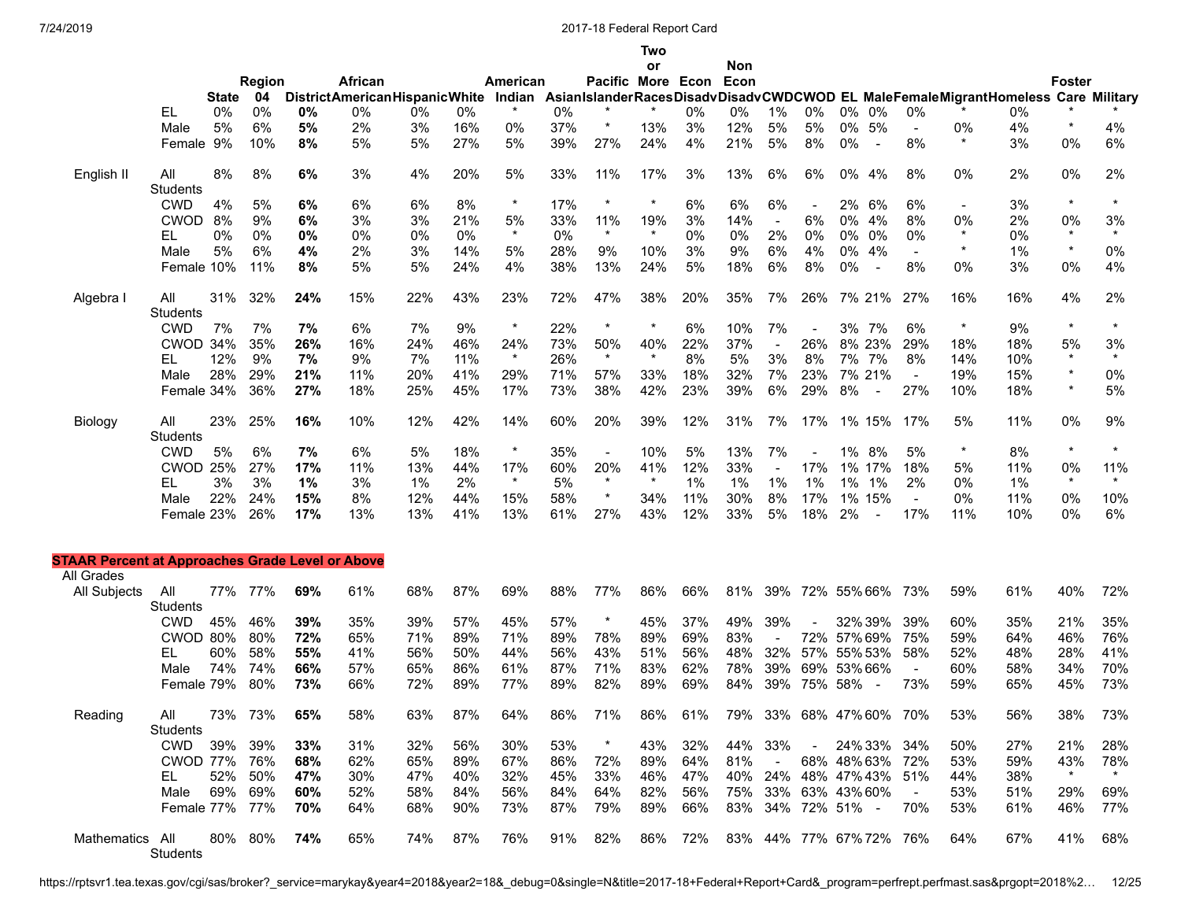| | | State | Region 04 | District | African American | Hispanic | White | American Indian | Asian | Pacific Islander | Two or More Races | Econ Disadv | Non Econ Disadv | CWD | CWOD | EL | Male | Female | Migrant | Homeless | Foster Care | Military |
|---|---|---|---|---|---|---|---|---|---|---|---|---|---|---|---|---|---|---|---|---|---|---|
| | EL | 0% | 0% | **0%** | 0% | 0% | 0% | * | 0% | * | * | 0% | 0% | 1% | 0% | 0% | 0% | 0% | * | 0% | * | * |
| | Male | 5% | 6% | **5%** | 2% | 3% | 16% | 0% | 37% | * | 13% | 3% | 12% | 5% | 5% | 0% | 5% | - | 0% | 4% | * | 4% |
| | Female | 9% | 10% | **8%** | 5% | 5% | 27% | 5% | 39% | 27% | 24% | 4% | 21% | 5% | 8% | 0% | - | 8% | * | 3% | 0% | 6% |
| English II | All Students | 8% | 8% | **6%** | 3% | 4% | 20% | 5% | 33% | 11% | 17% | 3% | 13% | 6% | 6% | 0% | 4% | 8% | 0% | 2% | 0% | 2% |
| | CWD | 4% | 5% | **6%** | 6% | 6% | 8% | * | 17% | * | * | 6% | 6% | 6% | - | 2% | 6% | 6% | - | 3% | * | * |
| | CWOD | 8% | 9% | **6%** | 3% | 3% | 21% | 5% | 33% | 11% | 19% | 3% | 14% | - | 6% | 0% | 4% | 8% | 0% | 2% | 0% | 3% |
| | EL | 0% | 0% | **0%** | 0% | 0% | 0% | * | 0% | * | * | 0% | 0% | 2% | 0% | 0% | 0% | 0% | * | 0% | * | * |
| | Male | 5% | 6% | **4%** | 2% | 3% | 14% | 5% | 28% | 9% | 10% | 3% | 9% | 6% | 4% | 0% | 4% | - | * | 1% | * | 0% |
| | Female | 10% | 11% | **8%** | 5% | 5% | 24% | 4% | 38% | 13% | 24% | 5% | 18% | 6% | 8% | 0% | - | 8% | 0% | 3% | 0% | 4% |
| Algebra I | All Students | 31% | 32% | **24%** | 15% | 22% | 43% | 23% | 72% | 47% | 38% | 20% | 35% | 7% | 26% | 7% | 21% | 27% | 16% | 16% | 4% | 2% |
| | CWD | 7% | 7% | **7%** | 6% | 7% | 9% | * | 22% | * | * | 6% | 10% | 7% | - | 3% | 7% | 6% | * | 9% | * | * |
| | CWOD | 34% | 35% | **26%** | 16% | 24% | 46% | 24% | 73% | 50% | 40% | 22% | 37% | - | 26% | 8% | 23% | 29% | 18% | 18% | 5% | 3% |
| | EL | 12% | 9% | **7%** | 9% | 7% | 11% | * | 26% | * | * | 8% | 5% | 3% | 8% | 7% | 7% | 8% | 14% | 10% | * | * |
| | Male | 28% | 29% | **21%** | 11% | 20% | 41% | 29% | 71% | 57% | 33% | 18% | 32% | 7% | 23% | 7% | 21% | - | 19% | 15% | * | 0% |
| | Female | 34% | 36% | **27%** | 18% | 25% | 45% | 17% | 73% | 38% | 42% | 23% | 39% | 6% | 29% | 8% | - | 27% | 10% | 18% | * | 5% |
| Biology | All Students | 23% | 25% | **16%** | 10% | 12% | 42% | 14% | 60% | 20% | 39% | 12% | 31% | 7% | 17% | 1% | 15% | 17% | 5% | 11% | 0% | 9% |
| | CWD | 5% | 6% | **7%** | 6% | 5% | 18% | * | 35% | - | 10% | 5% | 13% | 7% | - | 1% | 8% | 5% | * | 8% | * | * |
| | CWOD | 25% | 27% | **17%** | 11% | 13% | 44% | 17% | 60% | 20% | 41% | 12% | 33% | - | 17% | 1% | 17% | 18% | 5% | 11% | 0% | 11% |
| | EL | 3% | 3% | **1%** | 3% | 1% | 2% | * | 5% | * | * | 1% | 1% | 1% | 1% | 1% | 1% | 2% | 0% | 1% | * | * |
| | Male | 22% | 24% | **15%** | 8% | 12% | 44% | 15% | 58% | * | 34% | 11% | 30% | 8% | 17% | 1% | 15% | - | 0% | 11% | 0% | 10% |
| | Female | 23% | 26% | **17%** | 13% | 13% | 41% | 13% | 61% | 27% | 43% | 12% | 33% | 5% | 18% | 2% | - | 17% | 11% | 10% | 0% | 6% |

**STAAR Percent at Approaches Grade Level or Above**

All Grades

| | | State | Region 04 | District | African American | Hispanic | White | American Indian | Asian | Pacific Islander | Two or More Races | Econ Disadv | Non Econ Disadv | CWD | CWOD | EL | Male | Female | Migrant | Homeless | Foster Care | Military |
|---|---|---|---|---|---|---|---|---|---|---|---|---|---|---|---|---|---|---|---|---|---|---|
| All Subjects | All Students | 77% | 77% | **69%** | 61% | 68% | 87% | 69% | 88% | 77% | 86% | 66% | 81% | 39% | 72% | 55% | 66% | 73% | 59% | 61% | 40% | 72% |
| | CWD | 45% | 46% | **39%** | 35% | 39% | 57% | 45% | 57% | * | 45% | 37% | 49% | 39% | - | 32% | 39% | 39% | 60% | 35% | 21% | 35% |
| | CWOD | 80% | 80% | **72%** | 65% | 71% | 89% | 71% | 89% | 78% | 89% | 69% | 83% | - | 72% | 57% | 69% | 75% | 59% | 64% | 46% | 76% |
| | EL | 60% | 58% | **55%** | 41% | 56% | 50% | 44% | 56% | 43% | 51% | 56% | 48% | 32% | 57% | 55% | 53% | 58% | 52% | 48% | 28% | 41% |
| | Male | 74% | 74% | **66%** | 57% | 65% | 86% | 61% | 87% | 71% | 83% | 62% | 78% | 39% | 69% | 53% | 66% | - | 60% | 58% | 34% | 70% |
| | Female | 79% | 80% | **73%** | 66% | 72% | 89% | 77% | 89% | 82% | 89% | 69% | 84% | 39% | 75% | 58% | - | 73% | 59% | 65% | 45% | 73% |
| Reading | All Students | 73% | 73% | **65%** | 58% | 63% | 87% | 64% | 86% | 71% | 86% | 61% | 79% | 33% | 68% | 47% | 60% | 70% | 53% | 56% | 38% | 73% |
| | CWD | 39% | 39% | **33%** | 31% | 32% | 56% | 30% | 53% | * | 43% | 32% | 44% | 33% | - | 24% | 33% | 34% | 50% | 27% | 21% | 28% |
| | CWOD | 77% | 76% | **68%** | 62% | 65% | 89% | 67% | 86% | 72% | 89% | 64% | 81% | - | 68% | 48% | 63% | 72% | 53% | 59% | 43% | 78% |
| | EL | 52% | 50% | **47%** | 30% | 47% | 40% | 32% | 45% | 33% | 46% | 47% | 40% | 24% | 48% | 47% | 43% | 51% | 44% | 38% | * | * |
| | Male | 69% | 69% | **60%** | 52% | 58% | 84% | 56% | 84% | 64% | 82% | 56% | 75% | 33% | 63% | 43% | 60% | - | 53% | 51% | 29% | 69% |
| | Female | 77% | 77% | **70%** | 64% | 68% | 90% | 73% | 87% | 79% | 89% | 66% | 83% | 34% | 72% | 51% | - | 70% | 53% | 61% | 46% | 77% |
| Mathematics | All Students | 80% | 80% | **74%** | 65% | 74% | 87% | 76% | 91% | 82% | 86% | 72% | 83% | 44% | 77% | 67% | 72% | 76% | 64% | 67% | 41% | 68% |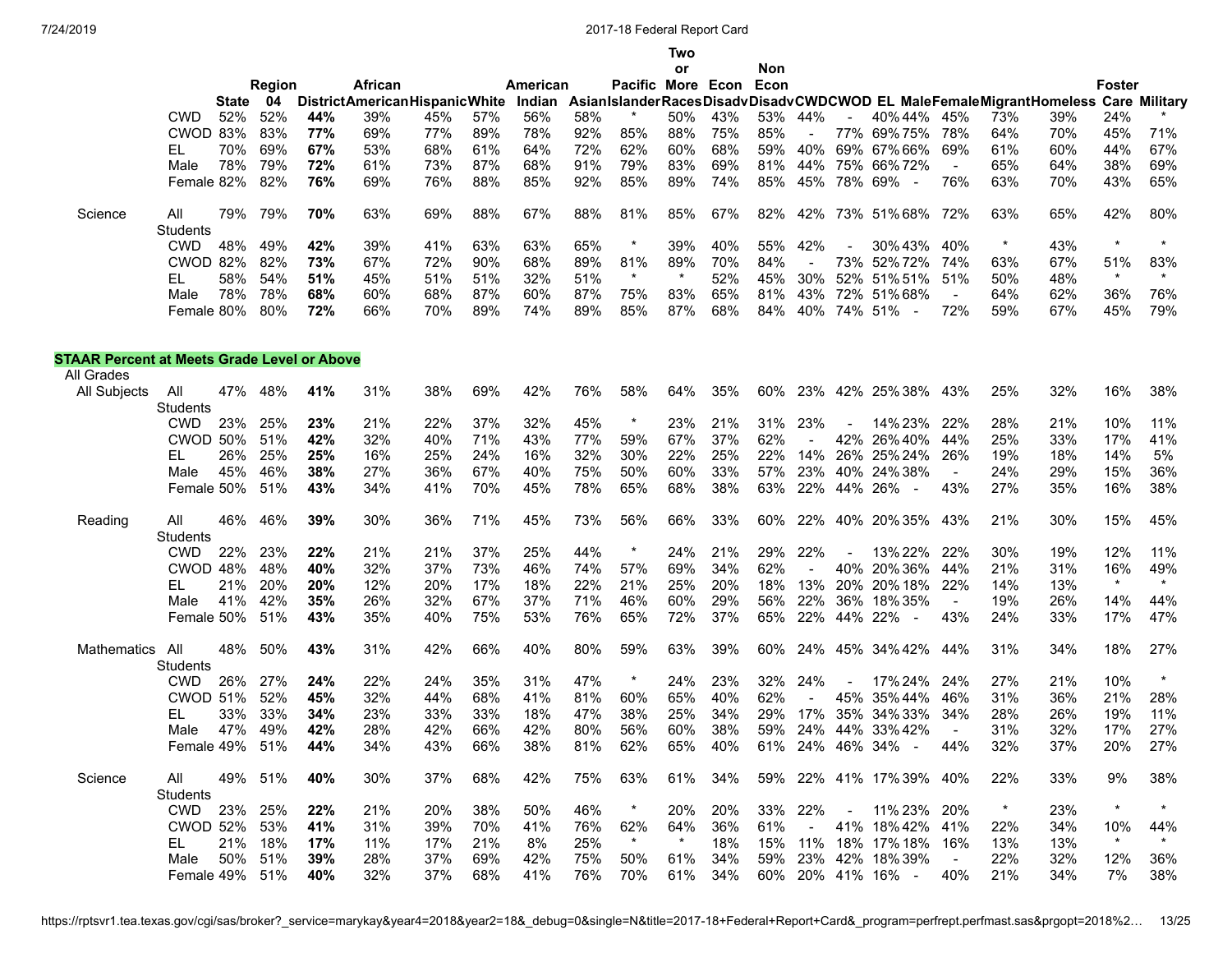| | | State | Region 04 | District | African American | Hispanic | White | American Indian | Asian | Pacific Islander | Two or More Races | Econ Disadv | Non Econ Disadv | CWD | CWOD | EL | Male | Female | Migrant | Homeless | Foster Care | Military |
|---|---|---|---|---|---|---|---|---|---|---|---|---|---|---|---|---|---|---|---|---|---|---|
| | CWD | 52% | 52% | **44%** | 39% | 45% | 57% | 56% | 58% | * | 50% | 43% | 53% | 44% | - | 40% | 44% | 45% | 73% | 39% | 24% | * |
| | CWOD | 83% | 83% | **77%** | 69% | 77% | 89% | 78% | 92% | 85% | 88% | 75% | 85% | - | 77% | 69% | 75% | 78% | 64% | 70% | 45% | 71% |
| | EL | 70% | 69% | **67%** | 53% | 68% | 61% | 64% | 72% | 62% | 60% | 68% | 59% | 40% | 69% | 67% | 66% | 69% | 61% | 60% | 44% | 67% |
| | Male | 78% | 79% | **72%** | 61% | 73% | 87% | 68% | 91% | 79% | 83% | 69% | 81% | 44% | 75% | 66% | 72% | - | 65% | 64% | 38% | 69% |
| | Female | 82% | 82% | **76%** | 69% | 76% | 88% | 85% | 92% | 85% | 89% | 74% | 85% | 45% | 78% | 69% | - | 76% | 63% | 70% | 43% | 65% |
| Science | All Students | 79% | 79% | **70%** | 63% | 69% | 88% | 67% | 88% | 81% | 85% | 67% | 82% | 42% | 73% | 51% | 68% | 72% | 63% | 65% | 42% | 80% |
| | CWD | 48% | 49% | **42%** | 39% | 41% | 63% | 63% | 65% | * | 39% | 40% | 55% | 42% | - | 30% | 43% | 40% | * | 43% | * | * |
| | CWOD | 82% | 82% | **73%** | 67% | 72% | 90% | 68% | 89% | 81% | 89% | 70% | 84% | - | 73% | 52% | 72% | 74% | 63% | 67% | 51% | 83% |
| | EL | 58% | 54% | **51%** | 45% | 51% | 51% | 32% | 51% | * | * | 52% | 45% | 30% | 52% | 51% | 51% | 51% | 50% | 48% | * | * |
| | Male | 78% | 78% | **68%** | 60% | 68% | 87% | 60% | 87% | 75% | 83% | 65% | 81% | 43% | 72% | 51% | 68% | - | 64% | 62% | 36% | 76% |
| | Female | 80% | 80% | **72%** | 66% | 70% | 89% | 74% | 89% | 85% | 87% | 68% | 84% | 40% | 74% | 51% | - | 72% | 59% | 67% | 45% | 79% |

**STAAR Percent at Meets Grade Level or Above**

All Grades

| | | State | Region 04 | District | African American | Hispanic | White | American Indian | Asian | Pacific Islander | Two or More Races | Econ Disadv | Non Econ Disadv | CWD | CWOD | EL | Male | Female | Migrant | Homeless | Foster Care | Military |
|---|---|---|---|---|---|---|---|---|---|---|---|---|---|---|---|---|---|---|---|---|---|---|
| All Subjects | All Students | 47% | 48% | **41%** | 31% | 38% | 69% | 42% | 76% | 58% | 64% | 35% | 60% | 23% | 42% | 25% | 38% | 43% | 25% | 32% | 16% | 38% |
| | CWD | 23% | 25% | **23%** | 21% | 22% | 37% | 32% | 45% | * | 23% | 21% | 31% | 23% | - | 14% | 23% | 22% | 28% | 21% | 10% | 11% |
| | CWOD | 50% | 51% | **42%** | 32% | 40% | 71% | 43% | 77% | 59% | 67% | 37% | 62% | - | 42% | 26% | 40% | 44% | 25% | 33% | 17% | 41% |
| | EL | 26% | 25% | **25%** | 16% | 25% | 24% | 16% | 32% | 30% | 22% | 25% | 22% | 14% | 26% | 25% | 24% | 26% | 19% | 18% | 14% | 5% |
| | Male | 45% | 46% | **38%** | 27% | 36% | 67% | 40% | 75% | 50% | 60% | 33% | 57% | 23% | 40% | 24% | 38% | - | 24% | 29% | 15% | 36% |
| | Female | 50% | 51% | **43%** | 34% | 41% | 70% | 45% | 78% | 65% | 68% | 38% | 63% | 22% | 44% | 26% | - | 43% | 27% | 35% | 16% | 38% |
| Reading | All Students | 46% | 46% | **39%** | 30% | 36% | 71% | 45% | 73% | 56% | 66% | 33% | 60% | 22% | 40% | 20% | 35% | 43% | 21% | 30% | 15% | 45% |
| | CWD | 22% | 23% | **22%** | 21% | 21% | 37% | 25% | 44% | * | 24% | 21% | 29% | 22% | - | 13% | 22% | 22% | 30% | 19% | 12% | 11% |
| | CWOD | 48% | 48% | **40%** | 32% | 37% | 73% | 46% | 74% | 57% | 69% | 34% | 62% | - | 40% | 20% | 36% | 44% | 21% | 31% | 16% | 49% |
| | EL | 21% | 20% | **20%** | 12% | 20% | 17% | 18% | 22% | 21% | 25% | 20% | 18% | 13% | 20% | 20% | 18% | 22% | 14% | 13% | * | * |
| | Male | 41% | 42% | **35%** | 26% | 32% | 67% | 37% | 71% | 46% | 60% | 29% | 56% | 22% | 36% | 18% | 35% | - | 19% | 26% | 14% | 44% |
| | Female | 50% | 51% | **43%** | 35% | 40% | 75% | 53% | 76% | 65% | 72% | 37% | 65% | 22% | 44% | 22% | - | 43% | 24% | 33% | 17% | 47% |
| Mathematics | All Students | 48% | 50% | **43%** | 31% | 42% | 66% | 40% | 80% | 59% | 63% | 39% | 60% | 24% | 45% | 34% | 42% | 44% | 31% | 34% | 18% | 27% |
| | CWD | 26% | 27% | **24%** | 22% | 24% | 35% | 31% | 47% | * | 24% | 23% | 32% | 24% | - | 17% | 24% | 24% | 27% | 21% | 10% | * |
| | CWOD | 51% | 52% | **45%** | 32% | 44% | 68% | 41% | 81% | 60% | 65% | 40% | 62% | - | 45% | 35% | 44% | 46% | 31% | 36% | 21% | 28% |
| | EL | 33% | 33% | **34%** | 23% | 33% | 33% | 18% | 47% | 38% | 25% | 34% | 29% | 17% | 35% | 34% | 33% | 34% | 28% | 26% | 19% | 11% |
| | Male | 47% | 49% | **42%** | 28% | 42% | 66% | 42% | 80% | 56% | 60% | 38% | 59% | 24% | 44% | 33% | 42% | - | 31% | 32% | 17% | 27% |
| | Female | 49% | 51% | **44%** | 34% | 43% | 66% | 38% | 81% | 62% | 65% | 40% | 61% | 24% | 46% | 34% | - | 44% | 32% | 37% | 20% | 27% |
| Science | All Students | 49% | 51% | **40%** | 30% | 37% | 68% | 42% | 75% | 63% | 61% | 34% | 59% | 22% | 41% | 17% | 39% | 40% | 22% | 33% | 9% | 38% |
| | CWD | 23% | 25% | **22%** | 21% | 20% | 38% | 50% | 46% | * | 20% | 20% | 33% | 22% | - | 11% | 23% | 20% | * | 23% | * | * |
| | CWOD | 52% | 53% | **41%** | 31% | 39% | 70% | 41% | 76% | 62% | 64% | 36% | 61% | - | 41% | 18% | 42% | 41% | 22% | 34% | 10% | 44% |
| | EL | 21% | 18% | **17%** | 11% | 17% | 21% | 8% | 25% | * | * | 18% | 15% | 11% | 18% | 17% | 18% | 16% | 13% | 13% | * | * |
| | Male | 50% | 51% | **39%** | 28% | 37% | 69% | 42% | 75% | 50% | 61% | 34% | 59% | 23% | 42% | 18% | 39% | - | 22% | 32% | 12% | 36% |
| | Female | 49% | 51% | **40%** | 32% | 37% | 68% | 41% | 76% | 70% | 61% | 34% | 60% | 20% | 41% | 16% | - | 40% | 21% | 34% | 7% | 38% |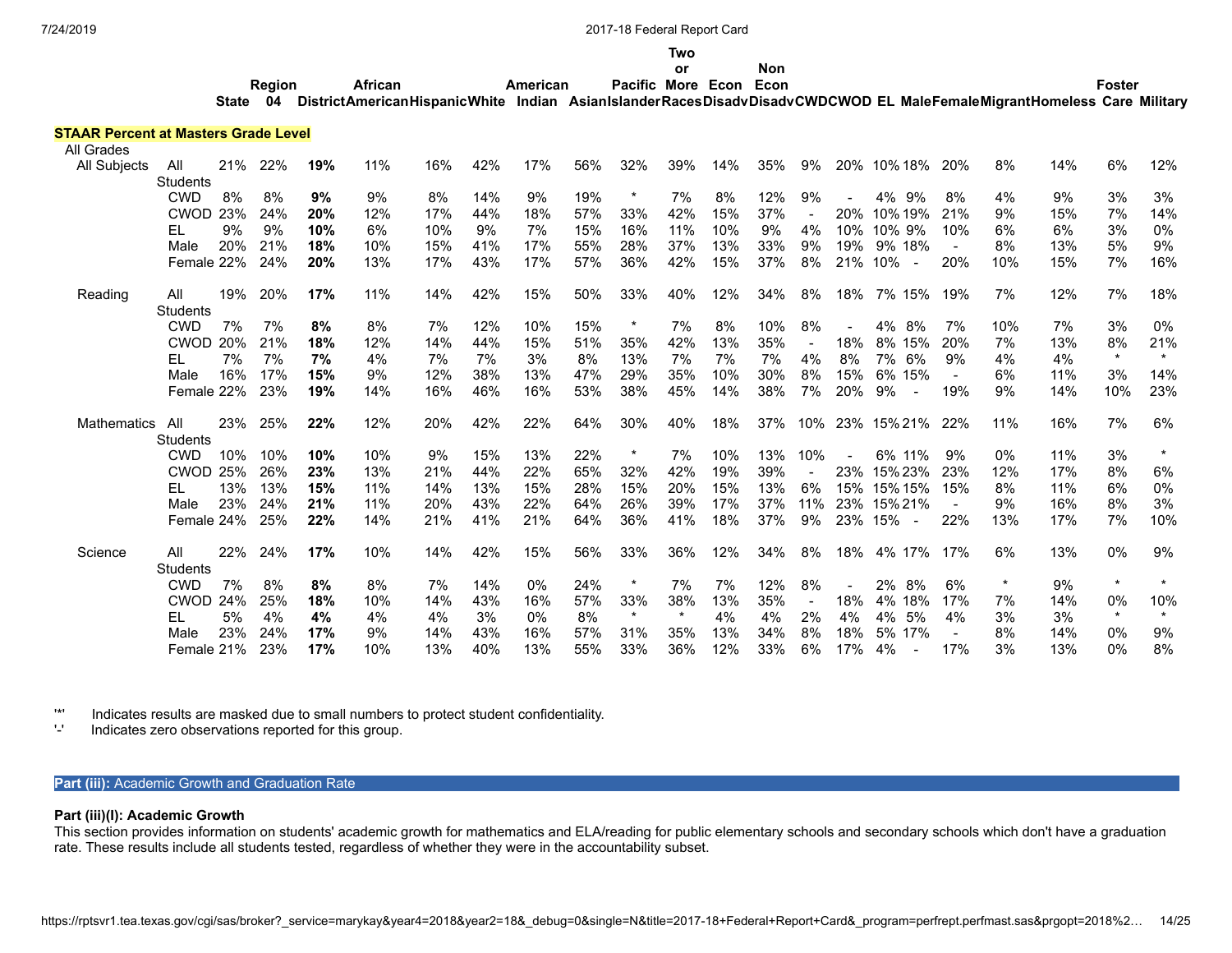| | | State | Region 04 | District | African American | Hispanic | White | American Indian | Asian | Pacific Islander | Two or More Races | Econ Disadv | Non Econ Disadv | CWD | CWOD | EL | Male | Female | Migrant | Homeless | Foster Care | Military |
|---|---|---|---|---|---|---|---|---|---|---|---|---|---|---|---|---|---|---|---|---|---|---|
| **STAAR Percent at Masters Grade Level** | | | | | | | | | | | | | | | | | | | | | | |
| All Grades | | | | | | | | | | | | | | | | | | | | | | |
| All Subjects | All Students | 21% | 22% | **19%** | 11% | 16% | 42% | 17% | 56% | 32% | 39% | 14% | 35% | 9% | 20% | 10% | 18% | 20% | 8% | 14% | 6% | 12% |
| | CWD | 8% | 8% | **9%** | 9% | 8% | 14% | 9% | 19% | * | 7% | 8% | 12% | 9% | - | 4% | 9% | 8% | 4% | 9% | 3% | 3% |
| | CWOD | 23% | 24% | **20%** | 12% | 17% | 44% | 18% | 57% | 33% | 42% | 15% | 37% | - | 20% | 10% | 19% | 21% | 9% | 15% | 7% | 14% |
| | EL | 9% | 9% | **10%** | 6% | 10% | 9% | 7% | 15% | 16% | 11% | 10% | 9% | 4% | 10% | 10% | 9% | 10% | 6% | 6% | 3% | 0% |
| | Male | 20% | 21% | **18%** | 10% | 15% | 41% | 17% | 55% | 28% | 37% | 13% | 33% | 9% | 19% | 9% | 18% | - | 8% | 13% | 5% | 9% |
| | Female | 22% | 24% | **20%** | 13% | 17% | 43% | 17% | 57% | 36% | 42% | 15% | 37% | 8% | 21% | 10% | - | 20% | 10% | 15% | 7% | 16% |
| Reading | All Students | 19% | 20% | **17%** | 11% | 14% | 42% | 15% | 50% | 33% | 40% | 12% | 34% | 8% | 18% | 7% | 15% | 19% | 7% | 12% | 7% | 18% |
| | CWD | 7% | 7% | **8%** | 8% | 7% | 12% | 10% | 15% | * | 7% | 8% | 10% | 8% | - | 4% | 8% | 7% | 10% | 7% | 3% | 0% |
| | CWOD | 20% | 21% | **18%** | 12% | 14% | 44% | 15% | 51% | 35% | 42% | 13% | 35% | - | 18% | 8% | 15% | 20% | 7% | 13% | 8% | 21% |
| | EL | 7% | 7% | **7%** | 4% | 7% | 7% | 3% | 8% | 13% | 7% | 7% | 7% | 4% | 8% | 7% | 6% | 9% | 4% | 4% | * | * |
| | Male | 16% | 17% | **15%** | 9% | 12% | 38% | 13% | 47% | 29% | 35% | 10% | 30% | 8% | 15% | 6% | 15% | - | 6% | 11% | 3% | 14% |
| | Female | 22% | 23% | **19%** | 14% | 16% | 46% | 16% | 53% | 38% | 45% | 14% | 38% | 7% | 20% | 9% | - | 19% | 9% | 14% | 10% | 23% |
| Mathematics | All Students | 23% | 25% | **22%** | 12% | 20% | 42% | 22% | 64% | 30% | 40% | 18% | 37% | 10% | 23% | 15% | 21% | 22% | 11% | 16% | 7% | 6% |
| | CWD | 10% | 10% | **10%** | 10% | 9% | 15% | 13% | 22% | * | 7% | 10% | 13% | 10% | - | 6% | 11% | 9% | 0% | 11% | 3% | * |
| | CWOD | 25% | 26% | **23%** | 13% | 21% | 44% | 22% | 65% | 32% | 42% | 19% | 39% | - | 23% | 15% | 23% | 23% | 12% | 17% | 8% | 6% |
| | EL | 13% | 13% | **15%** | 11% | 14% | 13% | 15% | 28% | 15% | 20% | 15% | 13% | 6% | 15% | 15% | 15% | 15% | 8% | 11% | 6% | 0% |
| | Male | 23% | 24% | **21%** | 11% | 20% | 43% | 22% | 64% | 26% | 39% | 17% | 37% | 11% | 23% | 15% | 21% | - | 9% | 16% | 8% | 3% |
| | Female | 24% | 25% | **22%** | 14% | 21% | 41% | 21% | 64% | 36% | 41% | 18% | 37% | 9% | 23% | 15% | - | 22% | 13% | 17% | 7% | 10% |
| Science | All Students | 22% | 24% | **17%** | 10% | 14% | 42% | 15% | 56% | 33% | 36% | 12% | 34% | 8% | 18% | 4% | 17% | 17% | 6% | 13% | 0% | 9% |
| | CWD | 7% | 8% | **8%** | 8% | 7% | 14% | 0% | 24% | * | 7% | 7% | 12% | 8% | - | 2% | 8% | 6% | * | 9% | * | * |
| | CWOD | 24% | 25% | **18%** | 10% | 14% | 43% | 16% | 57% | 33% | 38% | 13% | 35% | - | 18% | 4% | 18% | 17% | 7% | 14% | 0% | 10% |
| | EL | 5% | 4% | **4%** | 4% | 4% | 3% | 0% | 8% | * | * | 4% | 4% | 2% | 4% | 4% | 5% | 4% | 3% | 3% | * | * |
| | Male | 23% | 24% | **17%** | 9% | 14% | 43% | 16% | 57% | 31% | 35% | 13% | 34% | 8% | 18% | 5% | 17% | - | 8% | 14% | 0% | 9% |
| | Female | 21% | 23% | **17%** | 10% | 13% | 40% | 13% | 55% | 33% | 36% | 12% | 33% | 6% | 17% | 4% | - | 17% | 3% | 13% | 0% | 8% |

'*' Indicates results are masked due to small numbers to protect student confidentiality.
'-' Indicates zero observations reported for this group.

## **Part (iii):** Academic Growth and Graduation Rate

### Part (iii)(I): Academic Growth

This section provides information on students' academic growth for mathematics and ELA/reading for public elementary schools and secondary schools which don't have a graduation rate. These results include all students tested, regardless of whether they were in the accountability subset.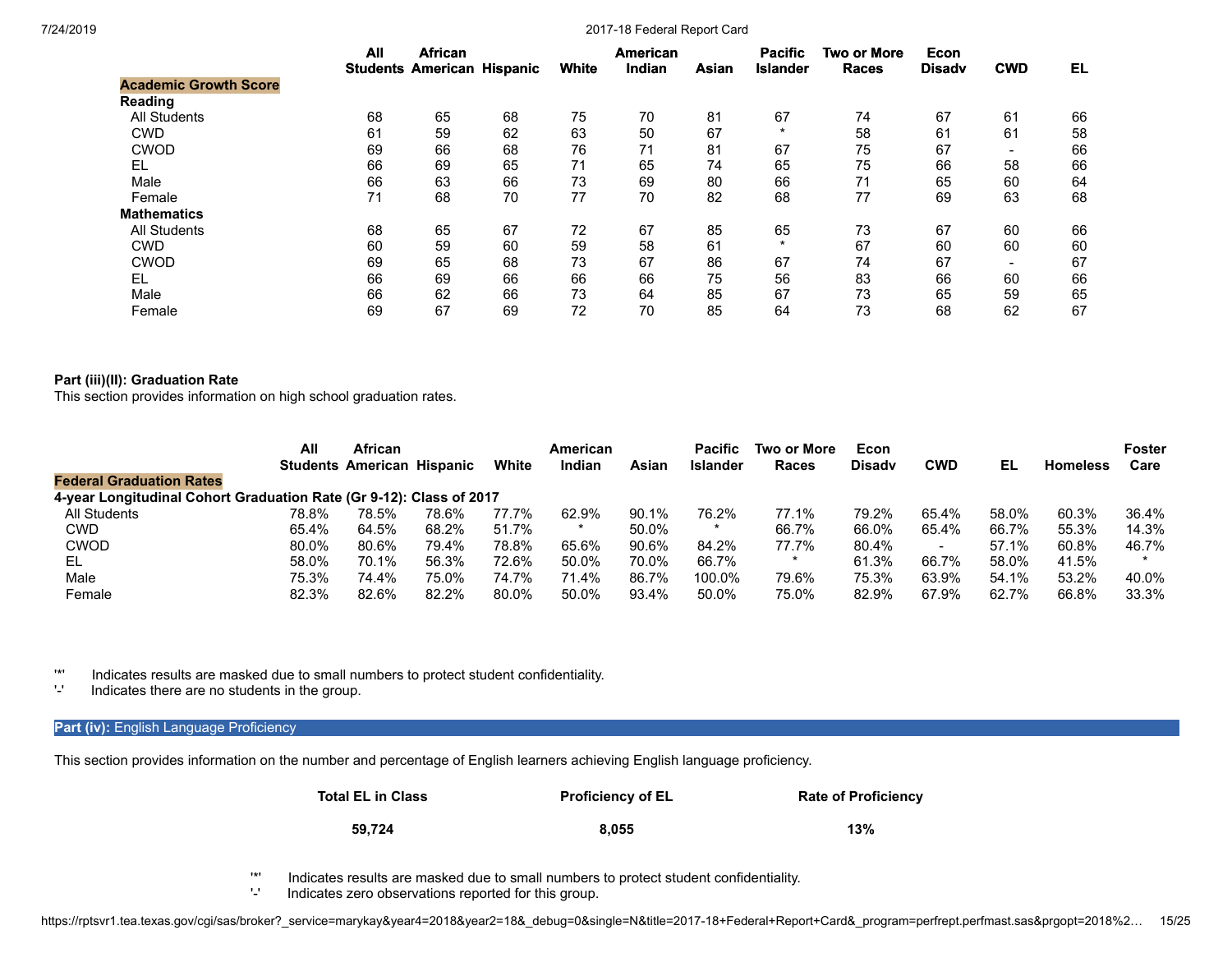| | All Students | African American | Hispanic | White | American Indian | Asian | Pacific Islander | Two or More Races | Econ Disadv | CWD | EL |
|---|---|---|---|---|---|---|---|---|---|---|---|
| **Academic Growth Score** | | | | | | | | | | | |
| **Reading** | | | | | | | | | | | |
| All Students | 68 | 65 | 68 | 75 | 70 | 81 | 67 | 74 | 67 | 61 | 66 |
| CWD | 61 | 59 | 62 | 63 | 50 | 67 | * | 58 | 61 | 61 | 58 |
| CWOD | 69 | 66 | 68 | 76 | 71 | 81 | 67 | 75 | 67 | - | 66 |
| EL | 66 | 69 | 65 | 71 | 65 | 74 | 65 | 75 | 66 | 58 | 66 |
| Male | 66 | 63 | 66 | 73 | 69 | 80 | 66 | 71 | 65 | 60 | 64 |
| Female | 71 | 68 | 70 | 77 | 70 | 82 | 68 | 77 | 69 | 63 | 68 |
| **Mathematics** | | | | | | | | | | | |
| All Students | 68 | 65 | 67 | 72 | 67 | 85 | 65 | 73 | 67 | 60 | 66 |
| CWD | 60 | 59 | 60 | 59 | 58 | 61 | * | 67 | 60 | 60 | 60 |
| CWOD | 69 | 65 | 68 | 73 | 67 | 86 | 67 | 74 | 67 | - | 67 |
| EL | 66 | 69 | 66 | 66 | 66 | 75 | 56 | 83 | 66 | 60 | 66 |
| Male | 66 | 62 | 66 | 73 | 64 | 85 | 67 | 73 | 65 | 59 | 65 |
| Female | 69 | 67 | 69 | 72 | 70 | 85 | 64 | 73 | 68 | 62 | 67 |

**Part (iii)(II): Graduation Rate**

This section provides information on high school graduation rates.

| | All Students | African American | Hispanic | White | American Indian | Asian | Pacific Islander | Two or More Races | Econ Disadv | CWD | EL | Homeless | Foster Care |
|---|---|---|---|---|---|---|---|---|---|---|---|---|---|
| **Federal Graduation Rates** | | | | | | | | | | | | | |
| **4-year Longitudinal Cohort Graduation Rate (Gr 9-12): Class of 2017** | | | | | | | | | | | | | |
| All Students | 78.8% | 78.5% | 78.6% | 77.7% | 62.9% | 90.1% | 76.2% | 77.1% | 79.2% | 65.4% | 58.0% | 60.3% | 36.4% |
| CWD | 65.4% | 64.5% | 68.2% | 51.7% | * | 50.0% | * | 66.7% | 66.0% | 65.4% | 66.7% | 55.3% | 14.3% |
| CWOD | 80.0% | 80.6% | 79.4% | 78.8% | 65.6% | 90.6% | 84.2% | 77.7% | 80.4% | - | 57.1% | 60.8% | 46.7% |
| EL | 58.0% | 70.1% | 56.3% | 72.6% | 50.0% | 70.0% | 66.7% | * | 61.3% | 66.7% | 58.0% | 41.5% | * |
| Male | 75.3% | 74.4% | 75.0% | 74.7% | 71.4% | 86.7% | 100.0% | 79.6% | 75.3% | 63.9% | 54.1% | 53.2% | 40.0% |
| Female | 82.3% | 82.6% | 82.2% | 80.0% | 50.0% | 93.4% | 50.0% | 75.0% | 82.9% | 67.9% | 62.7% | 66.8% | 33.3% |

'*' Indicates results are masked due to small numbers to protect student confidentiality.
'-' Indicates there are no students in the group.

## Part (iv): English Language Proficiency

This section provides information on the number and percentage of English learners achieving English language proficiency.

| Total EL in Class | Proficiency of EL | Rate of Proficiency |
|---|---|---|
| 59,724 | 8,055 | 13% |

'*' Indicates results are masked due to small numbers to protect student confidentiality.
'-' Indicates zero observations reported for this group.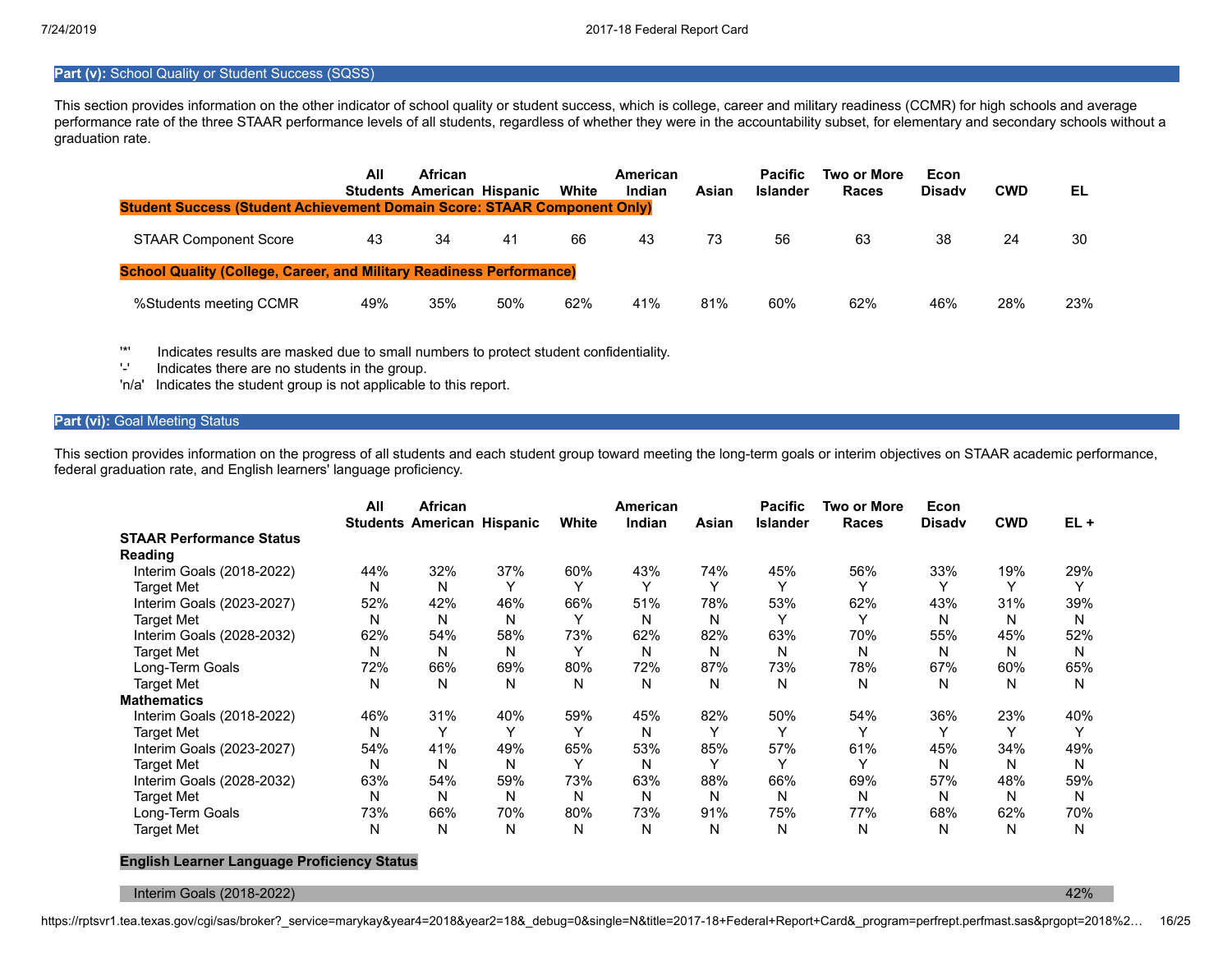## **Part (v):** School Quality or Student Success (SQSS)

This section provides information on the other indicator of school quality or student success, which is college, career and military readiness (CCMR) for high schools and average performance rate of the three STAAR performance levels of all students, regardless of whether they were in the accountability subset, for elementary and secondary schools without a graduation rate.

| | All Students | African American | Hispanic | White | American Indian | Asian | Pacific Islander | Two or More Races | Econ Disadv | CWD | EL |
|---|---|---|---|---|---|---|---|---|---|---|---|
| **Student Success (Student Achievement Domain Score: STAAR Component Only)** | | | | | | | | | | | |
| STAAR Component Score | 43 | 34 | 41 | 66 | 43 | 73 | 56 | 63 | 38 | 24 | 30 |
| **School Quality (College, Career, and Military Readiness Performance)** | | | | | | | | | | | |
| %Students meeting CCMR | 49% | 35% | 50% | 62% | 41% | 81% | 60% | 62% | 46% | 28% | 23% |

'*' Indicates results are masked due to small numbers to protect student confidentiality.
'-' Indicates there are no students in the group.
'n/a' Indicates the student group is not applicable to this report.

## **Part (vi):** Goal Meeting Status

This section provides information on the progress of all students and each student group toward meeting the long-term goals or interim objectives on STAAR academic performance, federal graduation rate, and English learners' language proficiency.

| | All Students | African American | Hispanic | White | American Indian | Asian | Pacific Islander | Two or More Races | Econ Disadv | CWD | EL + |
|---|---|---|---|---|---|---|---|---|---|---|---|
| **STAAR Performance Status** | | | | | | | | | | | |
| **Reading** | | | | | | | | | | | |
| Interim Goals (2018-2022) | 44% | 32% | 37% | 60% | 43% | 74% | 45% | 56% | 33% | 19% | 29% |
| Target Met | N | N | Y | Y | Y | Y | Y | Y | Y | Y | Y |
| Interim Goals (2023-2027) | 52% | 42% | 46% | 66% | 51% | 78% | 53% | 62% | 43% | 31% | 39% |
| Target Met | N | N | N | Y | N | N | Y | Y | N | N | N |
| Interim Goals (2028-2032) | 62% | 54% | 58% | 73% | 62% | 82% | 63% | 70% | 55% | 45% | 52% |
| Target Met | N | N | N | Y | N | N | N | N | N | N | N |
| Long-Term Goals | 72% | 66% | 69% | 80% | 72% | 87% | 73% | 78% | 67% | 60% | 65% |
| Target Met | N | N | N | N | N | N | N | N | N | N | N |
| **Mathematics** | | | | | | | | | | | |
| Interim Goals (2018-2022) | 46% | 31% | 40% | 59% | 45% | 82% | 50% | 54% | 36% | 23% | 40% |
| Target Met | N | Y | Y | Y | N | Y | Y | Y | Y | Y | Y |
| Interim Goals (2023-2027) | 54% | 41% | 49% | 65% | 53% | 85% | 57% | 61% | 45% | 34% | 49% |
| Target Met | N | N | N | Y | N | Y | Y | Y | N | N | N |
| Interim Goals (2028-2032) | 63% | 54% | 59% | 73% | 63% | 88% | 66% | 69% | 57% | 48% | 59% |
| Target Met | N | N | N | N | N | N | N | N | N | N | N |
| Long-Term Goals | 73% | 66% | 70% | 80% | 73% | 91% | 75% | 77% | 68% | 62% | 70% |
| Target Met | N | N | N | N | N | N | N | N | N | N | N |
| **English Learner Language Proficiency Status** | | | | | | | | | | | |
| Interim Goals (2018-2022) | | | | | | | | | | | 42% |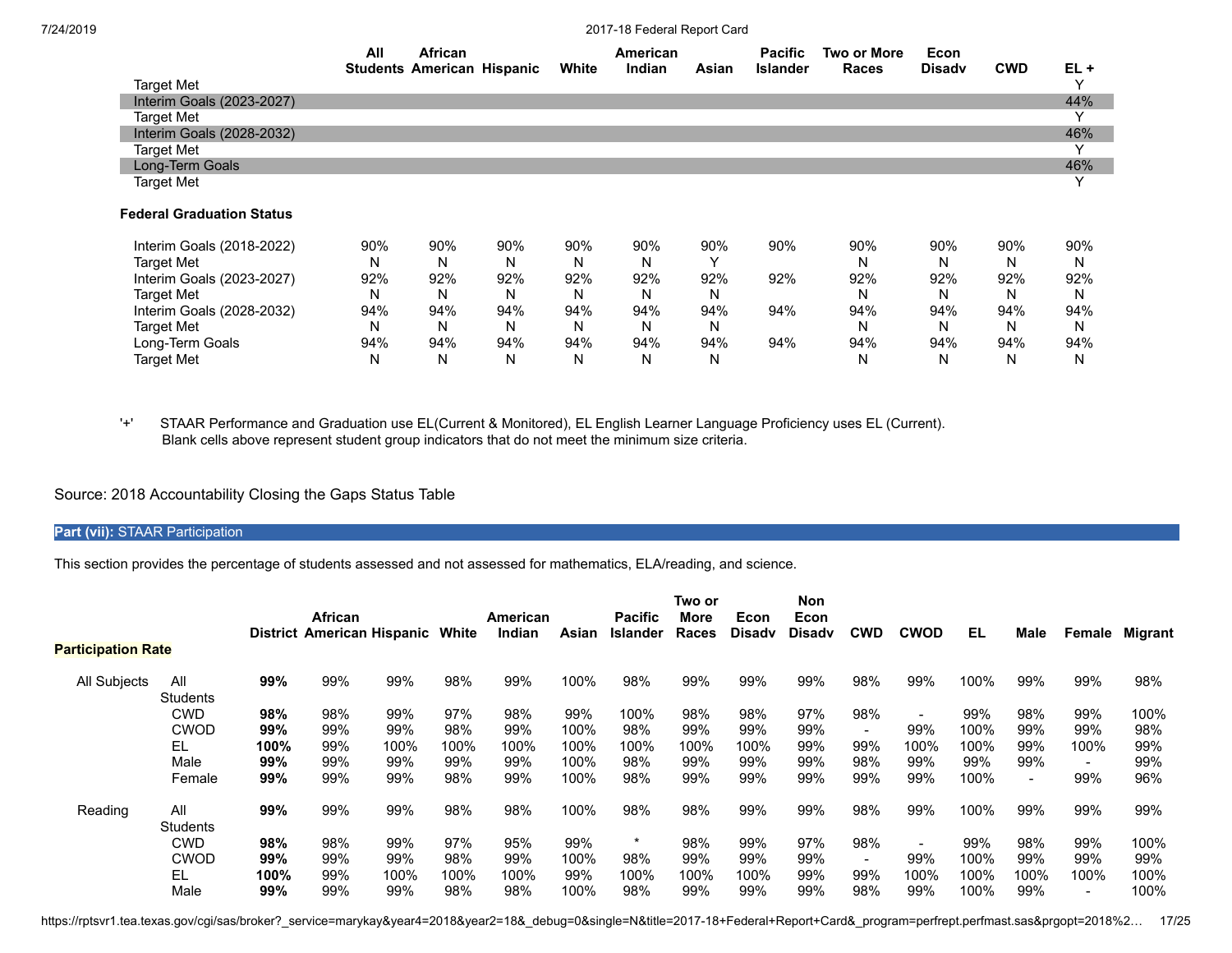| | All Students | African American | Hispanic | White | American Indian | Asian | Pacific Islander | Two or More Races | Econ Disadv | CWD | EL + |
|---|---|---|---|---|---|---|---|---|---|---|---|
| Target Met | | | | | | | | | | | Y |
| Interim Goals (2023-2027) | | | | | | | | | | | 44% |
| Target Met | | | | | | | | | | | Y |
| Interim Goals (2028-2032) | | | | | | | | | | | 46% |
| Target Met | | | | | | | | | | | Y |
| Long-Term Goals | | | | | | | | | | | 46% |
| Target Met | | | | | | | | | | | Y |
| **Federal Graduation Status** | | | | | | | | | | | |
| Interim Goals (2018-2022) | 90% | 90% | 90% | 90% | 90% | 90% | 90% | 90% | 90% | 90% | 90% |
| Target Met | N | N | N | N | N | Y | | N | N | N | N |
| Interim Goals (2023-2027) | 92% | 92% | 92% | 92% | 92% | 92% | 92% | 92% | 92% | 92% | 92% |
| Target Met | N | N | N | N | N | N | | N | N | N | N |
| Interim Goals (2028-2032) | 94% | 94% | 94% | 94% | 94% | 94% | 94% | 94% | 94% | 94% | 94% |
| Target Met | N | N | N | N | N | N | | N | N | N | N |
| Long-Term Goals | 94% | 94% | 94% | 94% | 94% | 94% | 94% | 94% | 94% | 94% | 94% |
| Target Met | N | N | N | N | N | N | | N | N | N | N |

'+' STAAR Performance and Graduation use EL(Current & Monitored), EL English Learner Language Proficiency uses EL (Current).
Blank cells above represent student group indicators that do not meet the minimum size criteria.

Source: 2018 Accountability Closing the Gaps Status Table

## **Part (vii):** STAAR Participation

This section provides the percentage of students assessed and not assessed for mathematics, ELA/reading, and science.

| Participation Rate | | District | African American | Hispanic | White | American Indian | Asian | Pacific Islander | Two or More Races | Econ Disadv | Non Econ Disadv | CWD | CWOD | EL | Male | Female | Migrant |
|---|---|---|---|---|---|---|---|---|---|---|---|---|---|---|---|---|---|
| All Subjects | All Students | **99%** | 99% | 99% | 98% | 99% | 100% | 98% | 99% | 99% | 99% | 98% | 99% | 100% | 99% | 99% | 98% |
| | CWD | **98%** | 98% | 99% | 97% | 98% | 99% | 100% | 98% | 98% | 97% | 98% | - | 99% | 98% | 99% | 100% |
| | CWOD | **99%** | 99% | 99% | 98% | 99% | 100% | 98% | 99% | 99% | 99% | - | 99% | 100% | 99% | 99% | 98% |
| | EL | **100%** | 99% | 100% | 100% | 100% | 100% | 100% | 100% | 100% | 99% | 99% | 100% | 100% | 99% | 100% | 99% |
| | Male | **99%** | 99% | 99% | 99% | 99% | 100% | 98% | 99% | 99% | 99% | 98% | 99% | 99% | 99% | - | 99% |
| | Female | **99%** | 99% | 99% | 98% | 99% | 100% | 98% | 99% | 99% | 99% | 99% | 99% | 100% | - | 99% | 96% |
| Reading | All Students | **99%** | 99% | 99% | 98% | 98% | 100% | 98% | 98% | 99% | 99% | 98% | 99% | 100% | 99% | 99% | 99% |
| | CWD | **98%** | 98% | 99% | 97% | 95% | 99% | * | 98% | 99% | 97% | 98% | - | 99% | 98% | 99% | 100% |
| | CWOD | **99%** | 99% | 99% | 98% | 99% | 100% | 98% | 99% | 99% | 99% | - | 99% | 100% | 99% | 99% | 99% |
| | EL | **100%** | 99% | 100% | 100% | 100% | 99% | 100% | 100% | 100% | 99% | 99% | 100% | 100% | 100% | 100% | 100% |
| | Male | **99%** | 99% | 99% | 98% | 98% | 100% | 98% | 99% | 99% | 99% | 98% | 99% | 100% | 99% | - | 100% |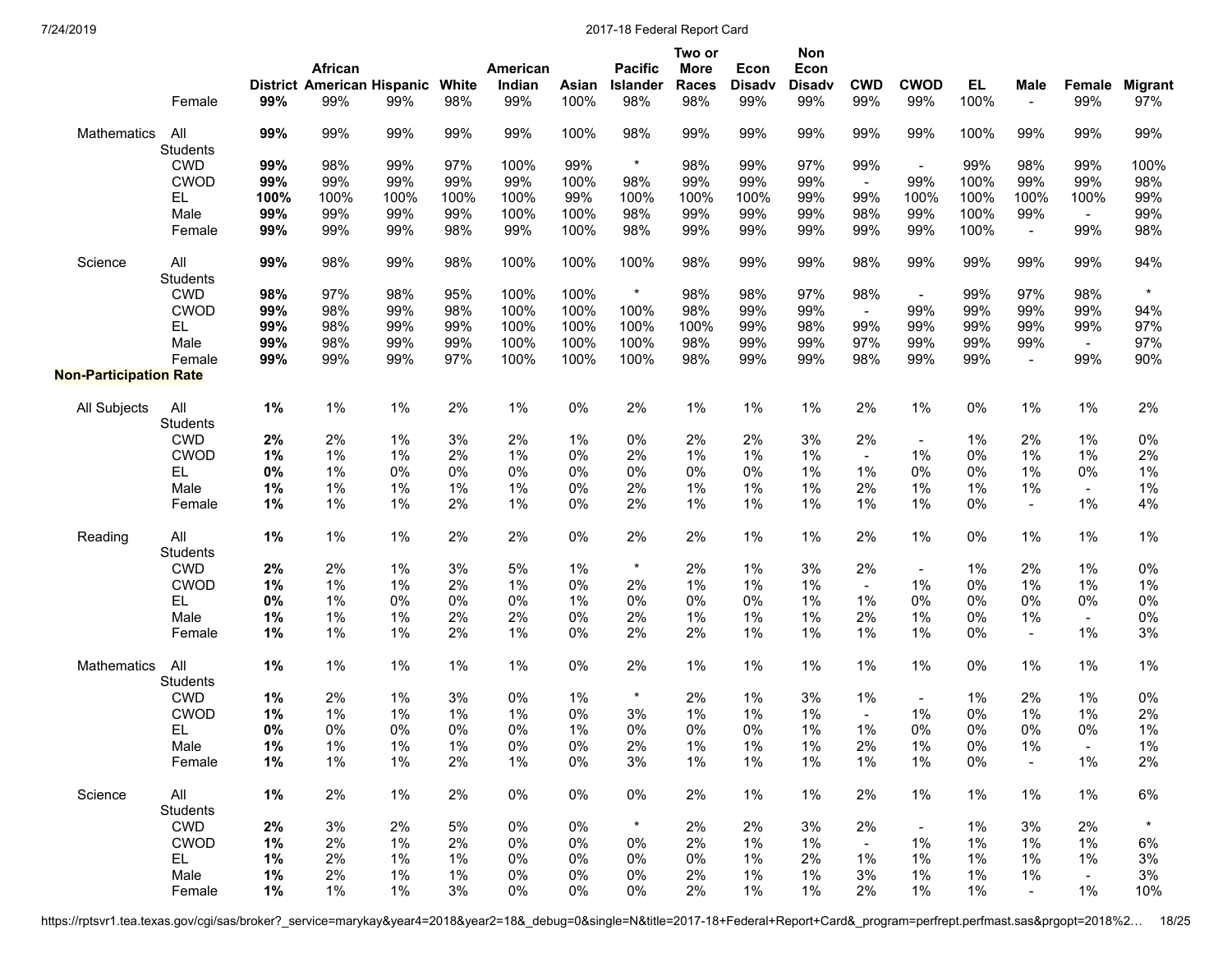| | | District | African American | Hispanic | White | American Indian | Asian | Pacific Islander | Two or More Races | Econ Disadv | Non Econ Disadv | CWD | CWOD | EL | Male | Female | Migrant |
|---|---|---|---|---|---|---|---|---|---|---|---|---|---|---|---|---|---|
| | Female | **99%** | 99% | 99% | 98% | 99% | 100% | 98% | 98% | 99% | 99% | 99% | 99% | 100% | - | 99% | 97% |
| Mathematics | All Students | **99%** | 99% | 99% | 99% | 99% | 100% | 98% | 99% | 99% | 99% | 99% | 99% | 100% | 99% | 99% | 99% |
| | CWD | **99%** | 98% | 99% | 97% | 100% | 99% | * | 98% | 99% | 97% | 99% | - | 99% | 98% | 99% | 100% |
| | CWOD | **99%** | 99% | 99% | 99% | 99% | 100% | 98% | 99% | 99% | 99% | - | 99% | 100% | 99% | 99% | 98% |
| | EL | **100%** | 100% | 100% | 100% | 100% | 99% | 100% | 100% | 100% | 99% | 99% | 100% | 100% | 100% | 100% | 99% |
| | Male | **99%** | 99% | 99% | 99% | 100% | 100% | 98% | 99% | 99% | 99% | 98% | 99% | 100% | 99% | - | 99% |
| | Female | **99%** | 99% | 99% | 98% | 99% | 100% | 98% | 99% | 99% | 99% | 99% | 99% | 100% | - | 99% | 98% |
| Science | All Students | **99%** | 98% | 99% | 98% | 100% | 100% | 100% | 98% | 99% | 99% | 98% | 99% | 99% | 99% | 99% | 94% |
| | CWD | **98%** | 97% | 98% | 95% | 100% | 100% | * | 98% | 98% | 97% | 98% | - | 99% | 97% | 98% | * |
| | CWOD | **99%** | 98% | 99% | 98% | 100% | 100% | 100% | 98% | 99% | 99% | - | 99% | 99% | 99% | 99% | 94% |
| | EL | **99%** | 98% | 99% | 99% | 100% | 100% | 100% | 100% | 99% | 98% | 99% | 99% | 99% | 99% | 99% | 97% |
| | Male | **99%** | 98% | 99% | 99% | 100% | 100% | 100% | 98% | 99% | 99% | 97% | 99% | 99% | 99% | - | 97% |
| | Female | **99%** | 99% | 99% | 97% | 100% | 100% | 100% | 98% | 99% | 99% | 98% | 99% | 99% | - | 99% | 90% |
| **Non-Participation Rate** | | | | | | | | | | | | | | | | | |
| All Subjects | All Students | **1%** | 1% | 1% | 2% | 1% | 0% | 2% | 1% | 1% | 1% | 2% | 1% | 0% | 1% | 1% | 2% |
| | CWD | **2%** | 2% | 1% | 3% | 2% | 1% | 0% | 2% | 2% | 3% | 2% | - | 1% | 2% | 1% | 0% |
| | CWOD | **1%** | 1% | 1% | 2% | 1% | 0% | 2% | 1% | 1% | 1% | - | 1% | 0% | 1% | 1% | 2% |
| | EL | **0%** | 1% | 0% | 0% | 0% | 0% | 0% | 0% | 0% | 1% | 1% | 0% | 0% | 1% | 0% | 1% |
| | Male | **1%** | 1% | 1% | 1% | 1% | 0% | 2% | 1% | 1% | 1% | 2% | 1% | 1% | 1% | - | 1% |
| | Female | **1%** | 1% | 1% | 2% | 1% | 0% | 2% | 1% | 1% | 1% | 1% | 1% | 0% | - | 1% | 4% |
| Reading | All Students | **1%** | 1% | 1% | 2% | 2% | 0% | 2% | 2% | 1% | 1% | 2% | 1% | 0% | 1% | 1% | 1% |
| | CWD | **2%** | 2% | 1% | 3% | 5% | 1% | * | 2% | 1% | 3% | 2% | - | 1% | 2% | 1% | 0% |
| | CWOD | **1%** | 1% | 1% | 2% | 1% | 0% | 2% | 1% | 1% | 1% | - | 1% | 0% | 1% | 1% | 1% |
| | EL | **0%** | 1% | 0% | 0% | 0% | 1% | 0% | 0% | 0% | 1% | 1% | 0% | 0% | 0% | 0% | 0% |
| | Male | **1%** | 1% | 1% | 2% | 2% | 0% | 2% | 1% | 1% | 1% | 2% | 1% | 0% | 1% | - | 0% |
| | Female | **1%** | 1% | 1% | 2% | 1% | 0% | 2% | 2% | 1% | 1% | 1% | 1% | 0% | - | 1% | 3% |
| Mathematics | All Students | **1%** | 1% | 1% | 1% | 1% | 0% | 2% | 1% | 1% | 1% | 1% | 1% | 0% | 1% | 1% | 1% |
| | CWD | **1%** | 2% | 1% | 3% | 0% | 1% | * | 2% | 1% | 3% | 1% | - | 1% | 2% | 1% | 0% |
| | CWOD | **1%** | 1% | 1% | 1% | 1% | 0% | 3% | 1% | 1% | 1% | - | 1% | 0% | 1% | 1% | 2% |
| | EL | **0%** | 0% | 0% | 0% | 0% | 1% | 0% | 0% | 0% | 1% | 1% | 0% | 0% | 0% | 0% | 1% |
| | Male | **1%** | 1% | 1% | 1% | 0% | 0% | 2% | 1% | 1% | 1% | 2% | 1% | 0% | 1% | - | 1% |
| | Female | **1%** | 1% | 1% | 2% | 1% | 0% | 3% | 1% | 1% | 1% | 1% | 1% | 0% | - | 1% | 2% |
| Science | All Students | **1%** | 2% | 1% | 2% | 0% | 0% | 0% | 2% | 1% | 1% | 2% | 1% | 1% | 1% | 1% | 6% |
| | CWD | **2%** | 3% | 2% | 5% | 0% | 0% | * | 2% | 2% | 3% | 2% | - | 1% | 3% | 2% | * |
| | CWOD | **1%** | 2% | 1% | 2% | 0% | 0% | 0% | 2% | 1% | 1% | - | 1% | 1% | 1% | 1% | 6% |
| | EL | **1%** | 2% | 1% | 1% | 0% | 0% | 0% | 0% | 1% | 2% | 1% | 1% | 1% | 1% | 1% | 3% |
| | Male | **1%** | 2% | 1% | 1% | 0% | 0% | 0% | 2% | 1% | 1% | 3% | 1% | 1% | 1% | - | 3% |
| | Female | **1%** | 1% | 1% | 3% | 0% | 0% | 0% | 2% | 1% | 1% | 2% | 1% | 1% | - | 1% | 10% |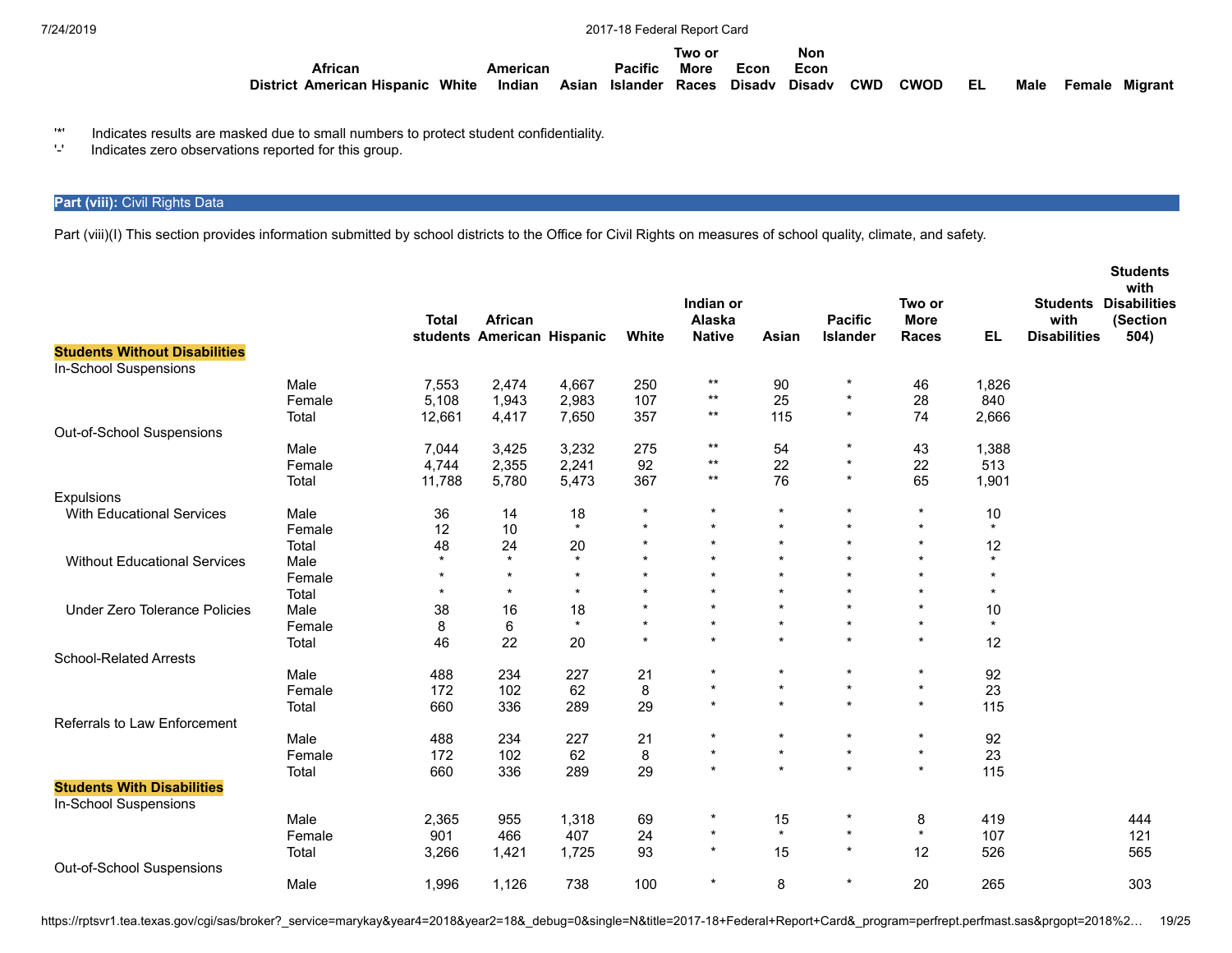| District | African American | Hispanic | White | American Indian | Asian | Pacific Islander | Two or More Races | Econ Disadv | Non Econ Disadv | CWD | CWOD | EL | Male | Female | Migrant |
|---|---|---|---|---|---|---|---|---|---|---|---|---|---|---|---|

'*' Indicates results are masked due to small numbers to protect student confidentiality.
'-' Indicates zero observations reported for this group.

## Part (viii): Civil Rights Data

Part (viii)(I) This section provides information submitted by school districts to the Office for Civil Rights on measures of school quality, climate, and safety.

| | | Total students | African American | Hispanic | White | Indian or Alaska Native | Asian | Pacific Islander | Two or More Races | EL | Students with Disabilities | Students with Disabilities (Section 504) |
|---|---|---|---|---|---|---|---|---|---|---|---|---|
| **Students Without Disabilities** | | | | | | | | | | | | |
| In-School Suspensions | | | | | | | | | | | | |
| | Male | 7,553 | 2,474 | 4,667 | 250 | ** | 90 | * | 46 | 1,826 | | |
| | Female | 5,108 | 1,943 | 2,983 | 107 | ** | 25 | * | 28 | 840 | | |
| | Total | 12,661 | 4,417 | 7,650 | 357 | ** | 115 | * | 74 | 2,666 | | |
| Out-of-School Suspensions | | | | | | | | | | | | |
| | Male | 7,044 | 3,425 | 3,232 | 275 | ** | 54 | * | 43 | 1,388 | | |
| | Female | 4,744 | 2,355 | 2,241 | 92 | ** | 22 | * | 22 | 513 | | |
| | Total | 11,788 | 5,780 | 5,473 | 367 | ** | 76 | * | 65 | 1,901 | | |
| Expulsions | | | | | | | | | | | | |
| With Educational Services | Male | 36 | 14 | 18 | * | * | * | * | * | 10 | | |
| | Female | 12 | 10 | * | * | * | * | * | * | * | | |
| | Total | 48 | 24 | 20 | * | * | * | * | * | 12 | | |
| Without Educational Services | Male | * | * | * | * | * | * | * | * | * | | |
| | Female | * | * | * | * | * | * | * | * | * | | |
| | Total | * | * | * | * | * | * | * | * | * | | |
| Under Zero Tolerance Policies | Male | 38 | 16 | 18 | * | * | * | * | * | 10 | | |
| | Female | 8 | 6 | * | * | * | * | * | * | * | | |
| | Total | 46 | 22 | 20 | * | * | * | * | * | 12 | | |
| School-Related Arrests | | | | | | | | | | | | |
| | Male | 488 | 234 | 227 | 21 | * | * | * | * | 92 | | |
| | Female | 172 | 102 | 62 | 8 | * | * | * | * | 23 | | |
| | Total | 660 | 336 | 289 | 29 | * | * | * | * | 115 | | |
| Referrals to Law Enforcement | | | | | | | | | | | | |
| | Male | 488 | 234 | 227 | 21 | * | * | * | * | 92 | | |
| | Female | 172 | 102 | 62 | 8 | * | * | * | * | 23 | | |
| | Total | 660 | 336 | 289 | 29 | * | * | * | * | 115 | | |
| **Students With Disabilities** | | | | | | | | | | | | |
| In-School Suspensions | | | | | | | | | | | | |
| | Male | 2,365 | 955 | 1,318 | 69 | * | 15 | * | 8 | 419 | | 444 |
| | Female | 901 | 466 | 407 | 24 | * | * | * | * | 107 | | 121 |
| | Total | 3,266 | 1,421 | 1,725 | 93 | * | 15 | * | 12 | 526 | | 565 |
| Out-of-School Suspensions | | | | | | | | | | | | |
| | Male | 1,996 | 1,126 | 738 | 100 | * | 8 | * | 20 | 265 | | 303 |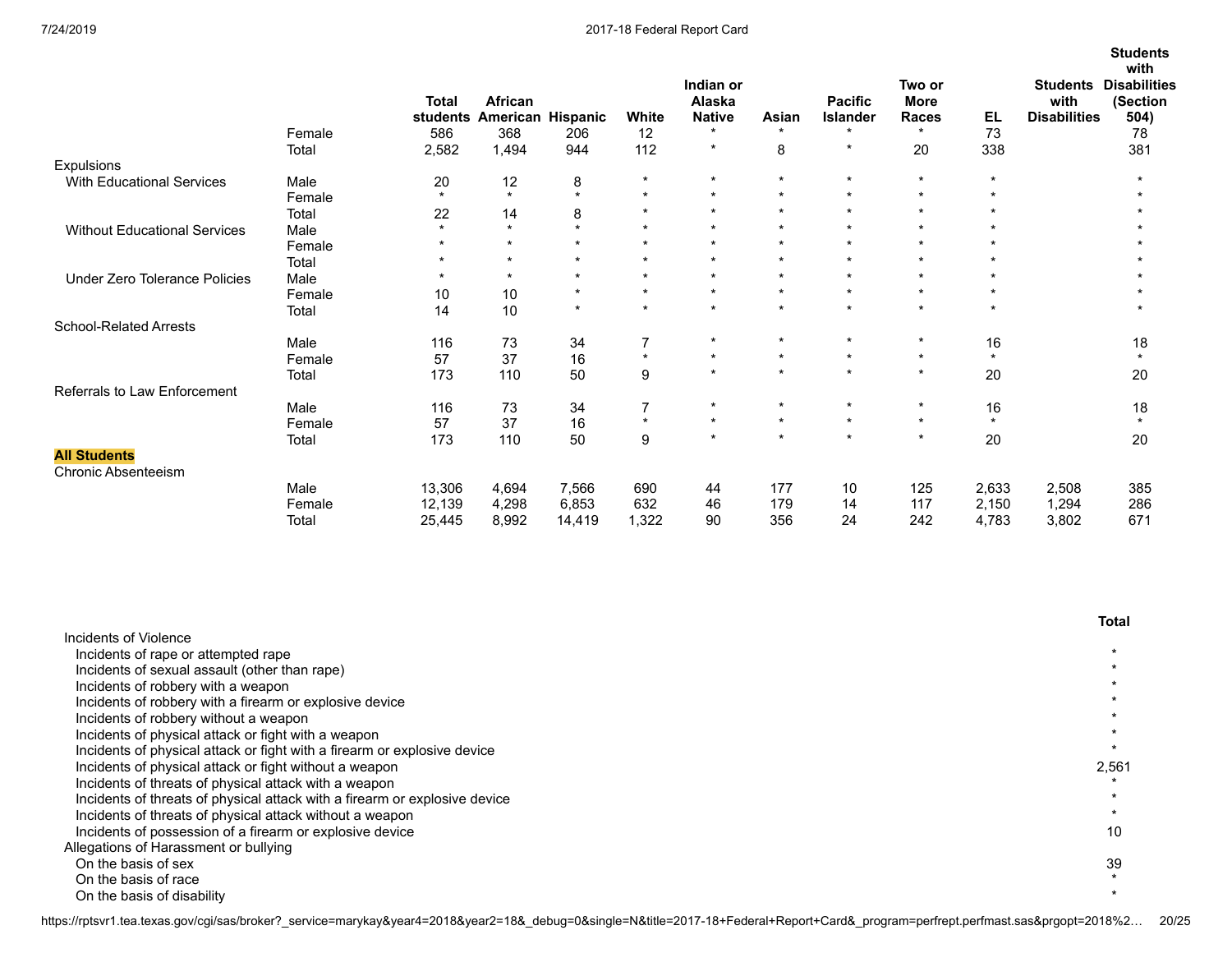| | | Total students | African American | Hispanic | White | Indian or Alaska Native | Asian | Pacific Islander | Two or More Races | EL | Students with Disabilities | Students with Disabilities (Section 504) |
|---|---|---|---|---|---|---|---|---|---|---|---|---|
| | Female | 586 | 368 | 206 | 12 | * | * | * | * | 73 | | 78 |
| | Total | 2,582 | 1,494 | 944 | 112 | * | 8 | * | 20 | 338 | | 381 |
| Expulsions | | | | | | | | | | | | |
| With Educational Services | Male | 20 | 12 | 8 | * | * | * | * | * | * | | * |
| | Female | * | * | * | * | * | * | * | * | * | | * |
| | Total | 22 | 14 | 8 | * | * | * | * | * | * | | * |
| Without Educational Services | Male | * | * | * | * | * | * | * | * | * | | * |
| | Female | * | * | * | * | * | * | * | * | * | | * |
| | Total | * | * | * | * | * | * | * | * | * | | * |
| Under Zero Tolerance Policies | Male | * | * | * | * | * | * | * | * | * | | * |
| | Female | 10 | 10 | * | * | * | * | * | * | * | | * |
| | Total | 14 | 10 | * | * | * | * | * | * | * | | * |
| School-Related Arrests | | | | | | | | | | | | |
| | Male | 116 | 73 | 34 | 7 | * | * | * | * | 16 | | 18 |
| | Female | 57 | 37 | 16 | * | * | * | * | * | * | | * |
| | Total | 173 | 110 | 50 | 9 | * | * | * | * | 20 | | 20 |
| Referrals to Law Enforcement | | | | | | | | | | | | |
| | Male | 116 | 73 | 34 | 7 | * | * | * | * | 16 | | 18 |
| | Female | 57 | 37 | 16 | * | * | * | * | * | * | | * |
| | Total | 173 | 110 | 50 | 9 | * | * | * | * | 20 | | 20 |
| **All Students** | | | | | | | | | | | | |
| Chronic Absenteeism | | | | | | | | | | | | |
| | Male | 13,306 | 4,694 | 7,566 | 690 | 44 | 177 | 10 | 125 | 2,633 | 2,508 | 385 |
| | Female | 12,139 | 4,298 | 6,853 | 632 | 46 | 179 | 14 | 117 | 2,150 | 1,294 | 286 |
| | Total | 25,445 | 8,992 | 14,419 | 1,322 | 90 | 356 | 24 | 242 | 4,783 | 3,802 | 671 |

| | Total |
|---|---|
| Incidents of Violence | |
| Incidents of rape or attempted rape | * |
| Incidents of sexual assault (other than rape) | * |
| Incidents of robbery with a weapon | * |
| Incidents of robbery with a firearm or explosive device | * |
| Incidents of robbery without a weapon | * |
| Incidents of physical attack or fight with a weapon | * |
| Incidents of physical attack or fight with a firearm or explosive device | * |
| Incidents of physical attack or fight without a weapon | 2,561 |
| Incidents of threats of physical attack with a weapon | * |
| Incidents of threats of physical attack with a firearm or explosive device | * |
| Incidents of threats of physical attack without a weapon | * |
| Incidents of possession of a firearm or explosive device | 10 |
| Allegations of Harassment or bullying | |
| On the basis of sex | 39 |
| On the basis of race | * |
| On the basis of disability | * |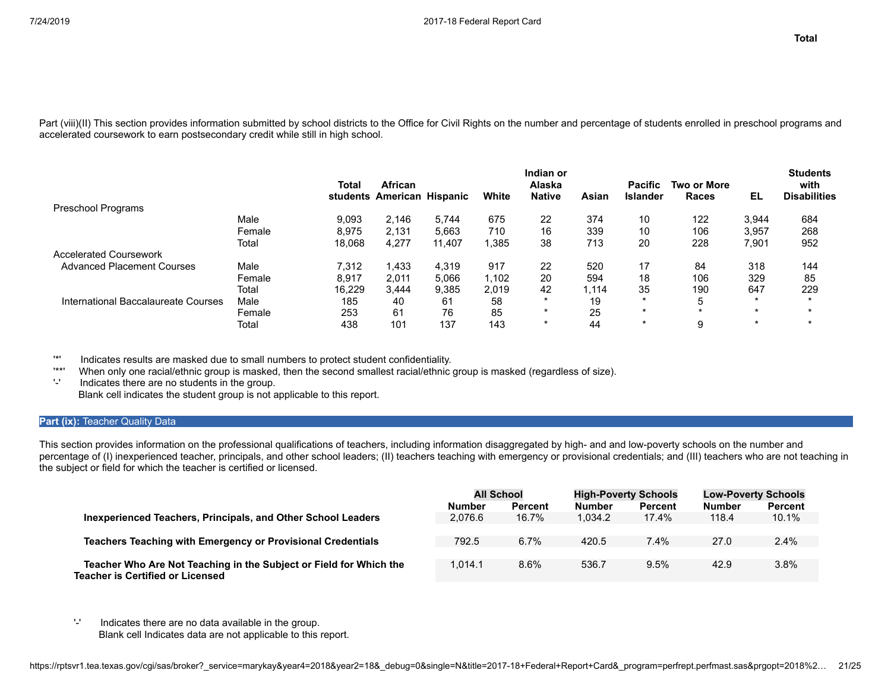**Total**

Part (viii)(II) This section provides information submitted by school districts to the Office for Civil Rights on the number and percentage of students enrolled in preschool programs and accelerated coursework to earn postsecondary credit while still in high school.

| | | Total students | African American | Hispanic | White | Indian or Alaska Native | Asian | Pacific Islander | Two or More Races | EL | Students with Disabilities |
|---|---|---|---|---|---|---|---|---|---|---|---|
| Preschool Programs | | | | | | | | | | | |
| | Male | 9,093 | 2,146 | 5,744 | 675 | 22 | 374 | 10 | 122 | 3,944 | 684 |
| | Female | 8,975 | 2,131 | 5,663 | 710 | 16 | 339 | 10 | 106 | 3,957 | 268 |
| | Total | 18,068 | 4,277 | 11,407 | 1,385 | 38 | 713 | 20 | 228 | 7,901 | 952 |
| Accelerated Coursework | | | | | | | | | | | |
| Advanced Placement Courses | Male | 7,312 | 1,433 | 4,319 | 917 | 22 | 520 | 17 | 84 | 318 | 144 |
| | Female | 8,917 | 2,011 | 5,066 | 1,102 | 20 | 594 | 18 | 106 | 329 | 85 |
| | Total | 16,229 | 3,444 | 9,385 | 2,019 | 42 | 1,114 | 35 | 190 | 647 | 229 |
| International Baccalaureate Courses | Male | 185 | 40 | 61 | 58 | * | 19 | * | 5 | * | * |
| | Female | 253 | 61 | 76 | 85 | * | 25 | * | * | * | * |
| | Total | 438 | 101 | 137 | 143 | * | 44 | * | 9 | * | * |

'*' Indicates results are masked due to small numbers to protect student confidentiality.
'**' When only one racial/ethnic group is masked, then the second smallest racial/ethnic group is masked (regardless of size).
'-' Indicates there are no students in the group.
Blank cell indicates the student group is not applicable to this report.

## Part (ix): Teacher Quality Data

This section provides information on the professional qualifications of teachers, including information disaggregated by high- and and low-poverty schools on the number and percentage of (I) inexperienced teacher, principals, and other school leaders; (II) teachers teaching with emergency or provisional credentials; and (III) teachers who are not teaching in the subject or field for which the teacher is certified or licensed.

| | All School | | High-Poverty Schools | | Low-Poverty Schools | |
|---|---|---|---|---|---|---|
| | Number | Percent | Number | Percent | Number | Percent |
| **Inexperienced Teachers, Principals, and Other School Leaders** | 2,076.6 | 16.7% | 1,034.2 | 17.4% | 118.4 | 10.1% |
| **Teachers Teaching with Emergency or Provisional Credentials** | 792.5 | 6.7% | 420.5 | 7.4% | 27.0 | 2.4% |
| **Teacher Who Are Not Teaching in the Subject or Field for Which the Teacher is Certified or Licensed** | 1,014.1 | 8.6% | 536.7 | 9.5% | 42.9 | 3.8% |

'-' Indicates there are no data available in the group.
Blank cell Indicates data are not applicable to this report.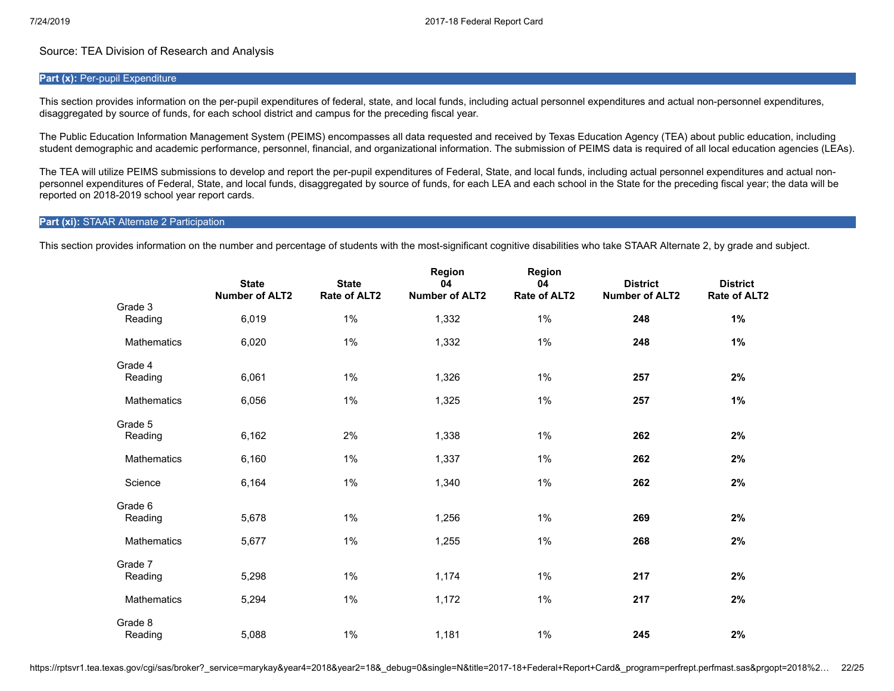Source: TEA Division of Research and Analysis

## **Part (x):** Per-pupil Expenditure

This section provides information on the per-pupil expenditures of federal, state, and local funds, including actual personnel expenditures and actual non-personnel expenditures, disaggregated by source of funds, for each school district and campus for the preceding fiscal year.

The Public Education Information Management System (PEIMS) encompasses all data requested and received by Texas Education Agency (TEA) about public education, including student demographic and academic performance, personnel, financial, and organizational information. The submission of PEIMS data is required of all local education agencies (LEAs).

The TEA will utilize PEIMS submissions to develop and report the per-pupil expenditures of Federal, State, and local funds, including actual personnel expenditures and actual non-personnel expenditures of Federal, State, and local funds, disaggregated by source of funds, for each LEA and each school in the State for the preceding fiscal year; the data will be reported on 2018-2019 school year report cards.

## **Part (xi):** STAAR Alternate 2 Participation

This section provides information on the number and percentage of students with the most-significant cognitive disabilities who take STAAR Alternate 2, by grade and subject.

| | State Number of ALT2 | State Rate of ALT2 | Region 04 Number of ALT2 | Region 04 Rate of ALT2 | District Number of ALT2 | District Rate of ALT2 |
|---|---|---|---|---|---|---|
| Grade 3 | | | | | | |
| Reading | 6,019 | 1% | 1,332 | 1% | **248** | **1%** |
| Mathematics | 6,020 | 1% | 1,332 | 1% | **248** | **1%** |
| Grade 4 | | | | | | |
| Reading | 6,061 | 1% | 1,326 | 1% | **257** | **2%** |
| Mathematics | 6,056 | 1% | 1,325 | 1% | **257** | **1%** |
| Grade 5 | | | | | | |
| Reading | 6,162 | 2% | 1,338 | 1% | **262** | **2%** |
| Mathematics | 6,160 | 1% | 1,337 | 1% | **262** | **2%** |
| Science | 6,164 | 1% | 1,340 | 1% | **262** | **2%** |
| Grade 6 | | | | | | |
| Reading | 5,678 | 1% | 1,256 | 1% | **269** | **2%** |
| Mathematics | 5,677 | 1% | 1,255 | 1% | **268** | **2%** |
| Grade 7 | | | | | | |
| Reading | 5,298 | 1% | 1,174 | 1% | **217** | **2%** |
| Mathematics | 5,294 | 1% | 1,172 | 1% | **217** | **2%** |
| Grade 8 | | | | | | |
| Reading | 5,088 | 1% | 1,181 | 1% | **245** | **2%** |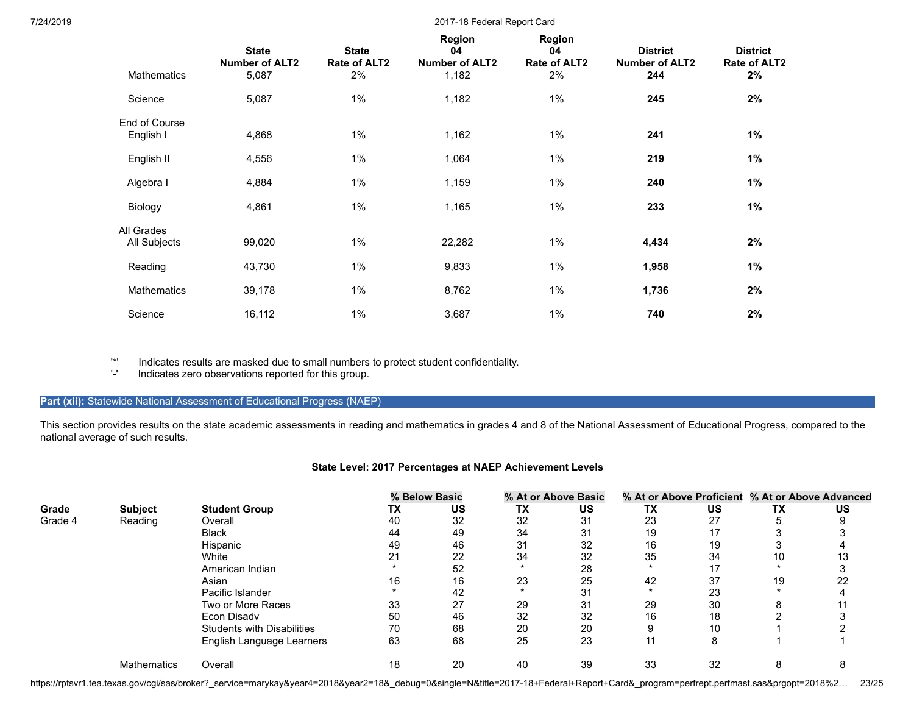| | State Number of ALT2 | State Rate of ALT2 | Region 04 Number of ALT2 | Region 04 Rate of ALT2 | District Number of ALT2 | District Rate of ALT2 |
|---|---|---|---|---|---|---|
| Mathematics | 5,087 | 2% | 1,182 | 2% | **244** | **2%** |
| Science | 5,087 | 1% | 1,182 | 1% | **245** | **2%** |
| **End of Course** | | | | | | |
| English I | 4,868 | 1% | 1,162 | 1% | **241** | **1%** |
| English II | 4,556 | 1% | 1,064 | 1% | **219** | **1%** |
| Algebra I | 4,884 | 1% | 1,159 | 1% | **240** | **1%** |
| Biology | 4,861 | 1% | 1,165 | 1% | **233** | **1%** |
| **All Grades** | | | | | | |
| All Subjects | 99,020 | 1% | 22,282 | 1% | **4,434** | **2%** |
| Reading | 43,730 | 1% | 9,833 | 1% | **1,958** | **1%** |
| Mathematics | 39,178 | 1% | 8,762 | 1% | **1,736** | **2%** |
| Science | 16,112 | 1% | 3,687 | 1% | **740** | **2%** |

'*' Indicates results are masked due to small numbers to protect student confidentiality.
'-' Indicates zero observations reported for this group.

## Part (xii): Statewide National Assessment of Educational Progress (NAEP)

This section provides results on the state academic assessments in reading and mathematics in grades 4 and 8 of the National Assessment of Educational Progress, compared to the national average of such results.

### State Level: 2017 Percentages at NAEP Achievement Levels

| | | | % Below Basic | | % At or Above Basic | | % At or Above Proficient | | % At or Above Advanced | |
|---|---|---|---|---|---|---|---|---|---|---|
| **Grade** | **Subject** | **Student Group** | **TX** | **US** | **TX** | **US** | **TX** | **US** | **TX** | **US** |
| Grade 4 | Reading | Overall | 40 | 32 | 32 | 31 | 23 | 27 | 5 | 9 |
| | | Black | 44 | 49 | 34 | 31 | 19 | 17 | 3 | 3 |
| | | Hispanic | 49 | 46 | 31 | 32 | 16 | 19 | 3 | 4 |
| | | White | 21 | 22 | 34 | 32 | 35 | 34 | 10 | 13 |
| | | American Indian | * | 52 | * | 28 | * | 17 | * | 3 |
| | | Asian | 16 | 16 | 23 | 25 | 42 | 37 | 19 | 22 |
| | | Pacific Islander | * | 42 | * | 31 | * | 23 | * | 4 |
| | | Two or More Races | 33 | 27 | 29 | 31 | 29 | 30 | 8 | 11 |
| | | Econ Disadv | 50 | 46 | 32 | 32 | 16 | 18 | 2 | 3 |
| | | Students with Disabilities | 70 | 68 | 20 | 20 | 9 | 10 | 1 | 2 |
| | | English Language Learners | 63 | 68 | 25 | 23 | 11 | 8 | 1 | 1 |
| | Mathematics | Overall | 18 | 20 | 40 | 39 | 33 | 32 | 8 | 8 |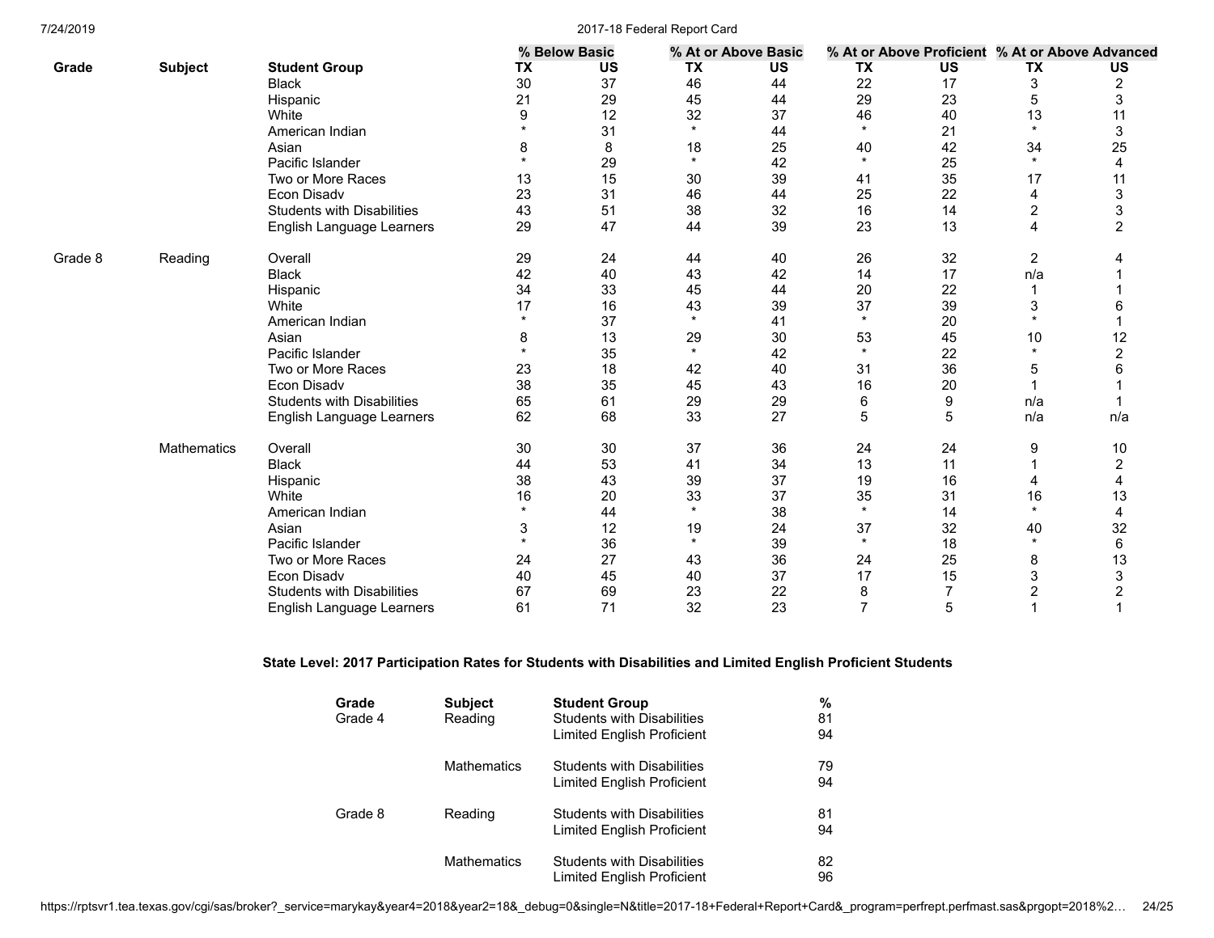| Grade | Subject | Student Group | % Below Basic | | % At or Above Basic | | % At or Above Proficient | | % At or Above Advanced | |
|---|---|---|---|---|---|---|---|---|---|---|
| | | | TX | US | TX | US | TX | US | TX | US |
| | | Black | 30 | 37 | 46 | 44 | 22 | 17 | 3 | 2 |
| | | Hispanic | 21 | 29 | 45 | 44 | 29 | 23 | 5 | 3 |
| | | White | 9 | 12 | 32 | 37 | 46 | 40 | 13 | 11 |
| | | American Indian | * | 31 | * | 44 | * | 21 | * | 3 |
| | | Asian | 8 | 8 | 18 | 25 | 40 | 42 | 34 | 25 |
| | | Pacific Islander | * | 29 | * | 42 | * | 25 | * | 4 |
| | | Two or More Races | 13 | 15 | 30 | 39 | 41 | 35 | 17 | 11 |
| | | Econ Disadv | 23 | 31 | 46 | 44 | 25 | 22 | 4 | 3 |
| | | Students with Disabilities | 43 | 51 | 38 | 32 | 16 | 14 | 2 | 3 |
| | | English Language Learners | 29 | 47 | 44 | 39 | 23 | 13 | 4 | 2 |
| Grade 8 | Reading | Overall | 29 | 24 | 44 | 40 | 26 | 32 | 2 | 4 |
| | | Black | 42 | 40 | 43 | 42 | 14 | 17 | n/a | 1 |
| | | Hispanic | 34 | 33 | 45 | 44 | 20 | 22 | 1 | 1 |
| | | White | 17 | 16 | 43 | 39 | 37 | 39 | 3 | 6 |
| | | American Indian | * | 37 | * | 41 | * | 20 | * | 1 |
| | | Asian | 8 | 13 | 29 | 30 | 53 | 45 | 10 | 12 |
| | | Pacific Islander | * | 35 | * | 42 | * | 22 | * | 2 |
| | | Two or More Races | 23 | 18 | 42 | 40 | 31 | 36 | 5 | 6 |
| | | Econ Disadv | 38 | 35 | 45 | 43 | 16 | 20 | 1 | 1 |
| | | Students with Disabilities | 65 | 61 | 29 | 29 | 6 | 9 | n/a | 1 |
| | | English Language Learners | 62 | 68 | 33 | 27 | 5 | 5 | n/a | n/a |
| | Mathematics | Overall | 30 | 30 | 37 | 36 | 24 | 24 | 9 | 10 |
| | | Black | 44 | 53 | 41 | 34 | 13 | 11 | 1 | 2 |
| | | Hispanic | 38 | 43 | 39 | 37 | 19 | 16 | 4 | 4 |
| | | White | 16 | 20 | 33 | 37 | 35 | 31 | 16 | 13 |
| | | American Indian | * | 44 | * | 38 | * | 14 | * | 4 |
| | | Asian | 3 | 12 | 19 | 24 | 37 | 32 | 40 | 32 |
| | | Pacific Islander | * | 36 | * | 39 | * | 18 | * | 6 |
| | | Two or More Races | 24 | 27 | 43 | 36 | 24 | 25 | 8 | 13 |
| | | Econ Disadv | 40 | 45 | 40 | 37 | 17 | 15 | 3 | 3 |
| | | Students with Disabilities | 67 | 69 | 23 | 22 | 8 | 7 | 2 | 2 |
| | | English Language Learners | 61 | 71 | 32 | 23 | 7 | 5 | 1 | 1 |

**State Level: 2017 Participation Rates for Students with Disabilities and Limited English Proficient Students**

| Grade | Subject | Student Group | % |
|---|---|---|---|
| Grade 4 | Reading | Students with Disabilities | 81 |
| | | Limited English Proficient | 94 |
| | Mathematics | Students with Disabilities | 79 |
| | | Limited English Proficient | 94 |
| Grade 8 | Reading | Students with Disabilities | 81 |
| | | Limited English Proficient | 94 |
| | Mathematics | Students with Disabilities | 82 |
| | | Limited English Proficient | 96 |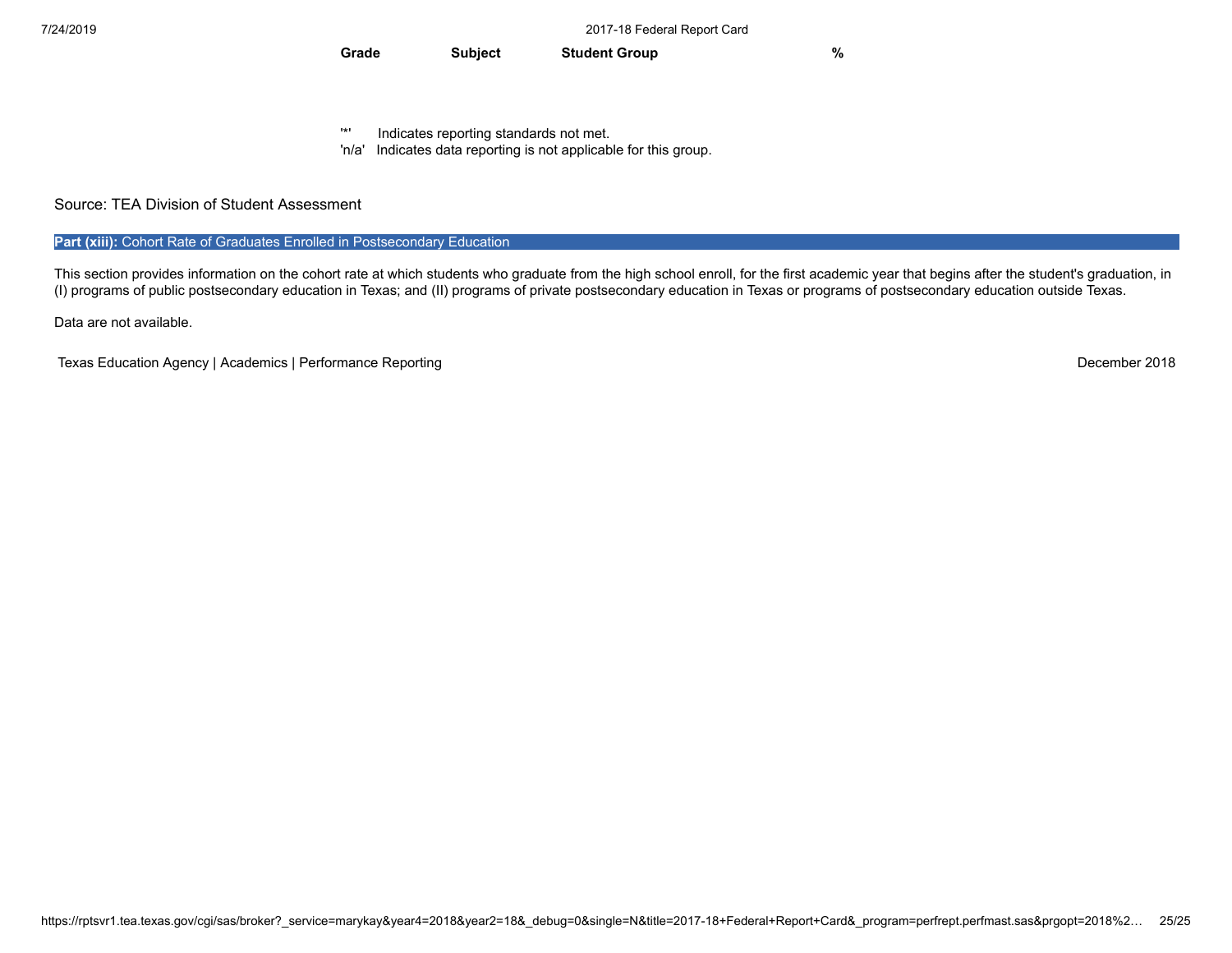| Grade | Subject | Student Group | % |
| --- | --- | --- | --- |

'*'  Indicates reporting standards not met.
'n/a'  Indicates data reporting is not applicable for this group.

Source: TEA Division of Student Assessment

## **Part (xiii):** Cohort Rate of Graduates Enrolled in Postsecondary Education

This section provides information on the cohort rate at which students who graduate from the high school enroll, for the first academic year that begins after the student's graduation, in (I) programs of public postsecondary education in Texas; and (II) programs of private postsecondary education in Texas or programs of postsecondary education outside Texas.

Data are not available.

Texas Education Agency | Academics | Performance Reporting

December 2018